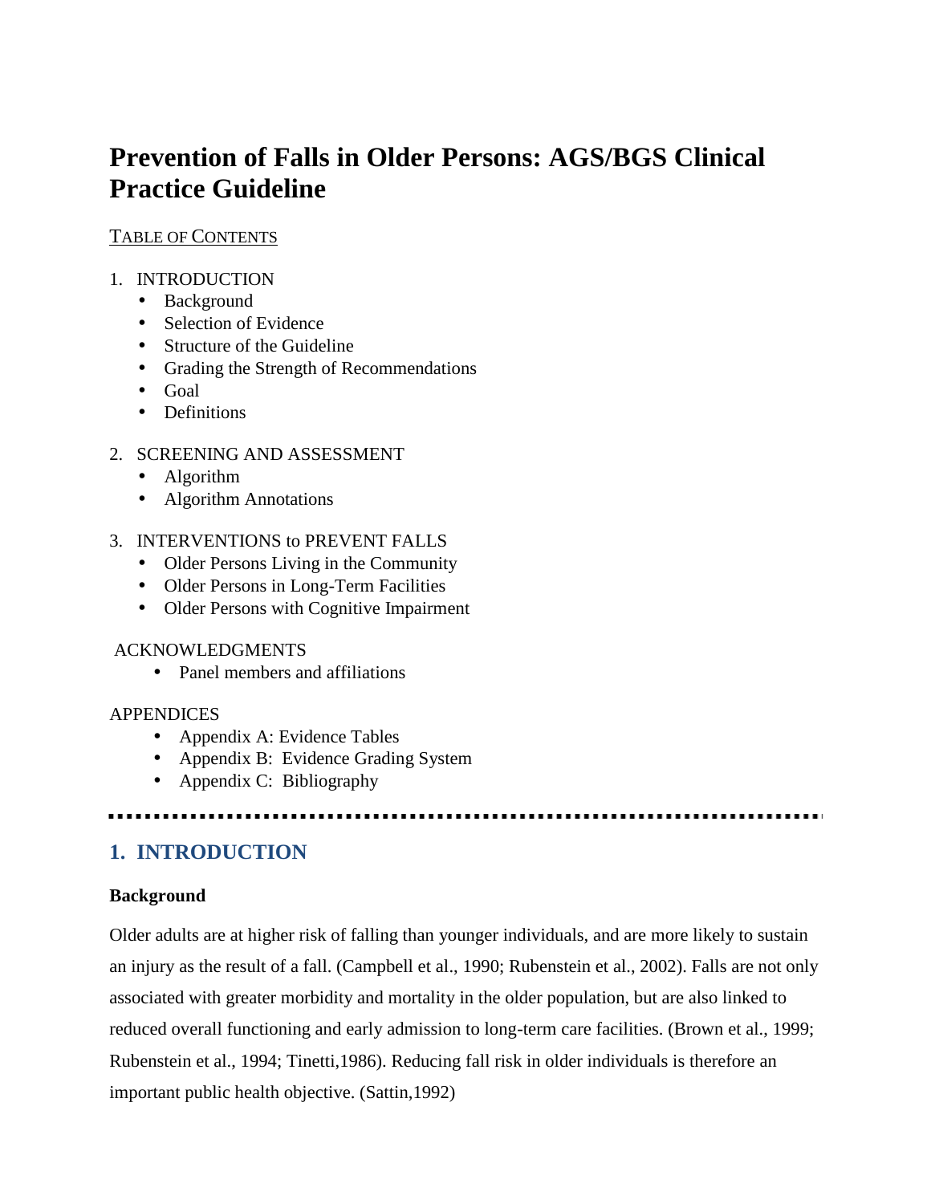# Prevention of Falls in Older Persons: AGS/BGS Clinical Practice Guideline

TABLE OF CONTENTS

1. INTRODUCTION
   - Background
   - Selection of Evidence
   - Structure of the Guideline
   - Grading the Strength of Recommendations
   - Goal
   - Definitions

2. SCREENING AND ASSESSMENT
   - Algorithm
   - Algorithm Annotations

3. INTERVENTIONS to PREVENT FALLS
   - Older Persons Living in the Community
   - Older Persons in Long-Term Facilities
   - Older Persons with Cognitive Impairment

ACKNOWLEDGMENTS
- Panel members and affiliations

APPENDICES
- Appendix A: Evidence Tables
- Appendix B: Evidence Grading System
- Appendix C: Bibliography

---

## 1. INTRODUCTION

### Background

Older adults are at higher risk of falling than younger individuals, and are more likely to sustain an injury as the result of a fall. (Campbell et al., 1990; Rubenstein et al., 2002). Falls are not only associated with greater morbidity and mortality in the older population, but are also linked to reduced overall functioning and early admission to long-term care facilities. (Brown et al., 1999; Rubenstein et al., 1994; Tinetti,1986). Reducing fall risk in older individuals is therefore an important public health objective. (Sattin,1992)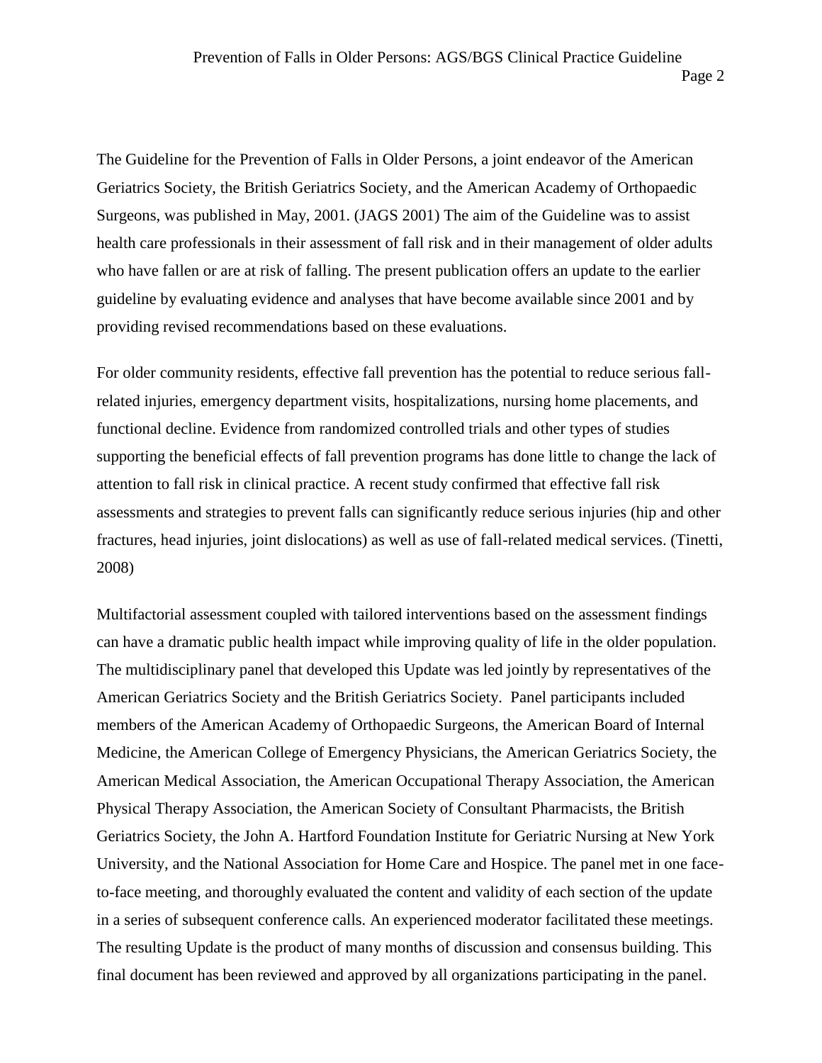The Guideline for the Prevention of Falls in Older Persons, a joint endeavor of the American Geriatrics Society, the British Geriatrics Society, and the American Academy of Orthopaedic Surgeons, was published in May, 2001. (JAGS 2001) The aim of the Guideline was to assist health care professionals in their assessment of fall risk and in their management of older adults who have fallen or are at risk of falling. The present publication offers an update to the earlier guideline by evaluating evidence and analyses that have become available since 2001 and by providing revised recommendations based on these evaluations.

For older community residents, effective fall prevention has the potential to reduce serious fall-related injuries, emergency department visits, hospitalizations, nursing home placements, and functional decline. Evidence from randomized controlled trials and other types of studies supporting the beneficial effects of fall prevention programs has done little to change the lack of attention to fall risk in clinical practice. A recent study confirmed that effective fall risk assessments and strategies to prevent falls can significantly reduce serious injuries (hip and other fractures, head injuries, joint dislocations) as well as use of fall-related medical services. (Tinetti, 2008)

Multifactorial assessment coupled with tailored interventions based on the assessment findings can have a dramatic public health impact while improving quality of life in the older population. The multidisciplinary panel that developed this Update was led jointly by representatives of the American Geriatrics Society and the British Geriatrics Society. Panel participants included members of the American Academy of Orthopaedic Surgeons, the American Board of Internal Medicine, the American College of Emergency Physicians, the American Geriatrics Society, the American Medical Association, the American Occupational Therapy Association, the American Physical Therapy Association, the American Society of Consultant Pharmacists, the British Geriatrics Society, the John A. Hartford Foundation Institute for Geriatric Nursing at New York University, and the National Association for Home Care and Hospice. The panel met in one face-to-face meeting, and thoroughly evaluated the content and validity of each section of the update in a series of subsequent conference calls. An experienced moderator facilitated these meetings. The resulting Update is the product of many months of discussion and consensus building. This final document has been reviewed and approved by all organizations participating in the panel.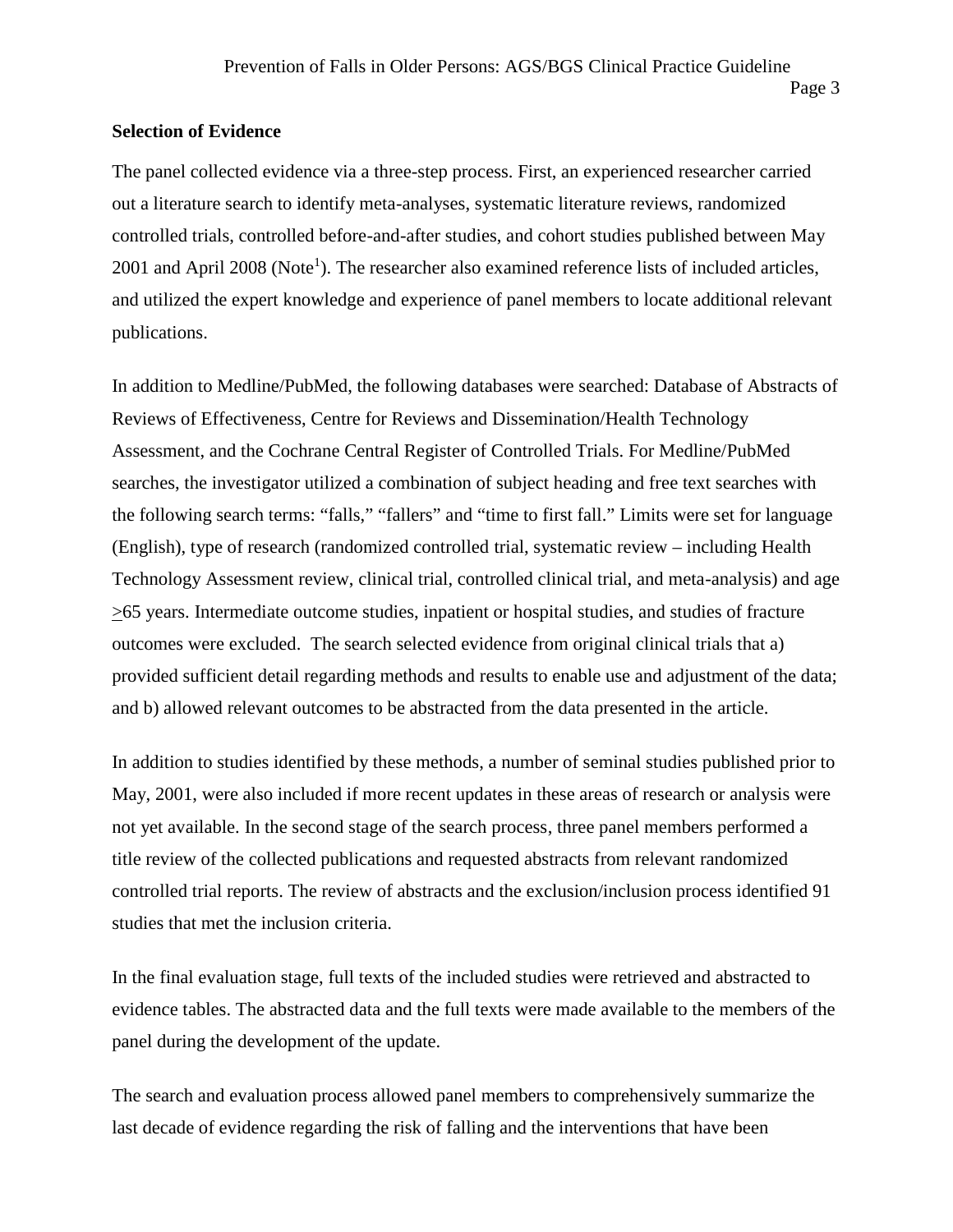**Selection of Evidence**

The panel collected evidence via a three-step process. First, an experienced researcher carried out a literature search to identify meta-analyses, systematic literature reviews, randomized controlled trials, controlled before-and-after studies, and cohort studies published between May 2001 and April 2008 (Note[1]). The researcher also examined reference lists of included articles, and utilized the expert knowledge and experience of panel members to locate additional relevant publications.

In addition to Medline/PubMed, the following databases were searched: Database of Abstracts of Reviews of Effectiveness, Centre for Reviews and Dissemination/Health Technology Assessment, and the Cochrane Central Register of Controlled Trials. For Medline/PubMed searches, the investigator utilized a combination of subject heading and free text searches with the following search terms: "falls," "fallers" and "time to first fall." Limits were set for language (English), type of research (randomized controlled trial, systematic review – including Health Technology Assessment review, clinical trial, controlled clinical trial, and meta-analysis) and age ≥65 years. Intermediate outcome studies, inpatient or hospital studies, and studies of fracture outcomes were excluded. The search selected evidence from original clinical trials that a) provided sufficient detail regarding methods and results to enable use and adjustment of the data; and b) allowed relevant outcomes to be abstracted from the data presented in the article.

In addition to studies identified by these methods, a number of seminal studies published prior to May, 2001, were also included if more recent updates in these areas of research or analysis were not yet available. In the second stage of the search process, three panel members performed a title review of the collected publications and requested abstracts from relevant randomized controlled trial reports. The review of abstracts and the exclusion/inclusion process identified 91 studies that met the inclusion criteria.

In the final evaluation stage, full texts of the included studies were retrieved and abstracted to evidence tables. The abstracted data and the full texts were made available to the members of the panel during the development of the update.

The search and evaluation process allowed panel members to comprehensively summarize the last decade of evidence regarding the risk of falling and the interventions that have been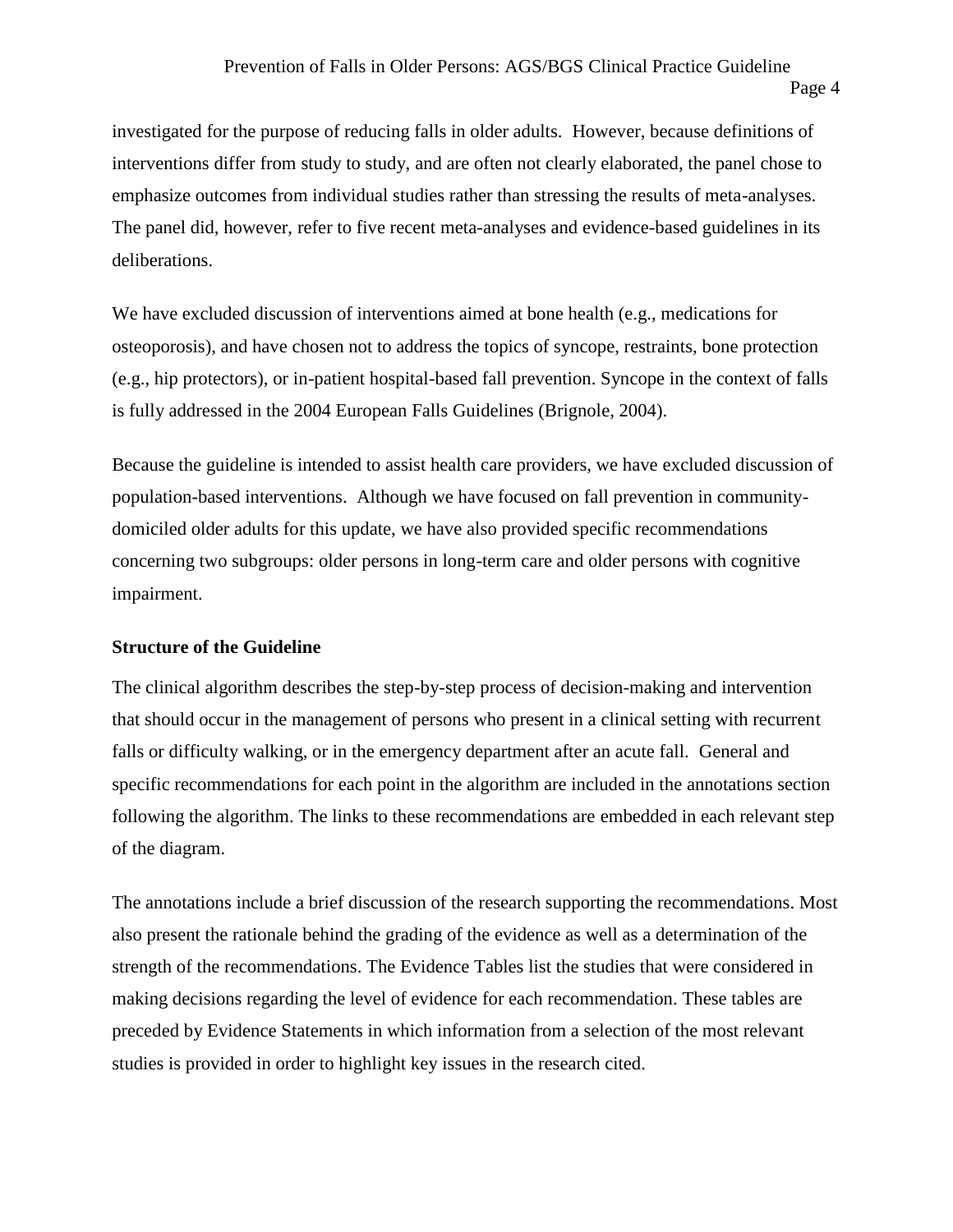investigated for the purpose of reducing falls in older adults. However, because definitions of interventions differ from study to study, and are often not clearly elaborated, the panel chose to emphasize outcomes from individual studies rather than stressing the results of meta-analyses. The panel did, however, refer to five recent meta-analyses and evidence-based guidelines in its deliberations.

We have excluded discussion of interventions aimed at bone health (e.g., medications for osteoporosis), and have chosen not to address the topics of syncope, restraints, bone protection (e.g., hip protectors), or in-patient hospital-based fall prevention. Syncope in the context of falls is fully addressed in the 2004 European Falls Guidelines (Brignole, 2004).

Because the guideline is intended to assist health care providers, we have excluded discussion of population-based interventions. Although we have focused on fall prevention in community-domiciled older adults for this update, we have also provided specific recommendations concerning two subgroups: older persons in long-term care and older persons with cognitive impairment.

**Structure of the Guideline**

The clinical algorithm describes the step-by-step process of decision-making and intervention that should occur in the management of persons who present in a clinical setting with recurrent falls or difficulty walking, or in the emergency department after an acute fall. General and specific recommendations for each point in the algorithm are included in the annotations section following the algorithm. The links to these recommendations are embedded in each relevant step of the diagram.

The annotations include a brief discussion of the research supporting the recommendations. Most also present the rationale behind the grading of the evidence as well as a determination of the strength of the recommendations. The Evidence Tables list the studies that were considered in making decisions regarding the level of evidence for each recommendation. These tables are preceded by Evidence Statements in which information from a selection of the most relevant studies is provided in order to highlight key issues in the research cited.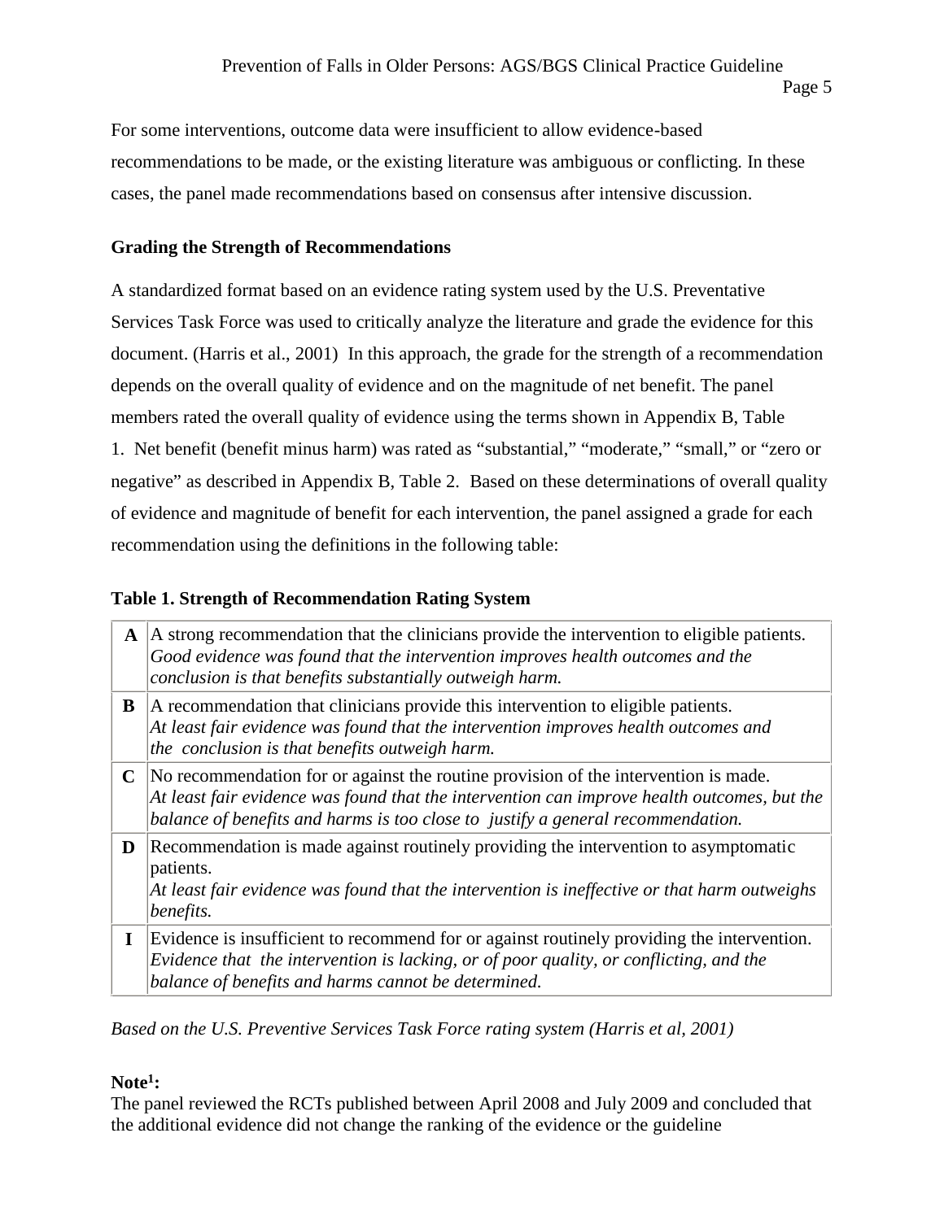For some interventions, outcome data were insufficient to allow evidence-based recommendations to be made, or the existing literature was ambiguous or conflicting. In these cases, the panel made recommendations based on consensus after intensive discussion.

**Grading the Strength of Recommendations**

A standardized format based on an evidence rating system used by the U.S. Preventative Services Task Force was used to critically analyze the literature and grade the evidence for this document. (Harris et al., 2001) In this approach, the grade for the strength of a recommendation depends on the overall quality of evidence and on the magnitude of net benefit. The panel members rated the overall quality of evidence using the terms shown in Appendix B, Table 1. Net benefit (benefit minus harm) was rated as "substantial," "moderate," "small," or "zero or negative" as described in Appendix B, Table 2. Based on these determinations of overall quality of evidence and magnitude of benefit for each intervention, the panel assigned a grade for each recommendation using the definitions in the following table:

**Table 1. Strength of Recommendation Rating System**

| | |
|---|---|
| **A** | A strong recommendation that the clinicians provide the intervention to eligible patients. *Good evidence was found that the intervention improves health outcomes and the conclusion is that benefits substantially outweigh harm.* |
| **B** | A recommendation that clinicians provide this intervention to eligible patients. *At least fair evidence was found that the intervention improves health outcomes and the conclusion is that benefits outweigh harm.* |
| **C** | No recommendation for or against the routine provision of the intervention is made. *At least fair evidence was found that the intervention can improve health outcomes, but the balance of benefits and harms is too close to justify a general recommendation.* |
| **D** | Recommendation is made against routinely providing the intervention to asymptomatic patients. *At least fair evidence was found that the intervention is ineffective or that harm outweighs benefits.* |
| **I** | Evidence is insufficient to recommend for or against routinely providing the intervention. *Evidence that the intervention is lacking, or of poor quality, or conflicting, and the balance of benefits and harms cannot be determined.* |

*Based on the U.S. Preventive Services Task Force rating system (Harris et al, 2001)*

**Note[1]:**
The panel reviewed the RCTs published between April 2008 and July 2009 and concluded that the additional evidence did not change the ranking of the evidence or the guideline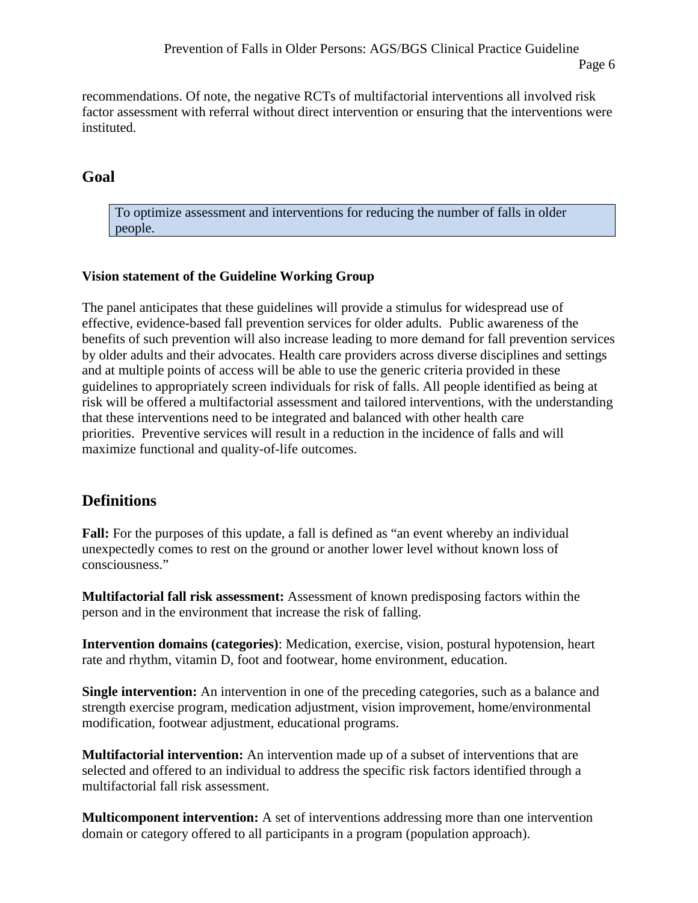recommendations. Of note, the negative RCTs of multifactorial interventions all involved risk factor assessment with referral without direct intervention or ensuring that the interventions were instituted.

## Goal

To optimize assessment and interventions for reducing the number of falls in older people.

**Vision statement of the Guideline Working Group**

The panel anticipates that these guidelines will provide a stimulus for widespread use of effective, evidence-based fall prevention services for older adults. Public awareness of the benefits of such prevention will also increase leading to more demand for fall prevention services by older adults and their advocates. Health care providers across diverse disciplines and settings and at multiple points of access will be able to use the generic criteria provided in these guidelines to appropriately screen individuals for risk of falls. All people identified as being at risk will be offered a multifactorial assessment and tailored interventions, with the understanding that these interventions need to be integrated and balanced with other health care priorities. Preventive services will result in a reduction in the incidence of falls and will maximize functional and quality-of-life outcomes.

## Definitions

**Fall:** For the purposes of this update, a fall is defined as "an event whereby an individual unexpectedly comes to rest on the ground or another lower level without known loss of consciousness."

**Multifactorial fall risk assessment:** Assessment of known predisposing factors within the person and in the environment that increase the risk of falling.

**Intervention domains (categories)**: Medication, exercise, vision, postural hypotension, heart rate and rhythm, vitamin D, foot and footwear, home environment, education.

**Single intervention:** An intervention in one of the preceding categories, such as a balance and strength exercise program, medication adjustment, vision improvement, home/environmental modification, footwear adjustment, educational programs.

**Multifactorial intervention:** An intervention made up of a subset of interventions that are selected and offered to an individual to address the specific risk factors identified through a multifactorial fall risk assessment.

**Multicomponent intervention:** A set of interventions addressing more than one intervention domain or category offered to all participants in a program (population approach).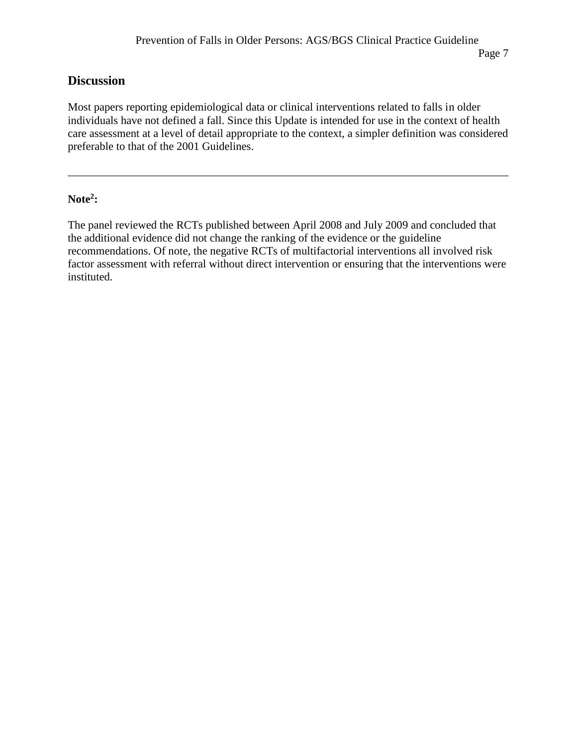## Discussion

Most papers reporting epidemiological data or clinical interventions related to falls in older individuals have not defined a fall. Since this Update is intended for use in the context of health care assessment at a level of detail appropriate to the context, a simpler definition was considered preferable to that of the 2001 Guidelines.

---

**Note[2]:**

The panel reviewed the RCTs published between April 2008 and July 2009 and concluded that the additional evidence did not change the ranking of the evidence or the guideline recommendations. Of note, the negative RCTs of multifactorial interventions all involved risk factor assessment with referral without direct intervention or ensuring that the interventions were instituted.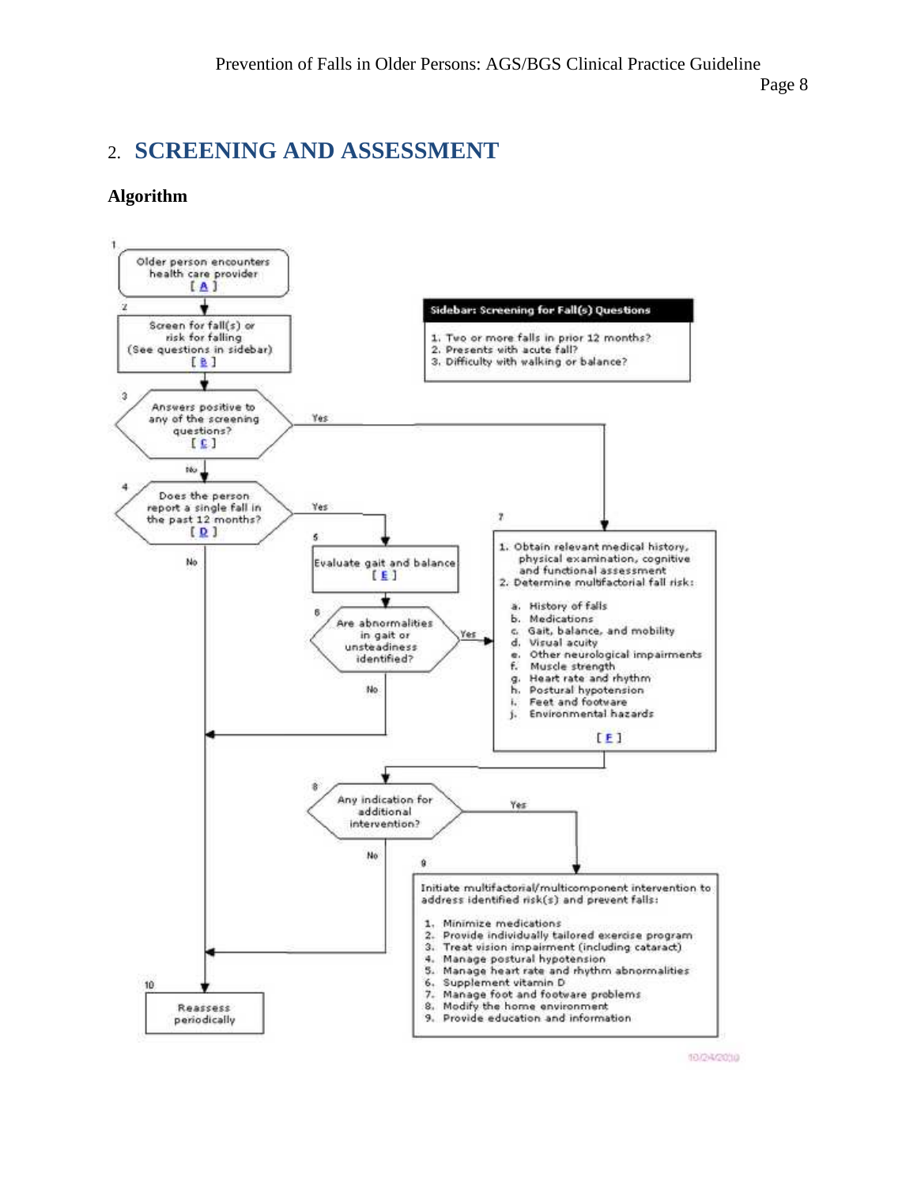## 2. SCREENING AND ASSESSMENT

### Algorithm

1. Older person encounters health care provider [ A ]

2. Screen for fall(s) or risk for falling (See questions in sidebar) [ B ]

3. Answers positive to any of the screening questions? [ C ]
   - Yes → go to 7
   - No → go to 4

4. Does the person report a single fall in the past 12 months? [ D ]
   - Yes → go to 5
   - No → go to 10

5. Evaluate gait and balance [ E ]

6. Are abnormalities in gait or unsteadiness identified?
   - Yes → go to 7
   - No → go to 10

7. 
   1. Obtain relevant medical history, physical examination, cognitive and functional assessment
   2. Determine multifactorial fall risk:
      - a. History of falls
      - b. Medications
      - c. Gait, balance, and mobility
      - d. Visual acuity
      - e. Other neurological impairments
      - f. Muscle strength
      - g. Heart rate and rhythm
      - h. Postural hypotension
      - i. Feet and footware
      - j. Environmental hazards

   [ F ]

8. Any indication for additional intervention?
   - Yes → go to 9
   - No → go to 10

9. Initiate multifactorial/multicomponent intervention to address identified risk(s) and prevent falls:
   1. Minimize medications
   2. Provide individually tailored exercise program
   3. Treat vision impairment (including cataract)
   4. Manage postural hypotension
   5. Manage heart rate and rhythm abnormalities
   6. Supplement vitamin D
   7. Manage foot and footware problems
   8. Modify the home environment
   9. Provide education and information

10. Reassess periodically

**Sidebar: Screening for Fall(s) Questions**

1. Two or more falls in prior 12 months?
2. Presents with acute fall?
3. Difficulty with walking or balance?

10/24/2010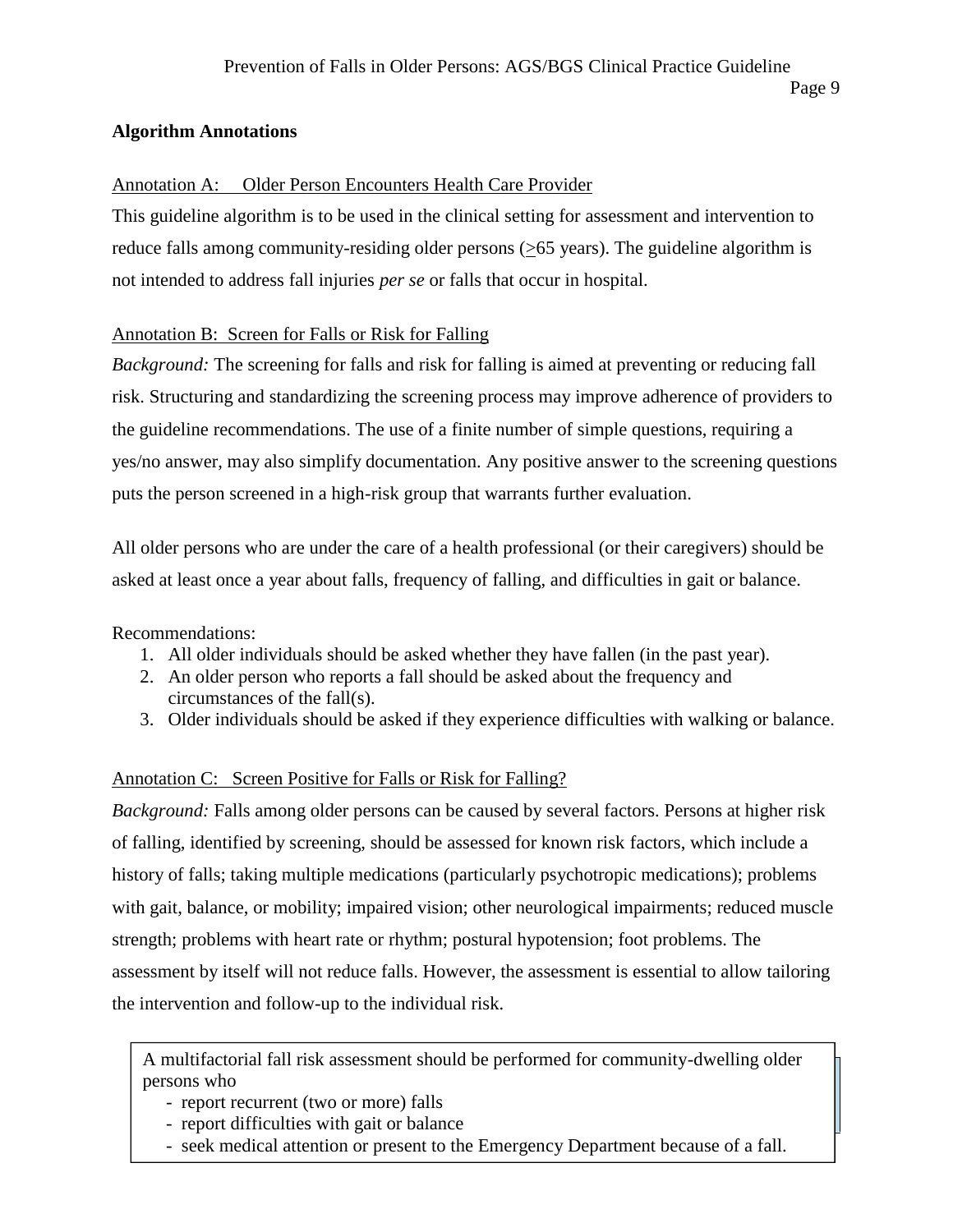## Algorithm Annotations

Annotation A: Older Person Encounters Health Care Provider

This guideline algorithm is to be used in the clinical setting for assessment and intervention to reduce falls among community-residing older persons (≥65 years). The guideline algorithm is not intended to address fall injuries *per se* or falls that occur in hospital.

Annotation B: Screen for Falls or Risk for Falling

*Background:* The screening for falls and risk for falling is aimed at preventing or reducing fall risk. Structuring and standardizing the screening process may improve adherence of providers to the guideline recommendations. The use of a finite number of simple questions, requiring a yes/no answer, may also simplify documentation. Any positive answer to the screening questions puts the person screened in a high-risk group that warrants further evaluation.

All older persons who are under the care of a health professional (or their caregivers) should be asked at least once a year about falls, frequency of falling, and difficulties in gait or balance.

Recommendations:

1. All older individuals should be asked whether they have fallen (in the past year).
2. An older person who reports a fall should be asked about the frequency and circumstances of the fall(s).
3. Older individuals should be asked if they experience difficulties with walking or balance.

Annotation C: Screen Positive for Falls or Risk for Falling?

*Background:* Falls among older persons can be caused by several factors. Persons at higher risk of falling, identified by screening, should be assessed for known risk factors, which include a history of falls; taking multiple medications (particularly psychotropic medications); problems with gait, balance, or mobility; impaired vision; other neurological impairments; reduced muscle strength; problems with heart rate or rhythm; postural hypotension; foot problems. The assessment by itself will not reduce falls. However, the assessment is essential to allow tailoring the intervention and follow-up to the individual risk.

A multifactorial fall risk assessment should be performed for community-dwelling older persons who

- report recurrent (two or more) falls
- report difficulties with gait or balance
- seek medical attention or present to the Emergency Department because of a fall.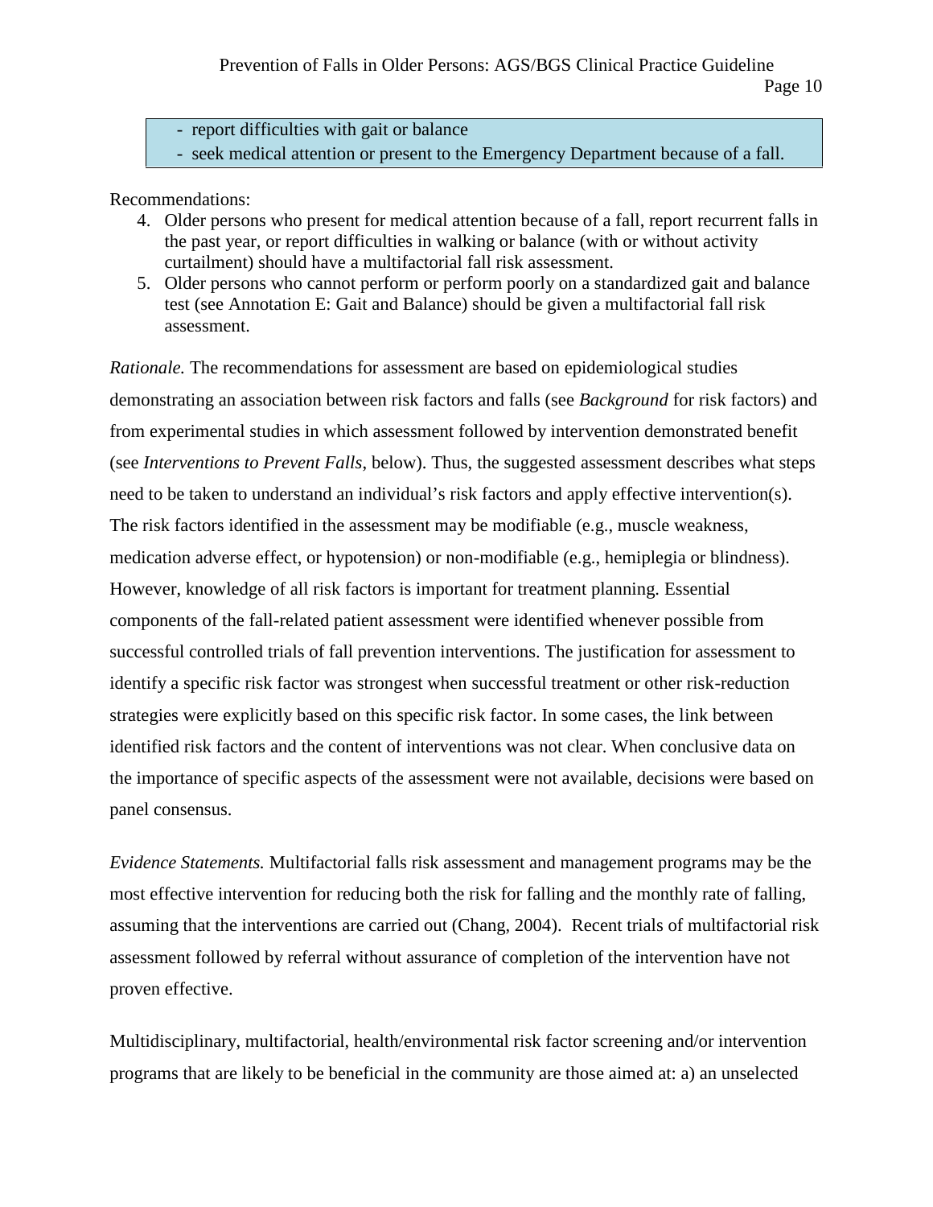- report difficulties with gait or balance
- seek medical attention or present to the Emergency Department because of a fall.

Recommendations:

4. Older persons who present for medical attention because of a fall, report recurrent falls in the past year, or report difficulties in walking or balance (with or without activity curtailment) should have a multifactorial fall risk assessment.
5. Older persons who cannot perform or perform poorly on a standardized gait and balance test (see Annotation E: Gait and Balance) should be given a multifactorial fall risk assessment.

*Rationale.* The recommendations for assessment are based on epidemiological studies demonstrating an association between risk factors and falls (see *Background* for risk factors) and from experimental studies in which assessment followed by intervention demonstrated benefit (see *Interventions to Prevent Falls*, below). Thus, the suggested assessment describes what steps need to be taken to understand an individual's risk factors and apply effective intervention(s). The risk factors identified in the assessment may be modifiable (e.g., muscle weakness, medication adverse effect, or hypotension) or non-modifiable (e.g., hemiplegia or blindness). However, knowledge of all risk factors is important for treatment planning. Essential components of the fall-related patient assessment were identified whenever possible from successful controlled trials of fall prevention interventions. The justification for assessment to identify a specific risk factor was strongest when successful treatment or other risk-reduction strategies were explicitly based on this specific risk factor. In some cases, the link between identified risk factors and the content of interventions was not clear. When conclusive data on the importance of specific aspects of the assessment were not available, decisions were based on panel consensus.

*Evidence Statements.* Multifactorial falls risk assessment and management programs may be the most effective intervention for reducing both the risk for falling and the monthly rate of falling, assuming that the interventions are carried out (Chang, 2004). Recent trials of multifactorial risk assessment followed by referral without assurance of completion of the intervention have not proven effective.

Multidisciplinary, multifactorial, health/environmental risk factor screening and/or intervention programs that are likely to be beneficial in the community are those aimed at: a) an unselected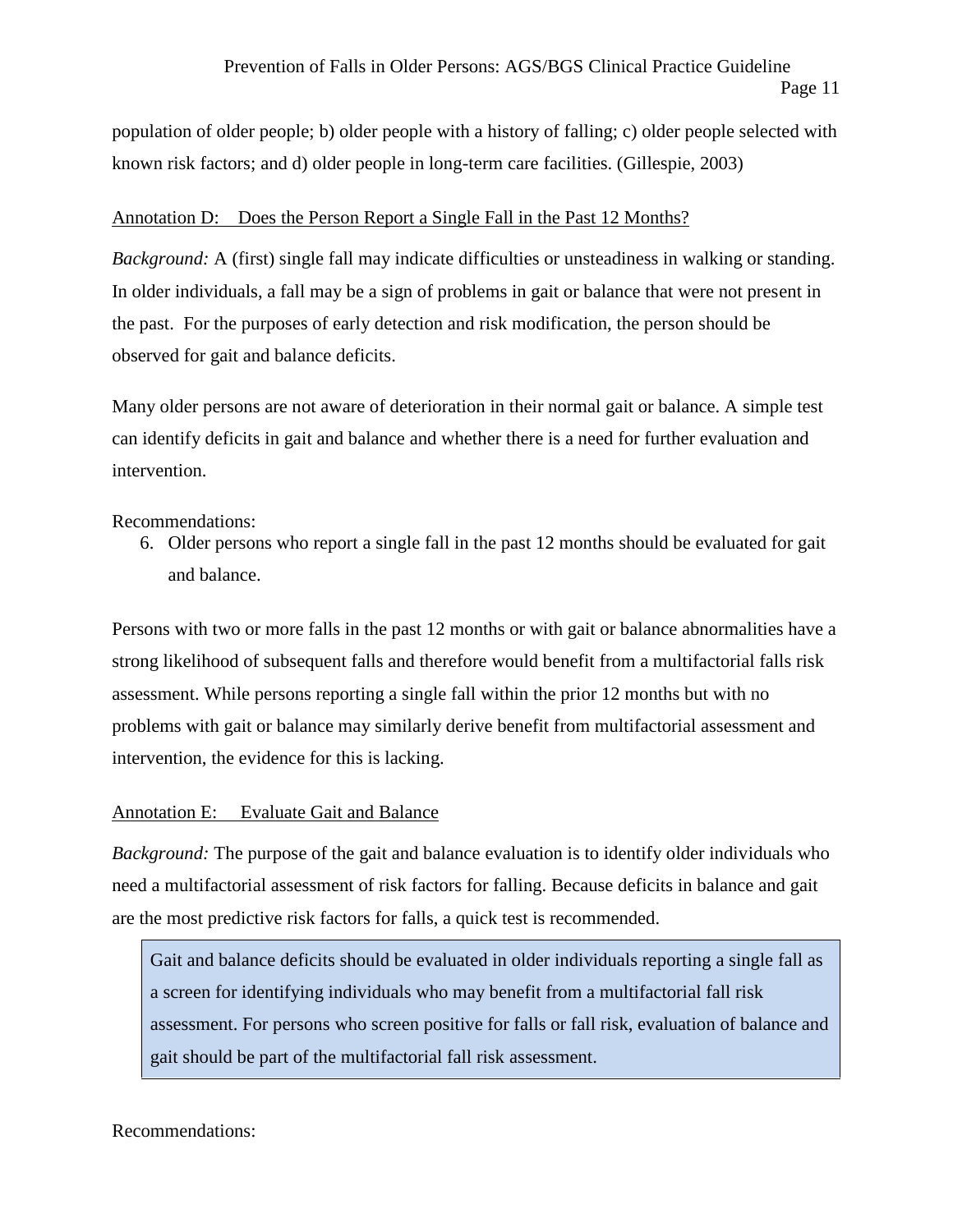population of older people; b) older people with a history of falling; c) older people selected with known risk factors; and d) older people in long-term care facilities. (Gillespie, 2003)

## Annotation D: Does the Person Report a Single Fall in the Past 12 Months?

*Background:* A (first) single fall may indicate difficulties or unsteadiness in walking or standing. In older individuals, a fall may be a sign of problems in gait or balance that were not present in the past. For the purposes of early detection and risk modification, the person should be observed for gait and balance deficits.

Many older persons are not aware of deterioration in their normal gait or balance. A simple test can identify deficits in gait and balance and whether there is a need for further evaluation and intervention.

Recommendations:

6. Older persons who report a single fall in the past 12 months should be evaluated for gait and balance.

Persons with two or more falls in the past 12 months or with gait or balance abnormalities have a strong likelihood of subsequent falls and therefore would benefit from a multifactorial falls risk assessment. While persons reporting a single fall within the prior 12 months but with no problems with gait or balance may similarly derive benefit from multifactorial assessment and intervention, the evidence for this is lacking.

## Annotation E: Evaluate Gait and Balance

*Background:* The purpose of the gait and balance evaluation is to identify older individuals who need a multifactorial assessment of risk factors for falling. Because deficits in balance and gait are the most predictive risk factors for falls, a quick test is recommended.

> Gait and balance deficits should be evaluated in older individuals reporting a single fall as a screen for identifying individuals who may benefit from a multifactorial fall risk assessment. For persons who screen positive for falls or fall risk, evaluation of balance and gait should be part of the multifactorial fall risk assessment.

Recommendations: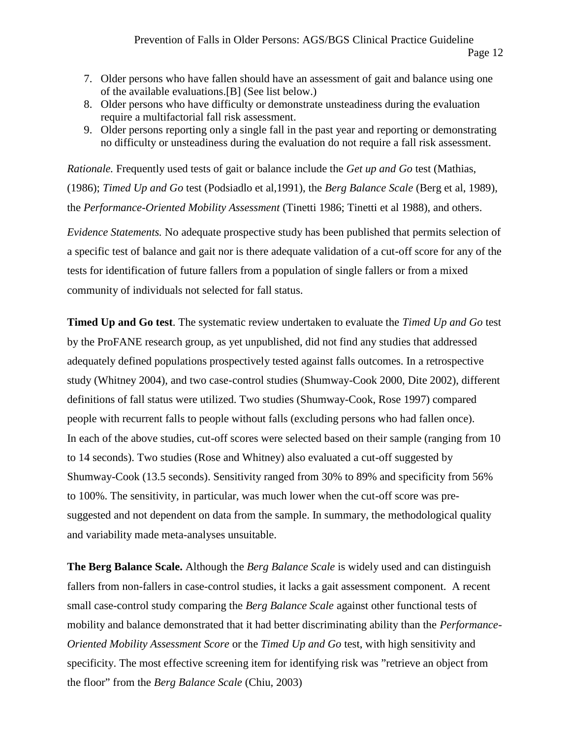7. Older persons who have fallen should have an assessment of gait and balance using one of the available evaluations.[B] (See list below.)
8. Older persons who have difficulty or demonstrate unsteadiness during the evaluation require a multifactorial fall risk assessment.
9. Older persons reporting only a single fall in the past year and reporting or demonstrating no difficulty or unsteadiness during the evaluation do not require a fall risk assessment.

*Rationale.* Frequently used tests of gait or balance include the *Get up and Go* test (Mathias, (1986); *Timed Up and Go* test (Podsiadlo et al,1991), the *Berg Balance Scale* (Berg et al, 1989), the *Performance-Oriented Mobility Assessment* (Tinetti 1986; Tinetti et al 1988), and others.

*Evidence Statements.* No adequate prospective study has been published that permits selection of a specific test of balance and gait nor is there adequate validation of a cut-off score for any of the tests for identification of future fallers from a population of single fallers or from a mixed community of individuals not selected for fall status.

**Timed Up and Go test**. The systematic review undertaken to evaluate the *Timed Up and Go* test by the ProFANE research group, as yet unpublished, did not find any studies that addressed adequately defined populations prospectively tested against falls outcomes. In a retrospective study (Whitney 2004), and two case-control studies (Shumway-Cook 2000, Dite 2002), different definitions of fall status were utilized. Two studies (Shumway-Cook, Rose 1997) compared people with recurrent falls to people without falls (excluding persons who had fallen once). In each of the above studies, cut-off scores were selected based on their sample (ranging from 10 to 14 seconds). Two studies (Rose and Whitney) also evaluated a cut-off suggested by Shumway-Cook (13.5 seconds). Sensitivity ranged from 30% to 89% and specificity from 56% to 100%. The sensitivity, in particular, was much lower when the cut-off score was pre-suggested and not dependent on data from the sample. In summary, the methodological quality and variability made meta-analyses unsuitable.

**The Berg Balance Scale.** Although the *Berg Balance Scale* is widely used and can distinguish fallers from non-fallers in case-control studies, it lacks a gait assessment component. A recent small case-control study comparing the *Berg Balance Scale* against other functional tests of mobility and balance demonstrated that it had better discriminating ability than the *Performance-Oriented Mobility Assessment Score* or the *Timed Up and Go* test, with high sensitivity and specificity. The most effective screening item for identifying risk was "retrieve an object from the floor" from the *Berg Balance Scale* (Chiu, 2003)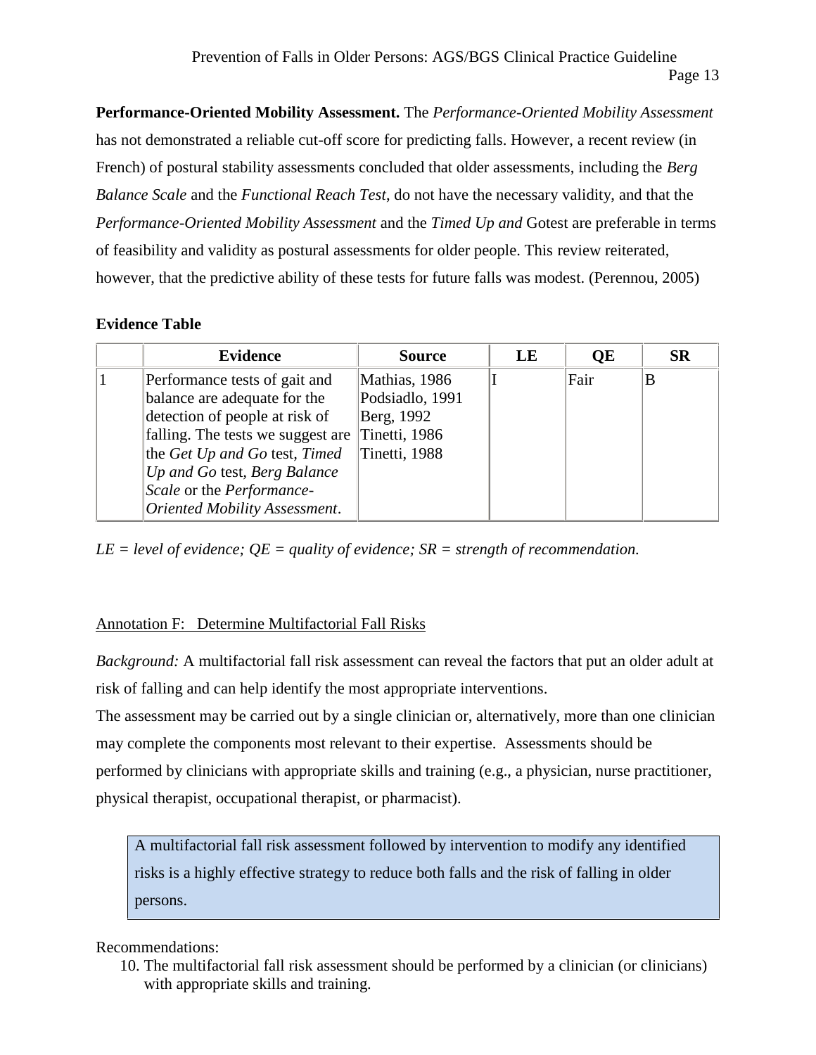**Performance-Oriented Mobility Assessment.** The *Performance-Oriented Mobility Assessment* has not demonstrated a reliable cut-off score for predicting falls. However, a recent review (in French) of postural stability assessments concluded that older assessments, including the *Berg Balance Scale* and the *Functional Reach Test*, do not have the necessary validity, and that the *Performance-Oriented Mobility Assessment* and the *Timed Up and* Gotest are preferable in terms of feasibility and validity as postural assessments for older people. This review reiterated, however, that the predictive ability of these tests for future falls was modest. (Perennou, 2005)

**Evidence Table**

| | Evidence | Source | LE | QE | SR |
|---|---|---|---|---|---|
| 1 | Performance tests of gait and balance are adequate for the detection of people at risk of falling. The tests we suggest are the *Get Up and Go* test, *Timed Up and Go* test, *Berg Balance Scale* or the *Performance-Oriented Mobility Assessment*. | Mathias, 1986<br>Podsiadlo, 1991<br>Berg, 1992<br>Tinetti, 1986<br>Tinetti, 1988 | I | Fair | B |

*LE = level of evidence; QE = quality of evidence; SR = strength of recommendation.*

## Annotation F: Determine Multifactorial Fall Risks

*Background:* A multifactorial fall risk assessment can reveal the factors that put an older adult at risk of falling and can help identify the most appropriate interventions.

The assessment may be carried out by a single clinician or, alternatively, more than one clinician may complete the components most relevant to their expertise. Assessments should be performed by clinicians with appropriate skills and training (e.g., a physician, nurse practitioner, physical therapist, occupational therapist, or pharmacist).

> A multifactorial fall risk assessment followed by intervention to modify any identified risks is a highly effective strategy to reduce both falls and the risk of falling in older persons.

Recommendations:

10. The multifactorial fall risk assessment should be performed by a clinician (or clinicians) with appropriate skills and training.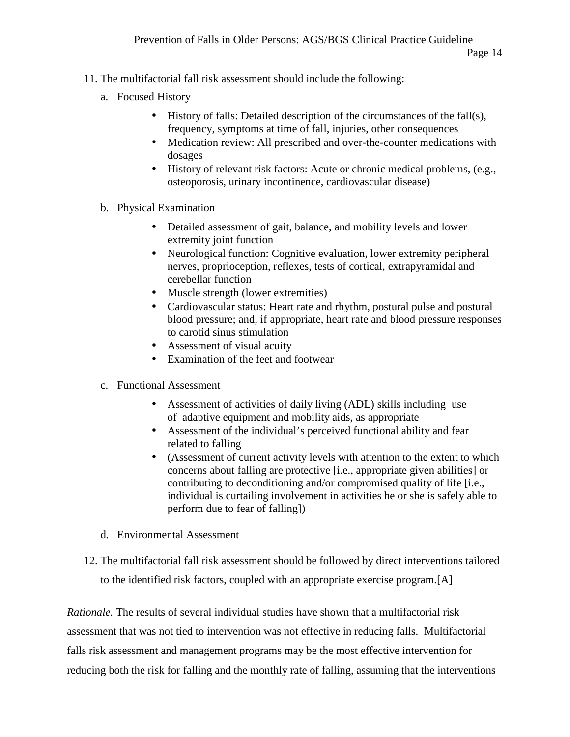11. The multifactorial fall risk assessment should include the following:

    a. Focused History

    - History of falls: Detailed description of the circumstances of the fall(s), frequency, symptoms at time of fall, injuries, other consequences
    - Medication review: All prescribed and over-the-counter medications with dosages
    - History of relevant risk factors: Acute or chronic medical problems, (e.g., osteoporosis, urinary incontinence, cardiovascular disease)

    b. Physical Examination

    - Detailed assessment of gait, balance, and mobility levels and lower extremity joint function
    - Neurological function: Cognitive evaluation, lower extremity peripheral nerves, proprioception, reflexes, tests of cortical, extrapyramidal and cerebellar function
    - Muscle strength (lower extremities)
    - Cardiovascular status: Heart rate and rhythm, postural pulse and postural blood pressure; and, if appropriate, heart rate and blood pressure responses to carotid sinus stimulation
    - Assessment of visual acuity
    - Examination of the feet and footwear

    c. Functional Assessment

    - Assessment of activities of daily living (ADL) skills including use of adaptive equipment and mobility aids, as appropriate
    - Assessment of the individual's perceived functional ability and fear related to falling
    - (Assessment of current activity levels with attention to the extent to which concerns about falling are protective [i.e., appropriate given abilities] or contributing to deconditioning and/or compromised quality of life [i.e., individual is curtailing involvement in activities he or she is safely able to perform due to fear of falling])

    d. Environmental Assessment

12. The multifactorial fall risk assessment should be followed by direct interventions tailored to the identified risk factors, coupled with an appropriate exercise program.[A]

*Rationale.* The results of several individual studies have shown that a multifactorial risk assessment that was not tied to intervention was not effective in reducing falls. Multifactorial falls risk assessment and management programs may be the most effective intervention for reducing both the risk for falling and the monthly rate of falling, assuming that the interventions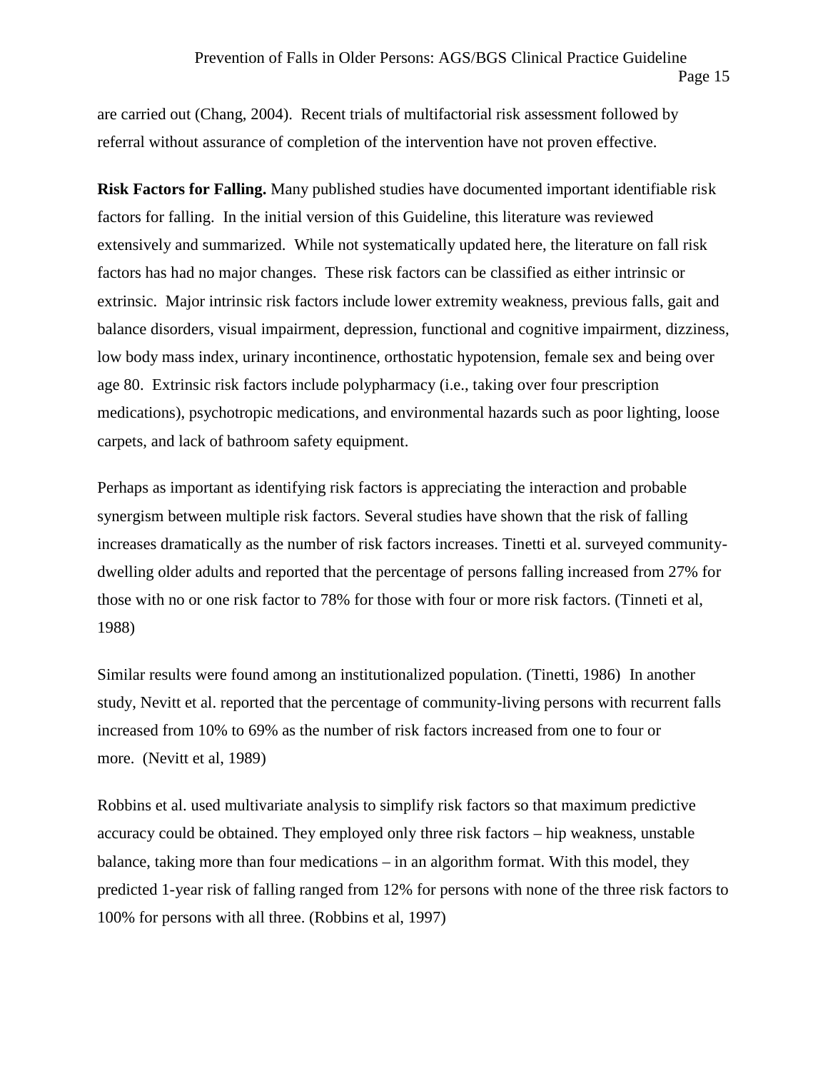are carried out (Chang, 2004). Recent trials of multifactorial risk assessment followed by referral without assurance of completion of the intervention have not proven effective.

**Risk Factors for Falling.** Many published studies have documented important identifiable risk factors for falling. In the initial version of this Guideline, this literature was reviewed extensively and summarized. While not systematically updated here, the literature on fall risk factors has had no major changes. These risk factors can be classified as either intrinsic or extrinsic. Major intrinsic risk factors include lower extremity weakness, previous falls, gait and balance disorders, visual impairment, depression, functional and cognitive impairment, dizziness, low body mass index, urinary incontinence, orthostatic hypotension, female sex and being over age 80. Extrinsic risk factors include polypharmacy (i.e., taking over four prescription medications), psychotropic medications, and environmental hazards such as poor lighting, loose carpets, and lack of bathroom safety equipment.

Perhaps as important as identifying risk factors is appreciating the interaction and probable synergism between multiple risk factors. Several studies have shown that the risk of falling increases dramatically as the number of risk factors increases. Tinetti et al. surveyed community-dwelling older adults and reported that the percentage of persons falling increased from 27% for those with no or one risk factor to 78% for those with four or more risk factors. (Tinneti et al, 1988)

Similar results were found among an institutionalized population. (Tinetti, 1986) In another study, Nevitt et al. reported that the percentage of community-living persons with recurrent falls increased from 10% to 69% as the number of risk factors increased from one to four or more. (Nevitt et al, 1989)

Robbins et al. used multivariate analysis to simplify risk factors so that maximum predictive accuracy could be obtained. They employed only three risk factors – hip weakness, unstable balance, taking more than four medications – in an algorithm format. With this model, they predicted 1-year risk of falling ranged from 12% for persons with none of the three risk factors to 100% for persons with all three. (Robbins et al, 1997)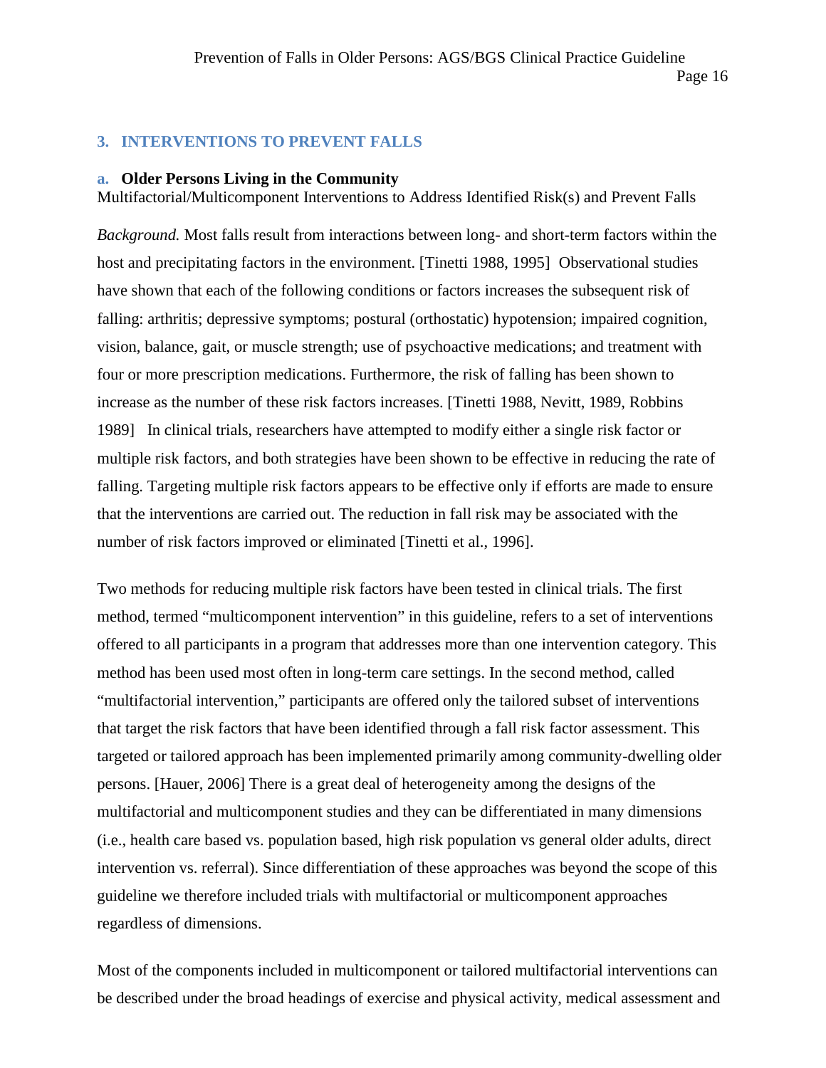## 3. INTERVENTIONS TO PREVENT FALLS

### a. Older Persons Living in the Community

Multifactorial/Multicomponent Interventions to Address Identified Risk(s) and Prevent Falls

*Background.* Most falls result from interactions between long- and short-term factors within the host and precipitating factors in the environment. [Tinetti 1988, 1995] Observational studies have shown that each of the following conditions or factors increases the subsequent risk of falling: arthritis; depressive symptoms; postural (orthostatic) hypotension; impaired cognition, vision, balance, gait, or muscle strength; use of psychoactive medications; and treatment with four or more prescription medications. Furthermore, the risk of falling has been shown to increase as the number of these risk factors increases. [Tinetti 1988, Nevitt, 1989, Robbins 1989] In clinical trials, researchers have attempted to modify either a single risk factor or multiple risk factors, and both strategies have been shown to be effective in reducing the rate of falling. Targeting multiple risk factors appears to be effective only if efforts are made to ensure that the interventions are carried out. The reduction in fall risk may be associated with the number of risk factors improved or eliminated [Tinetti et al., 1996].

Two methods for reducing multiple risk factors have been tested in clinical trials. The first method, termed "multicomponent intervention" in this guideline, refers to a set of interventions offered to all participants in a program that addresses more than one intervention category. This method has been used most often in long-term care settings. In the second method, called "multifactorial intervention," participants are offered only the tailored subset of interventions that target the risk factors that have been identified through a fall risk factor assessment. This targeted or tailored approach has been implemented primarily among community-dwelling older persons. [Hauer, 2006] There is a great deal of heterogeneity among the designs of the multifactorial and multicomponent studies and they can be differentiated in many dimensions (i.e., health care based vs. population based, high risk population vs general older adults, direct intervention vs. referral). Since differentiation of these approaches was beyond the scope of this guideline we therefore included trials with multifactorial or multicomponent approaches regardless of dimensions.

Most of the components included in multicomponent or tailored multifactorial interventions can be described under the broad headings of exercise and physical activity, medical assessment and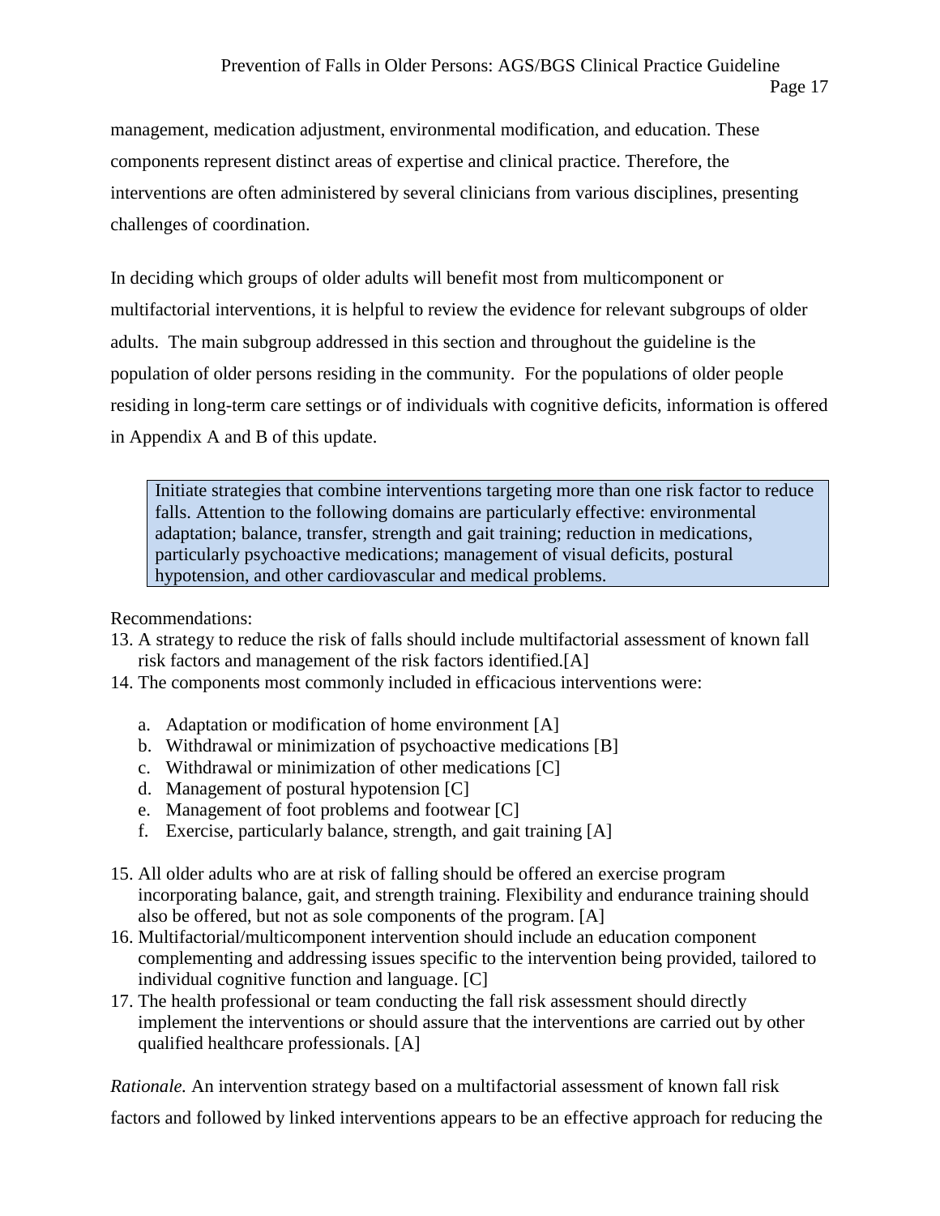management, medication adjustment, environmental modification, and education. These components represent distinct areas of expertise and clinical practice. Therefore, the interventions are often administered by several clinicians from various disciplines, presenting challenges of coordination.

In deciding which groups of older adults will benefit most from multicomponent or multifactorial interventions, it is helpful to review the evidence for relevant subgroups of older adults. The main subgroup addressed in this section and throughout the guideline is the population of older persons residing in the community. For the populations of older people residing in long-term care settings or of individuals with cognitive deficits, information is offered in Appendix A and B of this update.

> Initiate strategies that combine interventions targeting more than one risk factor to reduce falls. Attention to the following domains are particularly effective: environmental adaptation; balance, transfer, strength and gait training; reduction in medications, particularly psychoactive medications; management of visual deficits, postural hypotension, and other cardiovascular and medical problems.

Recommendations:

13. A strategy to reduce the risk of falls should include multifactorial assessment of known fall risk factors and management of the risk factors identified.[A]
14. The components most commonly included in efficacious interventions were:
    a. Adaptation or modification of home environment [A]
    b. Withdrawal or minimization of psychoactive medications [B]
    c. Withdrawal or minimization of other medications [C]
    d. Management of postural hypotension [C]
    e. Management of foot problems and footwear [C]
    f. Exercise, particularly balance, strength, and gait training [A]
15. All older adults who are at risk of falling should be offered an exercise program incorporating balance, gait, and strength training. Flexibility and endurance training should also be offered, but not as sole components of the program. [A]
16. Multifactorial/multicomponent intervention should include an education component complementing and addressing issues specific to the intervention being provided, tailored to individual cognitive function and language. [C]
17. The health professional or team conducting the fall risk assessment should directly implement the interventions or should assure that the interventions are carried out by other qualified healthcare professionals. [A]

*Rationale.* An intervention strategy based on a multifactorial assessment of known fall risk factors and followed by linked interventions appears to be an effective approach for reducing the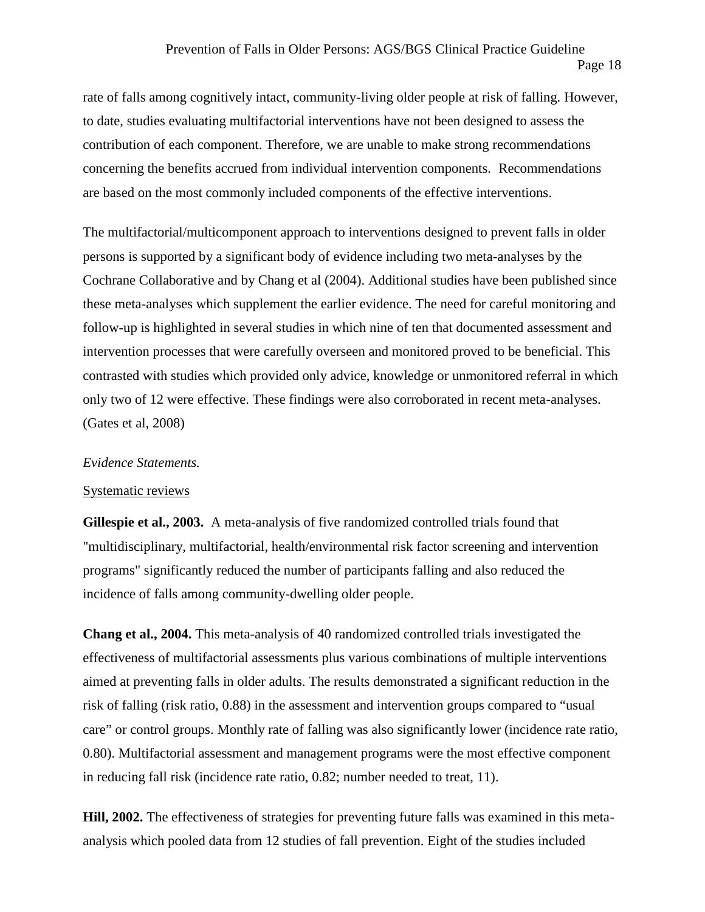rate of falls among cognitively intact, community-living older people at risk of falling. However, to date, studies evaluating multifactorial interventions have not been designed to assess the contribution of each component. Therefore, we are unable to make strong recommendations concerning the benefits accrued from individual intervention components. Recommendations are based on the most commonly included components of the effective interventions.

The multifactorial/multicomponent approach to interventions designed to prevent falls in older persons is supported by a significant body of evidence including two meta-analyses by the Cochrane Collaborative and by Chang et al (2004). Additional studies have been published since these meta-analyses which supplement the earlier evidence. The need for careful monitoring and follow-up is highlighted in several studies in which nine of ten that documented assessment and intervention processes that were carefully overseen and monitored proved to be beneficial. This contrasted with studies which provided only advice, knowledge or unmonitored referral in which only two of 12 were effective. These findings were also corroborated in recent meta-analyses. (Gates et al, 2008)

*Evidence Statements.*

Systematic reviews

**Gillespie et al., 2003.** A meta-analysis of five randomized controlled trials found that "multidisciplinary, multifactorial, health/environmental risk factor screening and intervention programs" significantly reduced the number of participants falling and also reduced the incidence of falls among community-dwelling older people.

**Chang et al., 2004.** This meta-analysis of 40 randomized controlled trials investigated the effectiveness of multifactorial assessments plus various combinations of multiple interventions aimed at preventing falls in older adults. The results demonstrated a significant reduction in the risk of falling (risk ratio, 0.88) in the assessment and intervention groups compared to "usual care" or control groups. Monthly rate of falling was also significantly lower (incidence rate ratio, 0.80). Multifactorial assessment and management programs were the most effective component in reducing fall risk (incidence rate ratio, 0.82; number needed to treat, 11).

**Hill, 2002.** The effectiveness of strategies for preventing future falls was examined in this meta-analysis which pooled data from 12 studies of fall prevention. Eight of the studies included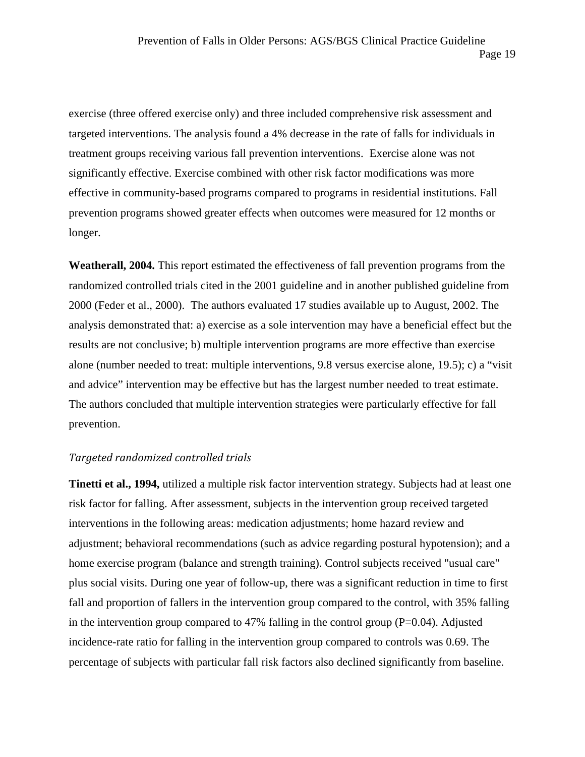exercise (three offered exercise only) and three included comprehensive risk assessment and targeted interventions. The analysis found a 4% decrease in the rate of falls for individuals in treatment groups receiving various fall prevention interventions. Exercise alone was not significantly effective. Exercise combined with other risk factor modifications was more effective in community-based programs compared to programs in residential institutions. Fall prevention programs showed greater effects when outcomes were measured for 12 months or longer.

**Weatherall, 2004.** This report estimated the effectiveness of fall prevention programs from the randomized controlled trials cited in the 2001 guideline and in another published guideline from 2000 (Feder et al., 2000). The authors evaluated 17 studies available up to August, 2002. The analysis demonstrated that: a) exercise as a sole intervention may have a beneficial effect but the results are not conclusive; b) multiple intervention programs are more effective than exercise alone (number needed to treat: multiple interventions, 9.8 versus exercise alone, 19.5); c) a "visit and advice" intervention may be effective but has the largest number needed to treat estimate. The authors concluded that multiple intervention strategies were particularly effective for fall prevention.

*Targeted randomized controlled trials*

**Tinetti et al., 1994,** utilized a multiple risk factor intervention strategy. Subjects had at least one risk factor for falling. After assessment, subjects in the intervention group received targeted interventions in the following areas: medication adjustments; home hazard review and adjustment; behavioral recommendations (such as advice regarding postural hypotension); and a home exercise program (balance and strength training). Control subjects received "usual care" plus social visits. During one year of follow-up, there was a significant reduction in time to first fall and proportion of fallers in the intervention group compared to the control, with 35% falling in the intervention group compared to 47% falling in the control group (P=0.04). Adjusted incidence-rate ratio for falling in the intervention group compared to controls was 0.69. The percentage of subjects with particular fall risk factors also declined significantly from baseline.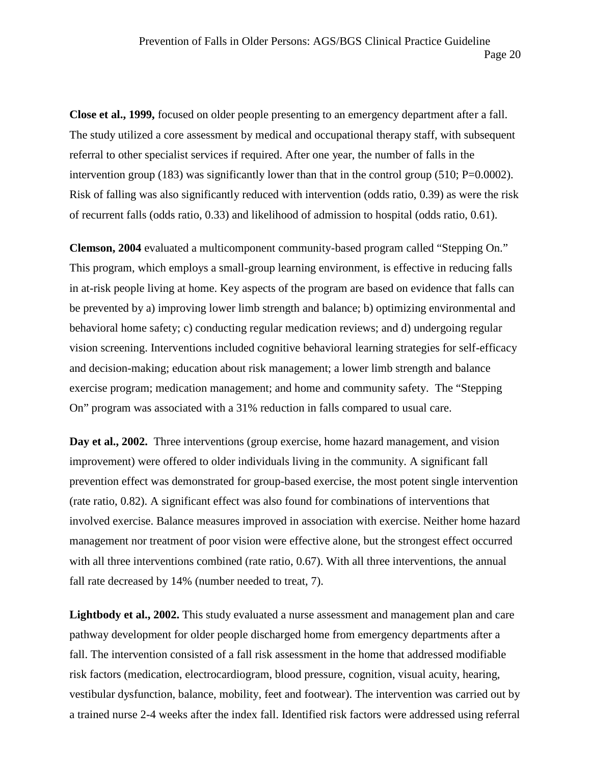**Close et al., 1999,** focused on older people presenting to an emergency department after a fall. The study utilized a core assessment by medical and occupational therapy staff, with subsequent referral to other specialist services if required. After one year, the number of falls in the intervention group (183) was significantly lower than that in the control group (510; P=0.0002). Risk of falling was also significantly reduced with intervention (odds ratio, 0.39) as were the risk of recurrent falls (odds ratio, 0.33) and likelihood of admission to hospital (odds ratio, 0.61).

**Clemson, 2004** evaluated a multicomponent community-based program called "Stepping On." This program, which employs a small-group learning environment, is effective in reducing falls in at-risk people living at home. Key aspects of the program are based on evidence that falls can be prevented by a) improving lower limb strength and balance; b) optimizing environmental and behavioral home safety; c) conducting regular medication reviews; and d) undergoing regular vision screening. Interventions included cognitive behavioral learning strategies for self-efficacy and decision-making; education about risk management; a lower limb strength and balance exercise program; medication management; and home and community safety. The "Stepping On" program was associated with a 31% reduction in falls compared to usual care.

**Day et al., 2002.** Three interventions (group exercise, home hazard management, and vision improvement) were offered to older individuals living in the community. A significant fall prevention effect was demonstrated for group-based exercise, the most potent single intervention (rate ratio, 0.82). A significant effect was also found for combinations of interventions that involved exercise. Balance measures improved in association with exercise. Neither home hazard management nor treatment of poor vision were effective alone, but the strongest effect occurred with all three interventions combined (rate ratio, 0.67). With all three interventions, the annual fall rate decreased by 14% (number needed to treat, 7).

**Lightbody et al., 2002.** This study evaluated a nurse assessment and management plan and care pathway development for older people discharged home from emergency departments after a fall. The intervention consisted of a fall risk assessment in the home that addressed modifiable risk factors (medication, electrocardiogram, blood pressure, cognition, visual acuity, hearing, vestibular dysfunction, balance, mobility, feet and footwear). The intervention was carried out by a trained nurse 2-4 weeks after the index fall. Identified risk factors were addressed using referral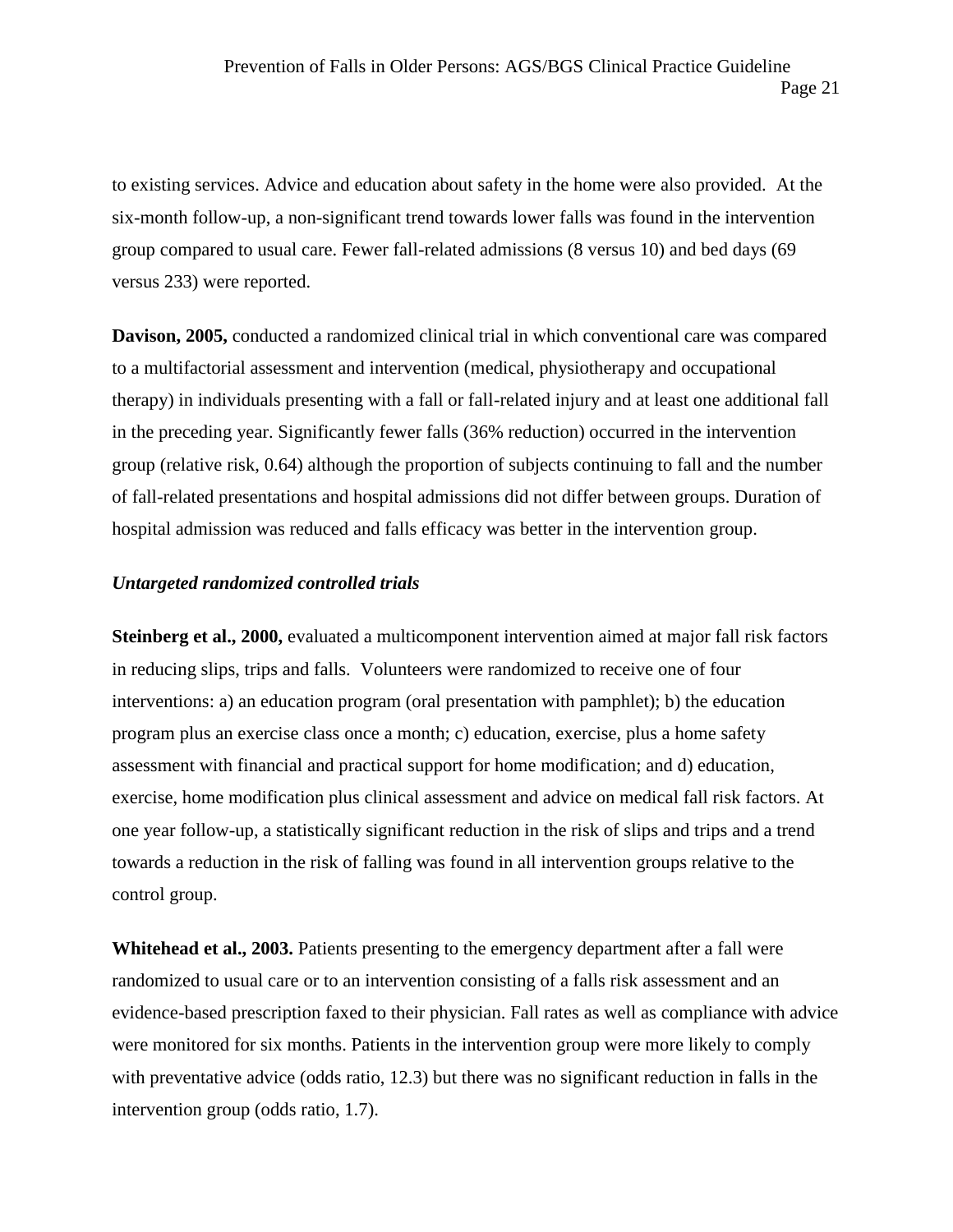to existing services. Advice and education about safety in the home were also provided. At the six-month follow-up, a non-significant trend towards lower falls was found in the intervention group compared to usual care. Fewer fall-related admissions (8 versus 10) and bed days (69 versus 233) were reported.

**Davison, 2005,** conducted a randomized clinical trial in which conventional care was compared to a multifactorial assessment and intervention (medical, physiotherapy and occupational therapy) in individuals presenting with a fall or fall-related injury and at least one additional fall in the preceding year. Significantly fewer falls (36% reduction) occurred in the intervention group (relative risk, 0.64) although the proportion of subjects continuing to fall and the number of fall-related presentations and hospital admissions did not differ between groups. Duration of hospital admission was reduced and falls efficacy was better in the intervention group.

***Untargeted randomized controlled trials***

**Steinberg et al., 2000,** evaluated a multicomponent intervention aimed at major fall risk factors in reducing slips, trips and falls. Volunteers were randomized to receive one of four interventions: a) an education program (oral presentation with pamphlet); b) the education program plus an exercise class once a month; c) education, exercise, plus a home safety assessment with financial and practical support for home modification; and d) education, exercise, home modification plus clinical assessment and advice on medical fall risk factors. At one year follow-up, a statistically significant reduction in the risk of slips and trips and a trend towards a reduction in the risk of falling was found in all intervention groups relative to the control group.

**Whitehead et al., 2003.** Patients presenting to the emergency department after a fall were randomized to usual care or to an intervention consisting of a falls risk assessment and an evidence-based prescription faxed to their physician. Fall rates as well as compliance with advice were monitored for six months. Patients in the intervention group were more likely to comply with preventative advice (odds ratio, 12.3) but there was no significant reduction in falls in the intervention group (odds ratio, 1.7).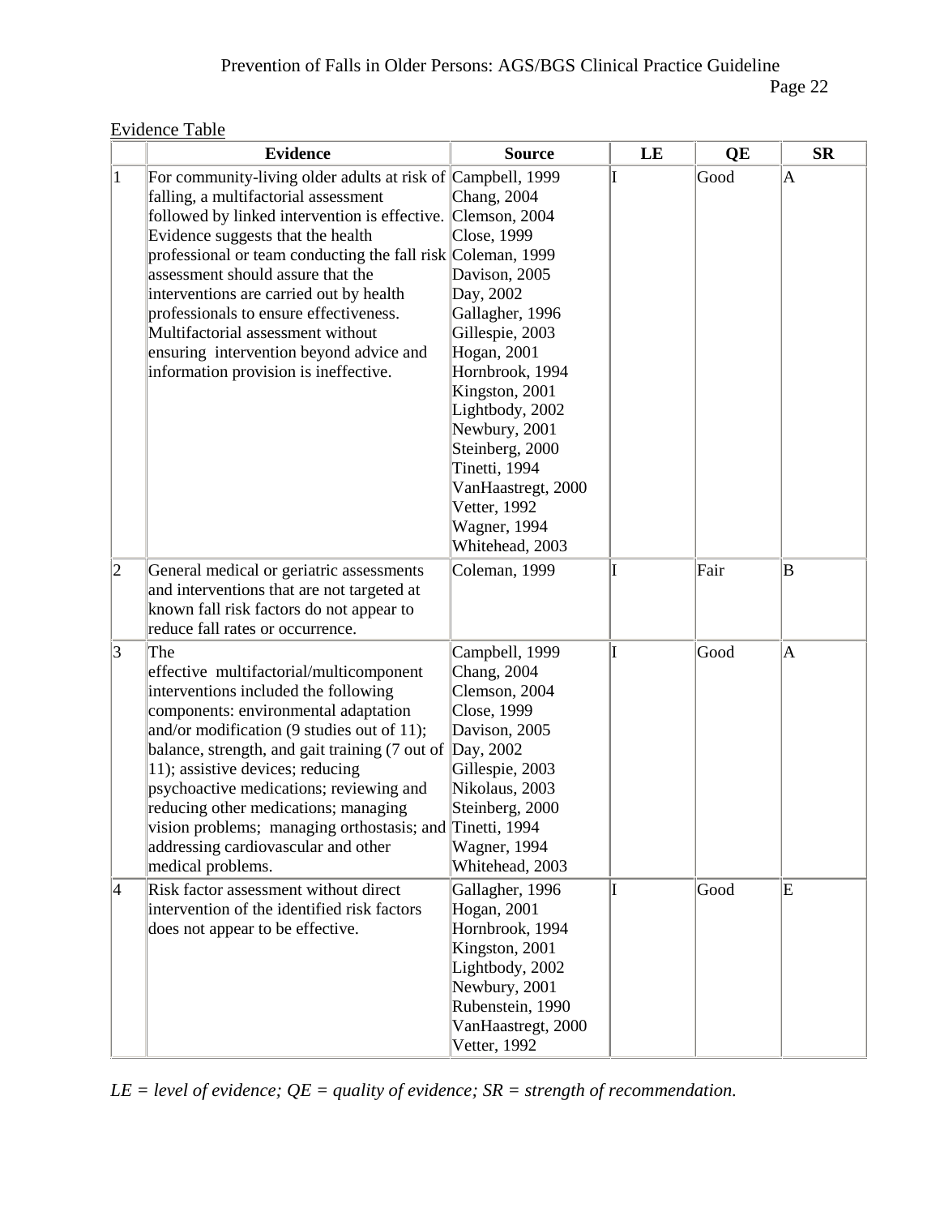Evidence Table

| | Evidence | Source | LE | QE | SR |
|---|---|---|---|---|---|
| 1 | For community-living older adults at risk of falling, a multifactorial assessment followed by linked intervention is effective. Evidence suggests that the health professional or team conducting the fall risk assessment should assure that the interventions are carried out by health professionals to ensure effectiveness. Multifactorial assessment without ensuring intervention beyond advice and information provision is ineffective. | Campbell, 1999<br>Chang, 2004<br>Clemson, 2004<br>Close, 1999<br>Coleman, 1999<br>Davison, 2005<br>Day, 2002<br>Gallagher, 1996<br>Gillespie, 2003<br>Hogan, 2001<br>Hornbrook, 1994<br>Kingston, 2001<br>Lightbody, 2002<br>Newbury, 2001<br>Steinberg, 2000<br>Tinetti, 1994<br>VanHaastregt, 2000<br>Vetter, 1992<br>Wagner, 1994<br>Whitehead, 2003 | I | Good | A |
| 2 | General medical or geriatric assessments and interventions that are not targeted at known fall risk factors do not appear to reduce fall rates or occurrence. | Coleman, 1999 | I | Fair | B |
| 3 | The effective multifactorial/multicomponent interventions included the following components: environmental adaptation and/or modification (9 studies out of 11); balance, strength, and gait training (7 out of 11); assistive devices; reducing psychoactive medications; reviewing and reducing other medications; managing vision problems; managing orthostasis; and addressing cardiovascular and other medical problems. | Campbell, 1999<br>Chang, 2004<br>Clemson, 2004<br>Close, 1999<br>Davison, 2005<br>Day, 2002<br>Gillespie, 2003<br>Nikolaus, 2003<br>Steinberg, 2000<br>Tinetti, 1994<br>Wagner, 1994<br>Whitehead, 2003 | I | Good | A |
| 4 | Risk factor assessment without direct intervention of the identified risk factors does not appear to be effective. | Gallagher, 1996<br>Hogan, 2001<br>Hornbrook, 1994<br>Kingston, 2001<br>Lightbody, 2002<br>Newbury, 2001<br>Rubenstein, 1990<br>VanHaastregt, 2000<br>Vetter, 1992 | I | Good | E |

*LE = level of evidence; QE = quality of evidence; SR = strength of recommendation.*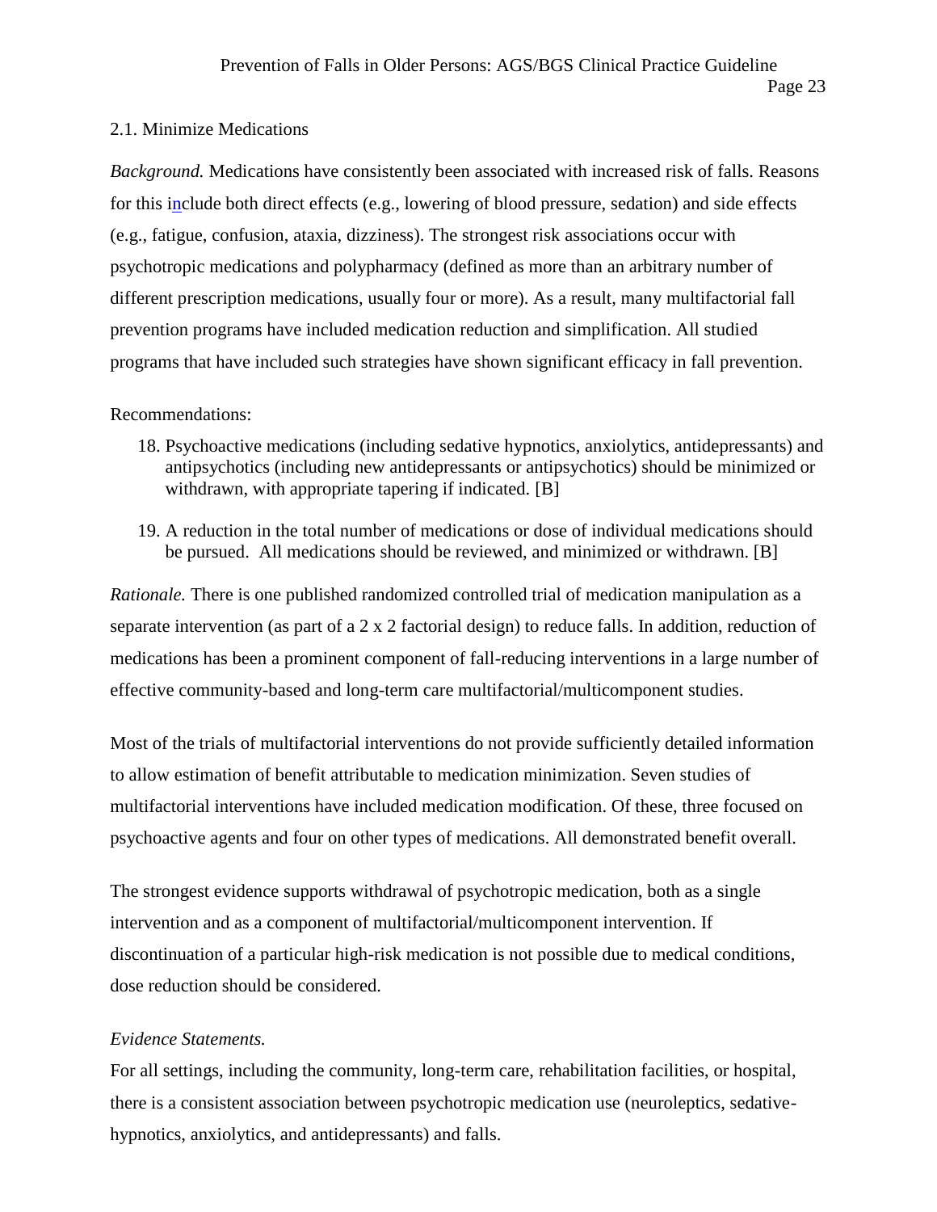## 2.1. Minimize Medications

*Background.* Medications have consistently been associated with increased risk of falls. Reasons for this include both direct effects (e.g., lowering of blood pressure, sedation) and side effects (e.g., fatigue, confusion, ataxia, dizziness). The strongest risk associations occur with psychotropic medications and polypharmacy (defined as more than an arbitrary number of different prescription medications, usually four or more). As a result, many multifactorial fall prevention programs have included medication reduction and simplification. All studied programs that have included such strategies have shown significant efficacy in fall prevention.

Recommendations:

18. Psychoactive medications (including sedative hypnotics, anxiolytics, antidepressants) and antipsychotics (including new antidepressants or antipsychotics) should be minimized or withdrawn, with appropriate tapering if indicated. [B]

19. A reduction in the total number of medications or dose of individual medications should be pursued. All medications should be reviewed, and minimized or withdrawn. [B]

*Rationale.* There is one published randomized controlled trial of medication manipulation as a separate intervention (as part of a 2 x 2 factorial design) to reduce falls. In addition, reduction of medications has been a prominent component of fall-reducing interventions in a large number of effective community-based and long-term care multifactorial/multicomponent studies.

Most of the trials of multifactorial interventions do not provide sufficiently detailed information to allow estimation of benefit attributable to medication minimization. Seven studies of multifactorial interventions have included medication modification. Of these, three focused on psychoactive agents and four on other types of medications. All demonstrated benefit overall.

The strongest evidence supports withdrawal of psychotropic medication, both as a single intervention and as a component of multifactorial/multicomponent intervention. If discontinuation of a particular high-risk medication is not possible due to medical conditions, dose reduction should be considered.

*Evidence Statements.*

For all settings, including the community, long-term care, rehabilitation facilities, or hospital, there is a consistent association between psychotropic medication use (neuroleptics, sedative-hypnotics, anxiolytics, and antidepressants) and falls.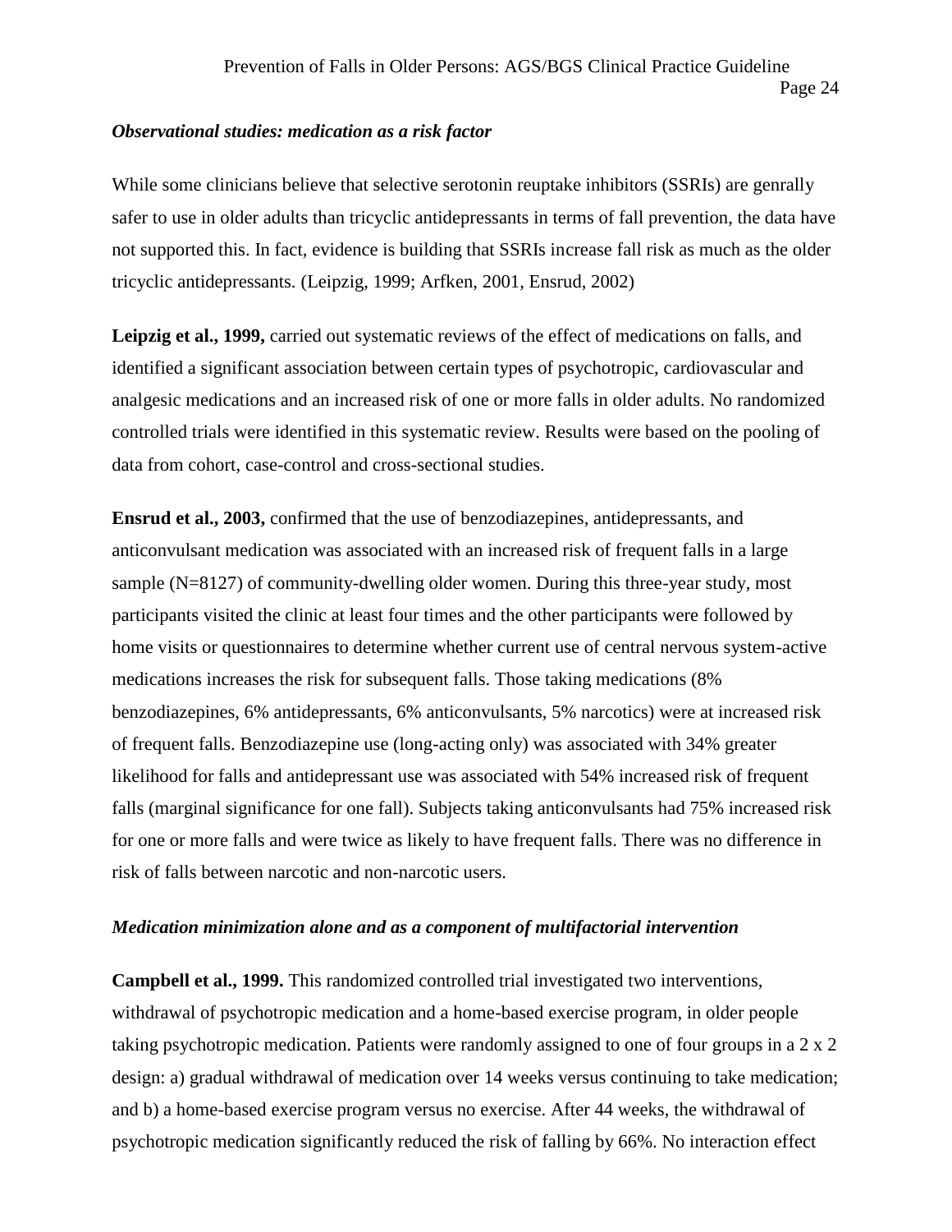*Observational studies: medication as a risk factor*

While some clinicians believe that selective serotonin reuptake inhibitors (SSRIs) are genrally safer to use in older adults than tricyclic antidepressants in terms of fall prevention, the data have not supported this. In fact, evidence is building that SSRIs increase fall risk as much as the older tricyclic antidepressants. (Leipzig, 1999; Arfken, 2001, Ensrud, 2002)

**Leipzig et al., 1999,** carried out systematic reviews of the effect of medications on falls, and identified a significant association between certain types of psychotropic, cardiovascular and analgesic medications and an increased risk of one or more falls in older adults. No randomized controlled trials were identified in this systematic review. Results were based on the pooling of data from cohort, case-control and cross-sectional studies.

**Ensrud et al., 2003,** confirmed that the use of benzodiazepines, antidepressants, and anticonvulsant medication was associated with an increased risk of frequent falls in a large sample (N=8127) of community-dwelling older women. During this three-year study, most participants visited the clinic at least four times and the other participants were followed by home visits or questionnaires to determine whether current use of central nervous system-active medications increases the risk for subsequent falls. Those taking medications (8% benzodiazepines, 6% antidepressants, 6% anticonvulsants, 5% narcotics) were at increased risk of frequent falls. Benzodiazepine use (long-acting only) was associated with 34% greater likelihood for falls and antidepressant use was associated with 54% increased risk of frequent falls (marginal significance for one fall). Subjects taking anticonvulsants had 75% increased risk for one or more falls and were twice as likely to have frequent falls. There was no difference in risk of falls between narcotic and non-narcotic users.

*Medication minimization alone and as a component of multifactorial intervention*

**Campbell et al., 1999.** This randomized controlled trial investigated two interventions, withdrawal of psychotropic medication and a home-based exercise program, in older people taking psychotropic medication. Patients were randomly assigned to one of four groups in a 2 x 2 design: a) gradual withdrawal of medication over 14 weeks versus continuing to take medication; and b) a home-based exercise program versus no exercise. After 44 weeks, the withdrawal of psychotropic medication significantly reduced the risk of falling by 66%. No interaction effect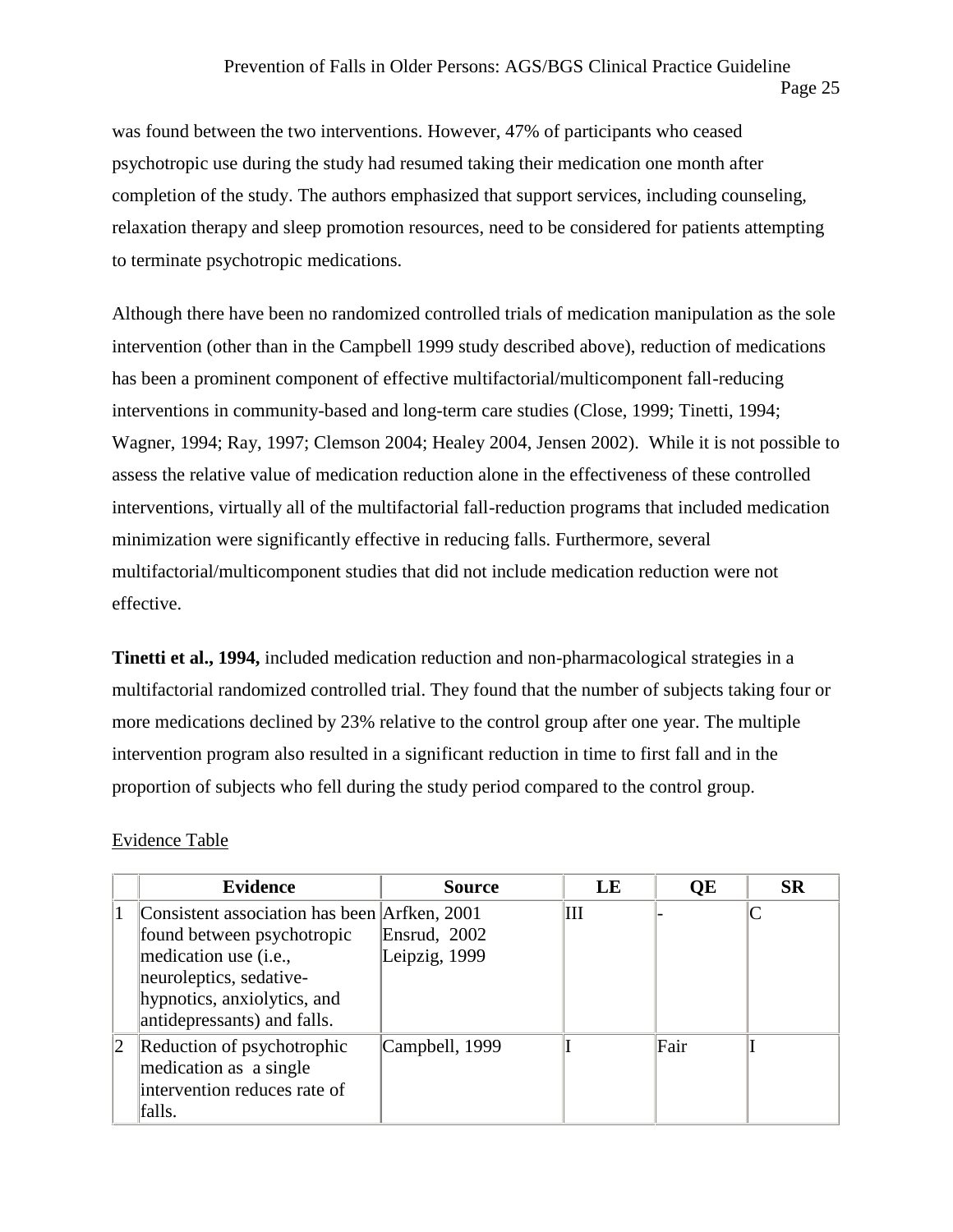was found between the two interventions. However, 47% of participants who ceased psychotropic use during the study had resumed taking their medication one month after completion of the study. The authors emphasized that support services, including counseling, relaxation therapy and sleep promotion resources, need to be considered for patients attempting to terminate psychotropic medications.

Although there have been no randomized controlled trials of medication manipulation as the sole intervention (other than in the Campbell 1999 study described above), reduction of medications has been a prominent component of effective multifactorial/multicomponent fall-reducing interventions in community-based and long-term care studies (Close, 1999; Tinetti, 1994; Wagner, 1994; Ray, 1997; Clemson 2004; Healey 2004, Jensen 2002). While it is not possible to assess the relative value of medication reduction alone in the effectiveness of these controlled interventions, virtually all of the multifactorial fall-reduction programs that included medication minimization were significantly effective in reducing falls. Furthermore, several multifactorial/multicomponent studies that did not include medication reduction were not effective.

**Tinetti et al., 1994,** included medication reduction and non-pharmacological strategies in a multifactorial randomized controlled trial. They found that the number of subjects taking four or more medications declined by 23% relative to the control group after one year. The multiple intervention program also resulted in a significant reduction in time to first fall and in the proportion of subjects who fell during the study period compared to the control group.

Evidence Table

| | Evidence | Source | LE | QE | SR |
|---|---|---|---|---|---|
| 1 | Consistent association has been found between psychotropic medication use (i.e., neuroleptics, sedative-hypnotics, anxiolytics, and antidepressants) and falls. | Arfken, 2001<br>Ensrud, 2002<br>Leipzig, 1999 | III | - | C |
| 2 | Reduction of psychotrophic medication as a single intervention reduces rate of falls. | Campbell, 1999 | I | Fair | I |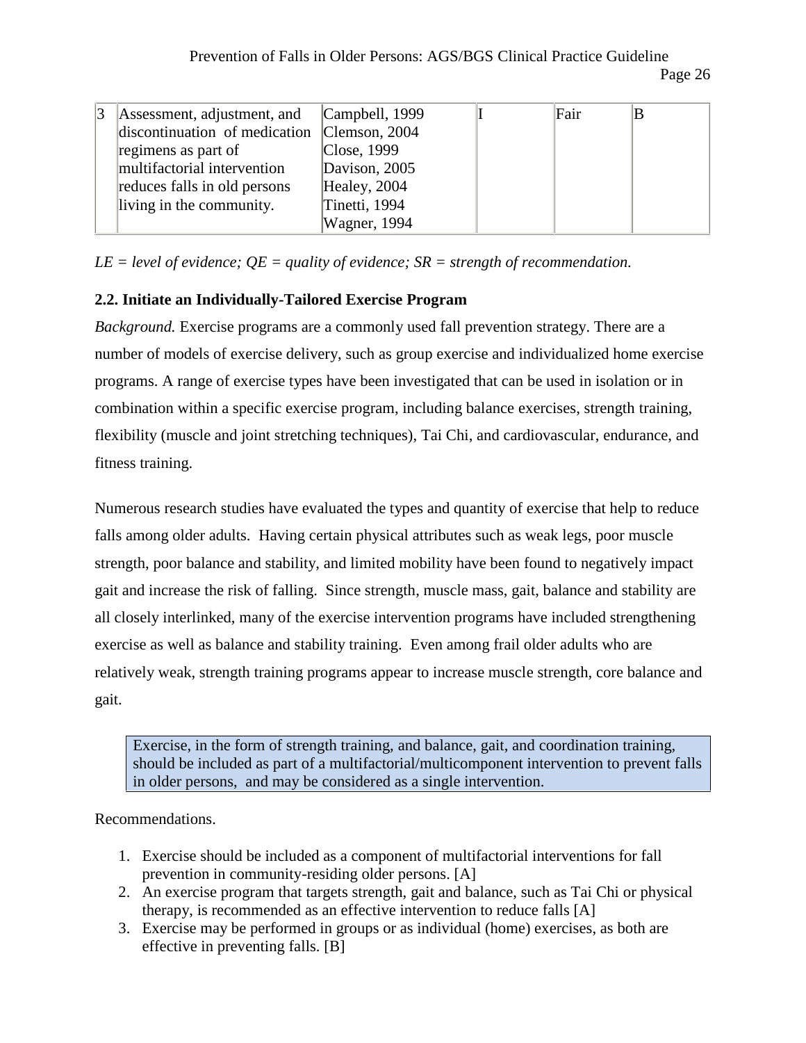| 3 | Assessment, adjustment, and discontinuation of medication regimens as part of multifactorial intervention reduces falls in old persons living in the community. | Campbell, 1999<br>Clemson, 2004<br>Close, 1999<br>Davison, 2005<br>Healey, 2004<br>Tinetti, 1994<br>Wagner, 1994 | I | Fair | B |
|---|---|---|---|---|---|

*LE = level of evidence; QE = quality of evidence; SR = strength of recommendation.*

### 2.2. Initiate an Individually-Tailored Exercise Program

*Background.* Exercise programs are a commonly used fall prevention strategy. There are a number of models of exercise delivery, such as group exercise and individualized home exercise programs. A range of exercise types have been investigated that can be used in isolation or in combination within a specific exercise program, including balance exercises, strength training, flexibility (muscle and joint stretching techniques), Tai Chi, and cardiovascular, endurance, and fitness training.

Numerous research studies have evaluated the types and quantity of exercise that help to reduce falls among older adults. Having certain physical attributes such as weak legs, poor muscle strength, poor balance and stability, and limited mobility have been found to negatively impact gait and increase the risk of falling. Since strength, muscle mass, gait, balance and stability are all closely interlinked, many of the exercise intervention programs have included strengthening exercise as well as balance and stability training. Even among frail older adults who are relatively weak, strength training programs appear to increase muscle strength, core balance and gait.

> Exercise, in the form of strength training, and balance, gait, and coordination training, should be included as part of a multifactorial/multicomponent intervention to prevent falls in older persons, and may be considered as a single intervention.

Recommendations.

1. Exercise should be included as a component of multifactorial interventions for fall prevention in community-residing older persons. [A]
2. An exercise program that targets strength, gait and balance, such as Tai Chi or physical therapy, is recommended as an effective intervention to reduce falls [A]
3. Exercise may be performed in groups or as individual (home) exercises, as both are effective in preventing falls. [B]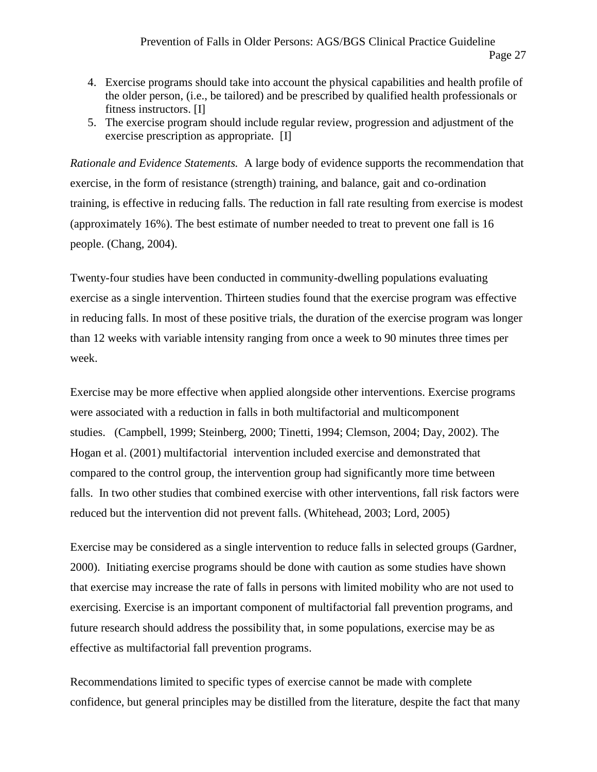4. Exercise programs should take into account the physical capabilities and health profile of the older person, (i.e., be tailored) and be prescribed by qualified health professionals or fitness instructors. [I]
5. The exercise program should include regular review, progression and adjustment of the exercise prescription as appropriate. [I]

*Rationale and Evidence Statements.* A large body of evidence supports the recommendation that exercise, in the form of resistance (strength) training, and balance, gait and co-ordination training, is effective in reducing falls. The reduction in fall rate resulting from exercise is modest (approximately 16%). The best estimate of number needed to treat to prevent one fall is 16 people. (Chang, 2004).

Twenty-four studies have been conducted in community-dwelling populations evaluating exercise as a single intervention. Thirteen studies found that the exercise program was effective in reducing falls. In most of these positive trials, the duration of the exercise program was longer than 12 weeks with variable intensity ranging from once a week to 90 minutes three times per week.

Exercise may be more effective when applied alongside other interventions. Exercise programs were associated with a reduction in falls in both multifactorial and multicomponent studies. (Campbell, 1999; Steinberg, 2000; Tinetti, 1994; Clemson, 2004; Day, 2002). The Hogan et al. (2001) multifactorial intervention included exercise and demonstrated that compared to the control group, the intervention group had significantly more time between falls. In two other studies that combined exercise with other interventions, fall risk factors were reduced but the intervention did not prevent falls. (Whitehead, 2003; Lord, 2005)

Exercise may be considered as a single intervention to reduce falls in selected groups (Gardner, 2000). Initiating exercise programs should be done with caution as some studies have shown that exercise may increase the rate of falls in persons with limited mobility who are not used to exercising. Exercise is an important component of multifactorial fall prevention programs, and future research should address the possibility that, in some populations, exercise may be as effective as multifactorial fall prevention programs.

Recommendations limited to specific types of exercise cannot be made with complete confidence, but general principles may be distilled from the literature, despite the fact that many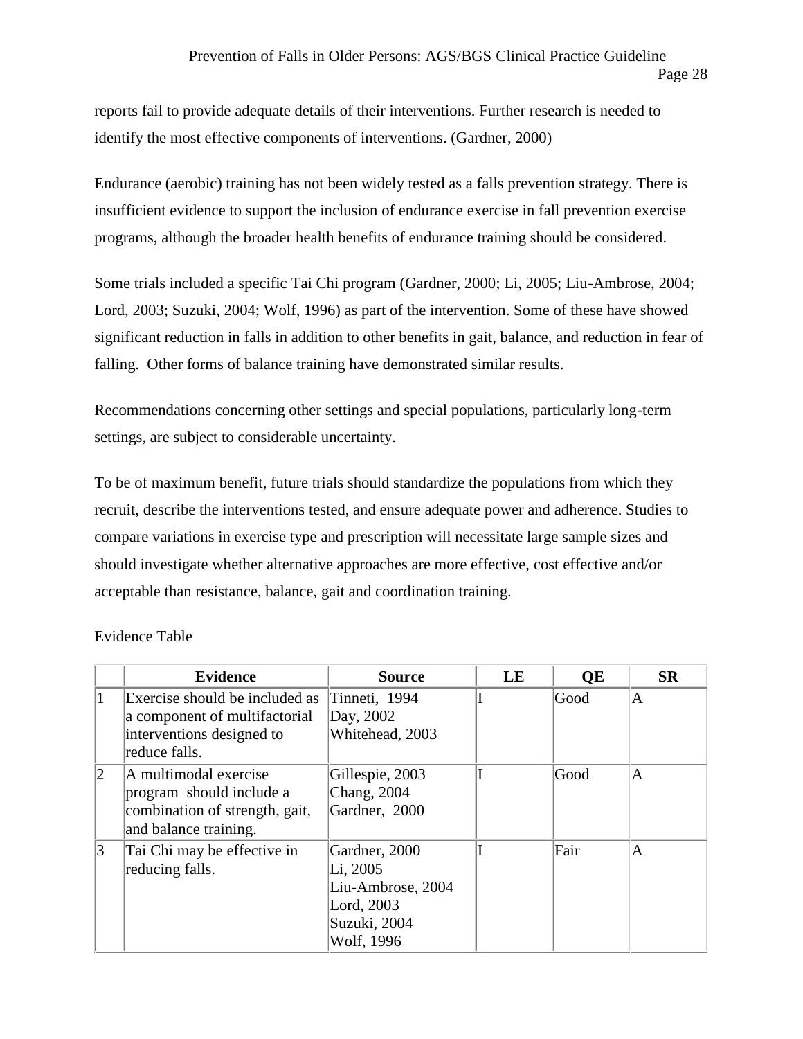reports fail to provide adequate details of their interventions. Further research is needed to identify the most effective components of interventions. (Gardner, 2000)

Endurance (aerobic) training has not been widely tested as a falls prevention strategy. There is insufficient evidence to support the inclusion of endurance exercise in fall prevention exercise programs, although the broader health benefits of endurance training should be considered.

Some trials included a specific Tai Chi program (Gardner, 2000; Li, 2005; Liu-Ambrose, 2004; Lord, 2003; Suzuki, 2004; Wolf, 1996) as part of the intervention. Some of these have showed significant reduction in falls in addition to other benefits in gait, balance, and reduction in fear of falling. Other forms of balance training have demonstrated similar results.

Recommendations concerning other settings and special populations, particularly long-term settings, are subject to considerable uncertainty.

To be of maximum benefit, future trials should standardize the populations from which they recruit, describe the interventions tested, and ensure adequate power and adherence. Studies to compare variations in exercise type and prescription will necessitate large sample sizes and should investigate whether alternative approaches are more effective, cost effective and/or acceptable than resistance, balance, gait and coordination training.

Evidence Table

| | Evidence | Source | LE | QE | SR |
|---|---|---|---|---|---|
| 1 | Exercise should be included as a component of multifactorial interventions designed to reduce falls. | Tinneti, 1994<br>Day, 2002<br>Whitehead, 2003 | I | Good | A |
| 2 | A multimodal exercise program should include a combination of strength, gait, and balance training. | Gillespie, 2003<br>Chang, 2004<br>Gardner, 2000 | I | Good | A |
| 3 | Tai Chi may be effective in reducing falls. | Gardner, 2000<br>Li, 2005<br>Liu-Ambrose, 2004<br>Lord, 2003<br>Suzuki, 2004<br>Wolf, 1996 | I | Fair | A |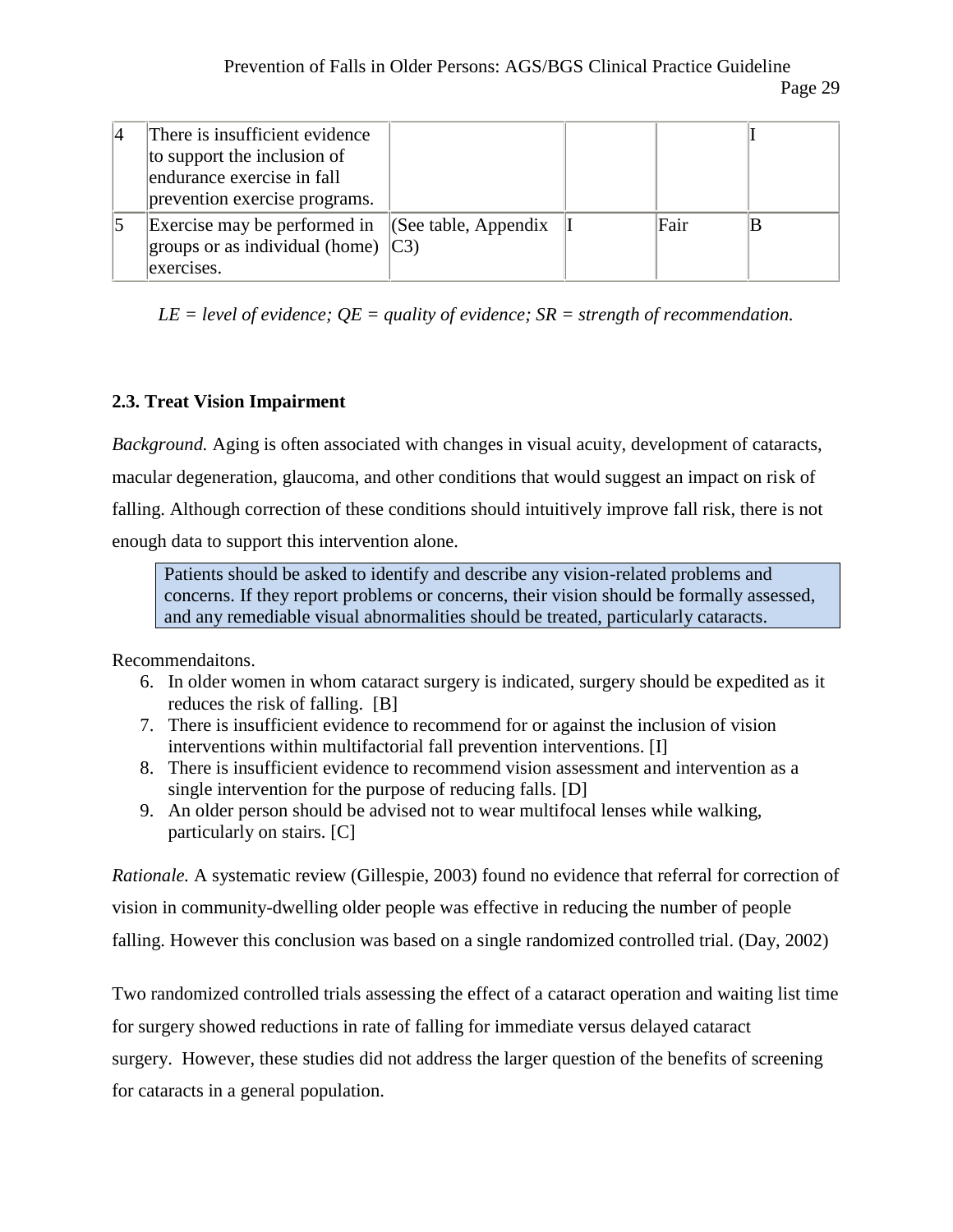| | | | | | |
|---|---|---|---|---|---|
| 4 | There is insufficient evidence to support the inclusion of endurance exercise in fall prevention exercise programs. | | | | I |
| 5 | Exercise may be performed in groups or as individual (home) exercises. | (See table, Appendix C3) | I | Fair | B |

*LE = level of evidence; QE = quality of evidence; SR = strength of recommendation.*

### 2.3. Treat Vision Impairment

*Background.* Aging is often associated with changes in visual acuity, development of cataracts, macular degeneration, glaucoma, and other conditions that would suggest an impact on risk of falling. Although correction of these conditions should intuitively improve fall risk, there is not enough data to support this intervention alone.

> Patients should be asked to identify and describe any vision-related problems and concerns. If they report problems or concerns, their vision should be formally assessed, and any remediable visual abnormalities should be treated, particularly cataracts.

Recommendaitons.

6. In older women in whom cataract surgery is indicated, surgery should be expedited as it reduces the risk of falling. [B]
7. There is insufficient evidence to recommend for or against the inclusion of vision interventions within multifactorial fall prevention interventions. [I]
8. There is insufficient evidence to recommend vision assessment and intervention as a single intervention for the purpose of reducing falls. [D]
9. An older person should be advised not to wear multifocal lenses while walking, particularly on stairs. [C]

*Rationale.* A systematic review (Gillespie, 2003) found no evidence that referral for correction of vision in community-dwelling older people was effective in reducing the number of people falling. However this conclusion was based on a single randomized controlled trial. (Day, 2002)

Two randomized controlled trials assessing the effect of a cataract operation and waiting list time for surgery showed reductions in rate of falling for immediate versus delayed cataract surgery. However, these studies did not address the larger question of the benefits of screening for cataracts in a general population.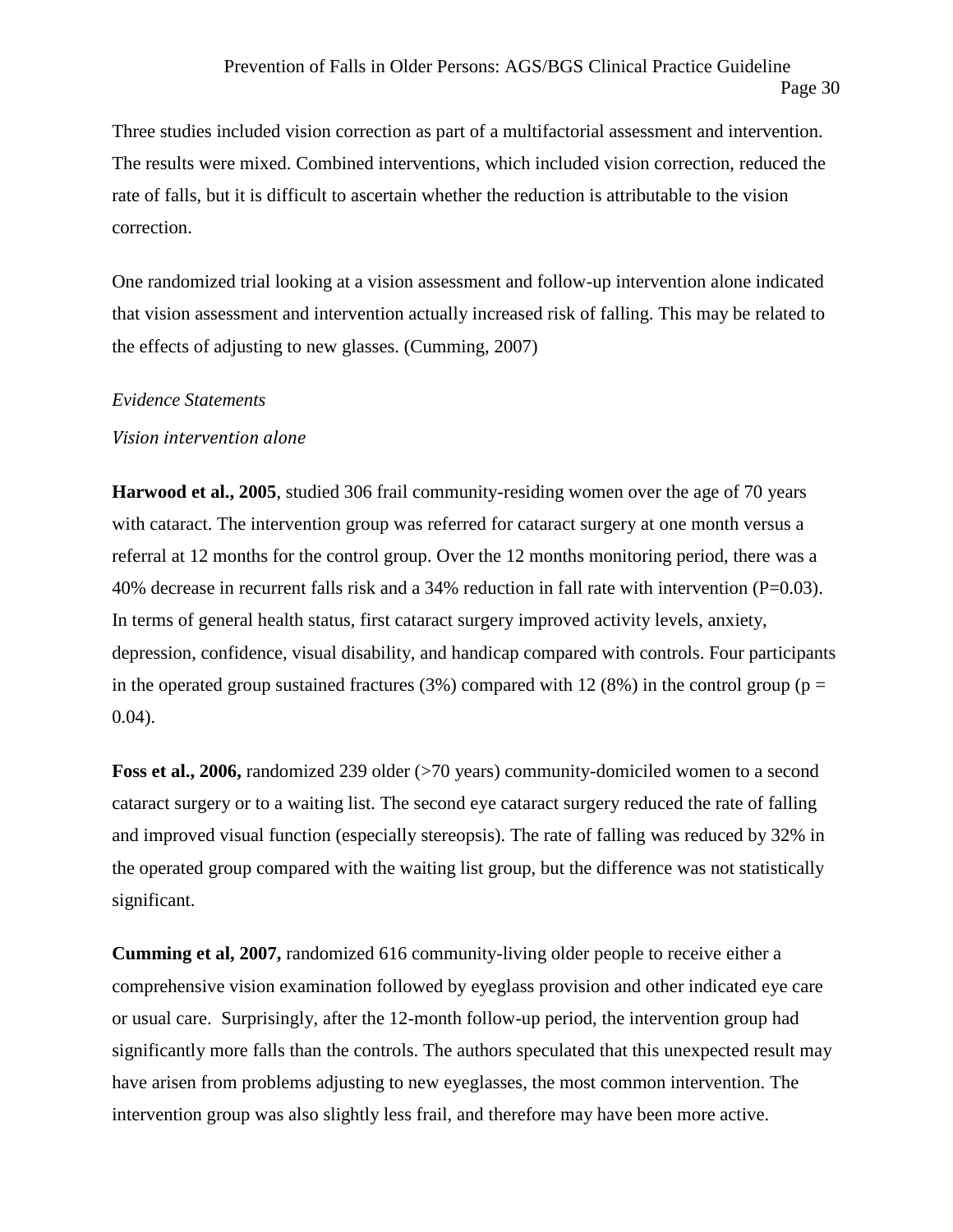Three studies included vision correction as part of a multifactorial assessment and intervention. The results were mixed. Combined interventions, which included vision correction, reduced the rate of falls, but it is difficult to ascertain whether the reduction is attributable to the vision correction.

One randomized trial looking at a vision assessment and follow-up intervention alone indicated that vision assessment and intervention actually increased risk of falling. This may be related to the effects of adjusting to new glasses. (Cumming, 2007)

*Evidence Statements*

*Vision intervention alone*

**Harwood et al., 2005**, studied 306 frail community-residing women over the age of 70 years with cataract. The intervention group was referred for cataract surgery at one month versus a referral at 12 months for the control group. Over the 12 months monitoring period, there was a 40% decrease in recurrent falls risk and a 34% reduction in fall rate with intervention ($P=0.03$). In terms of general health status, first cataract surgery improved activity levels, anxiety, depression, confidence, visual disability, and handicap compared with controls. Four participants in the operated group sustained fractures (3%) compared with 12 (8%) in the control group ($p = 0.04$).

**Foss et al., 2006,** randomized 239 older (>70 years) community-domiciled women to a second cataract surgery or to a waiting list. The second eye cataract surgery reduced the rate of falling and improved visual function (especially stereopsis). The rate of falling was reduced by 32% in the operated group compared with the waiting list group, but the difference was not statistically significant.

**Cumming et al, 2007,** randomized 616 community-living older people to receive either a comprehensive vision examination followed by eyeglass provision and other indicated eye care or usual care. Surprisingly, after the 12-month follow-up period, the intervention group had significantly more falls than the controls. The authors speculated that this unexpected result may have arisen from problems adjusting to new eyeglasses, the most common intervention. The intervention group was also slightly less frail, and therefore may have been more active.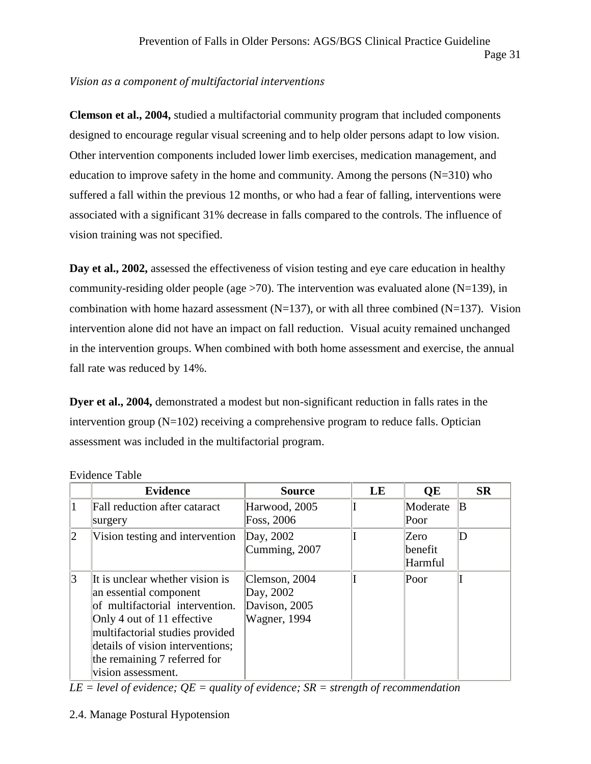*Vision as a component of multifactorial interventions*

**Clemson et al., 2004,** studied a multifactorial community program that included components designed to encourage regular visual screening and to help older persons adapt to low vision. Other intervention components included lower limb exercises, medication management, and education to improve safety in the home and community. Among the persons (N=310) who suffered a fall within the previous 12 months, or who had a fear of falling, interventions were associated with a significant 31% decrease in falls compared to the controls. The influence of vision training was not specified.

**Day et al., 2002,** assessed the effectiveness of vision testing and eye care education in healthy community-residing older people (age >70). The intervention was evaluated alone (N=139), in combination with home hazard assessment (N=137), or with all three combined (N=137). Vision intervention alone did not have an impact on fall reduction. Visual acuity remained unchanged in the intervention groups. When combined with both home assessment and exercise, the annual fall rate was reduced by 14%.

**Dyer et al., 2004,** demonstrated a modest but non-significant reduction in falls rates in the intervention group (N=102) receiving a comprehensive program to reduce falls. Optician assessment was included in the multifactorial program.

Evidence Table

| | Evidence | Source | LE | QE | SR |
|---|---|---|---|---|---|
| 1 | Fall reduction after cataract surgery | Harwood, 2005<br>Foss, 2006 | I | Moderate<br>Poor | B |
| 2 | Vision testing and intervention | Day, 2002<br>Cumming, 2007 | I | Zero benefit<br>Harmful | D |
| 3 | It is unclear whether vision is an essential component of multifactorial intervention. Only 4 out of 11 effective multifactorial studies provided details of vision interventions; the remaining 7 referred for vision assessment. | Clemson, 2004<br>Day, 2002<br>Davison, 2005<br>Wagner, 1994 | I | Poor | I |

*LE = level of evidence; QE = quality of evidence; SR = strength of recommendation*

2.4. Manage Postural Hypotension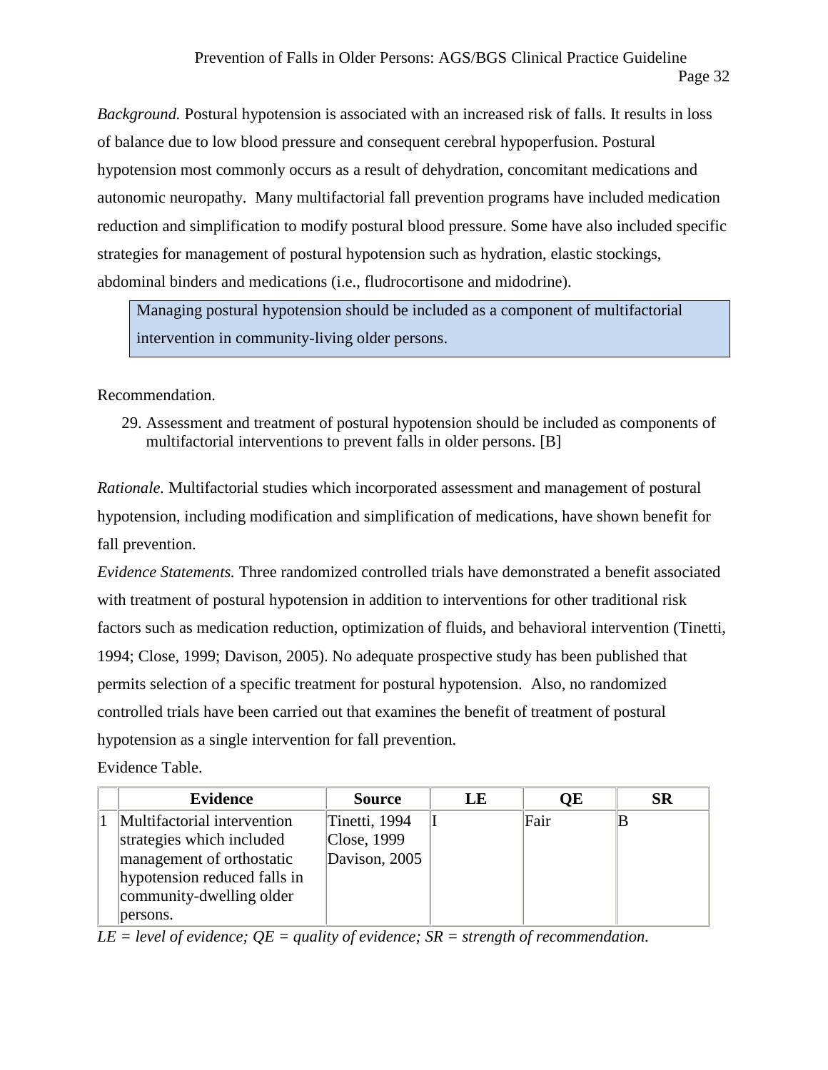*Background.* Postural hypotension is associated with an increased risk of falls. It results in loss of balance due to low blood pressure and consequent cerebral hypoperfusion. Postural hypotension most commonly occurs as a result of dehydration, concomitant medications and autonomic neuropathy. Many multifactorial fall prevention programs have included medication reduction and simplification to modify postural blood pressure. Some have also included specific strategies for management of postural hypotension such as hydration, elastic stockings, abdominal binders and medications (i.e., fludrocortisone and midodrine).

> Managing postural hypotension should be included as a component of multifactorial intervention in community-living older persons.

Recommendation.

29. Assessment and treatment of postural hypotension should be included as components of multifactorial interventions to prevent falls in older persons. [B]

*Rationale.* Multifactorial studies which incorporated assessment and management of postural hypotension, including modification and simplification of medications, have shown benefit for fall prevention.

*Evidence Statements.* Three randomized controlled trials have demonstrated a benefit associated with treatment of postural hypotension in addition to interventions for other traditional risk factors such as medication reduction, optimization of fluids, and behavioral intervention (Tinetti, 1994; Close, 1999; Davison, 2005). No adequate prospective study has been published that permits selection of a specific treatment for postural hypotension. Also, no randomized controlled trials have been carried out that examines the benefit of treatment of postural hypotension as a single intervention for fall prevention.

Evidence Table.

| | Evidence | Source | LE | QE | SR |
|---|---|---|---|---|---|
| 1 | Multifactorial intervention strategies which included management of orthostatic hypotension reduced falls in community-dwelling older persons. | Tinetti, 1994 Close, 1999 Davison, 2005 | I | Fair | B |

*LE = level of evidence; QE = quality of evidence; SR = strength of recommendation.*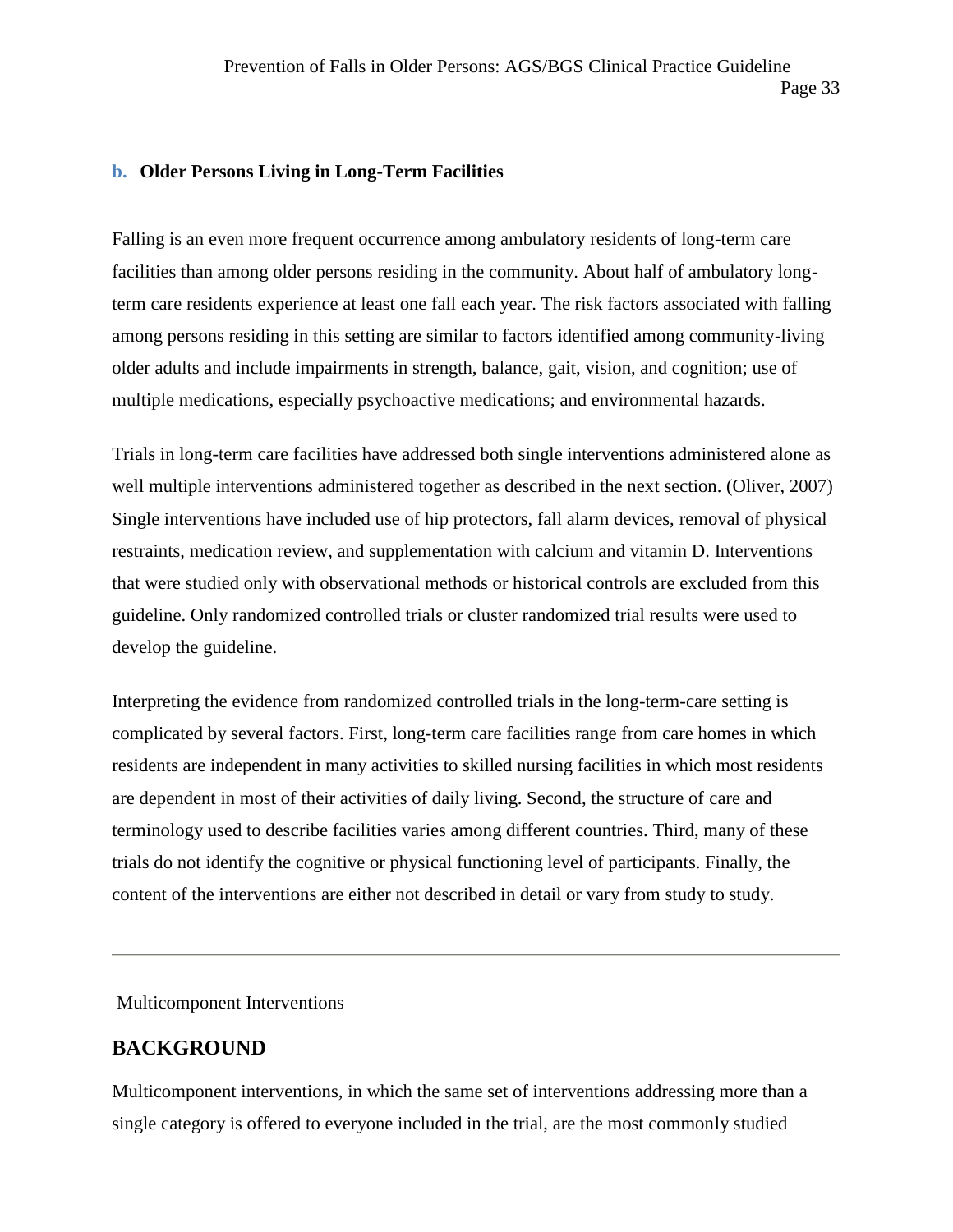### b. Older Persons Living in Long-Term Facilities

Falling is an even more frequent occurrence among ambulatory residents of long-term care facilities than among older persons residing in the community. About half of ambulatory long-term care residents experience at least one fall each year. The risk factors associated with falling among persons residing in this setting are similar to factors identified among community-living older adults and include impairments in strength, balance, gait, vision, and cognition; use of multiple medications, especially psychoactive medications; and environmental hazards.

Trials in long-term care facilities have addressed both single interventions administered alone as well multiple interventions administered together as described in the next section. (Oliver, 2007) Single interventions have included use of hip protectors, fall alarm devices, removal of physical restraints, medication review, and supplementation with calcium and vitamin D. Interventions that were studied only with observational methods or historical controls are excluded from this guideline. Only randomized controlled trials or cluster randomized trial results were used to develop the guideline.

Interpreting the evidence from randomized controlled trials in the long-term-care setting is complicated by several factors. First, long-term care facilities range from care homes in which residents are independent in many activities to skilled nursing facilities in which most residents are dependent in most of their activities of daily living. Second, the structure of care and terminology used to describe facilities varies among different countries. Third, many of these trials do not identify the cognitive or physical functioning level of participants. Finally, the content of the interventions are either not described in detail or vary from study to study.

---

Multicomponent Interventions

## BACKGROUND

Multicomponent interventions, in which the same set of interventions addressing more than a single category is offered to everyone included in the trial, are the most commonly studied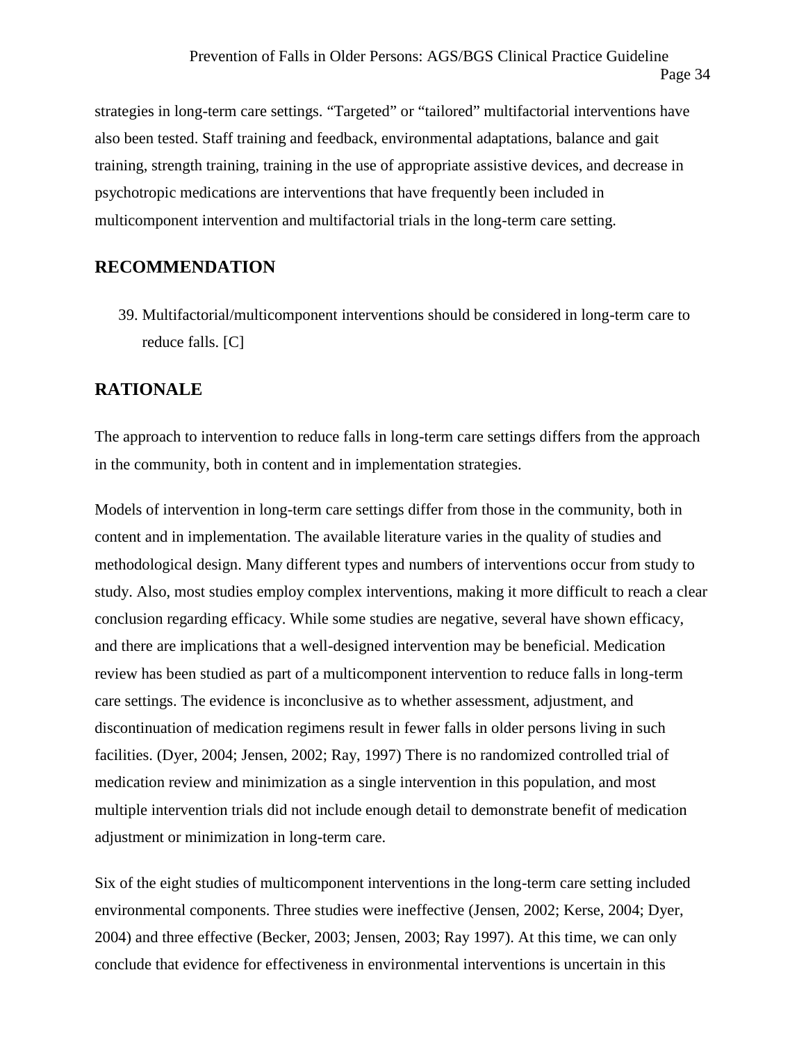strategies in long-term care settings. “Targeted” or “tailored” multifactorial interventions have also been tested. Staff training and feedback, environmental adaptations, balance and gait training, strength training, training in the use of appropriate assistive devices, and decrease in psychotropic medications are interventions that have frequently been included in multicomponent intervention and multifactorial trials in the long-term care setting.

## RECOMMENDATION

39. Multifactorial/multicomponent interventions should be considered in long-term care to reduce falls. [C]

## RATIONALE

The approach to intervention to reduce falls in long-term care settings differs from the approach in the community, both in content and in implementation strategies.

Models of intervention in long-term care settings differ from those in the community, both in content and in implementation. The available literature varies in the quality of studies and methodological design. Many different types and numbers of interventions occur from study to study. Also, most studies employ complex interventions, making it more difficult to reach a clear conclusion regarding efficacy. While some studies are negative, several have shown efficacy, and there are implications that a well-designed intervention may be beneficial. Medication review has been studied as part of a multicomponent intervention to reduce falls in long-term care settings. The evidence is inconclusive as to whether assessment, adjustment, and discontinuation of medication regimens result in fewer falls in older persons living in such facilities. (Dyer, 2004; Jensen, 2002; Ray, 1997) There is no randomized controlled trial of medication review and minimization as a single intervention in this population, and most multiple intervention trials did not include enough detail to demonstrate benefit of medication adjustment or minimization in long-term care.

Six of the eight studies of multicomponent interventions in the long-term care setting included environmental components. Three studies were ineffective (Jensen, 2002; Kerse, 2004; Dyer, 2004) and three effective (Becker, 2003; Jensen, 2003; Ray 1997). At this time, we can only conclude that evidence for effectiveness in environmental interventions is uncertain in this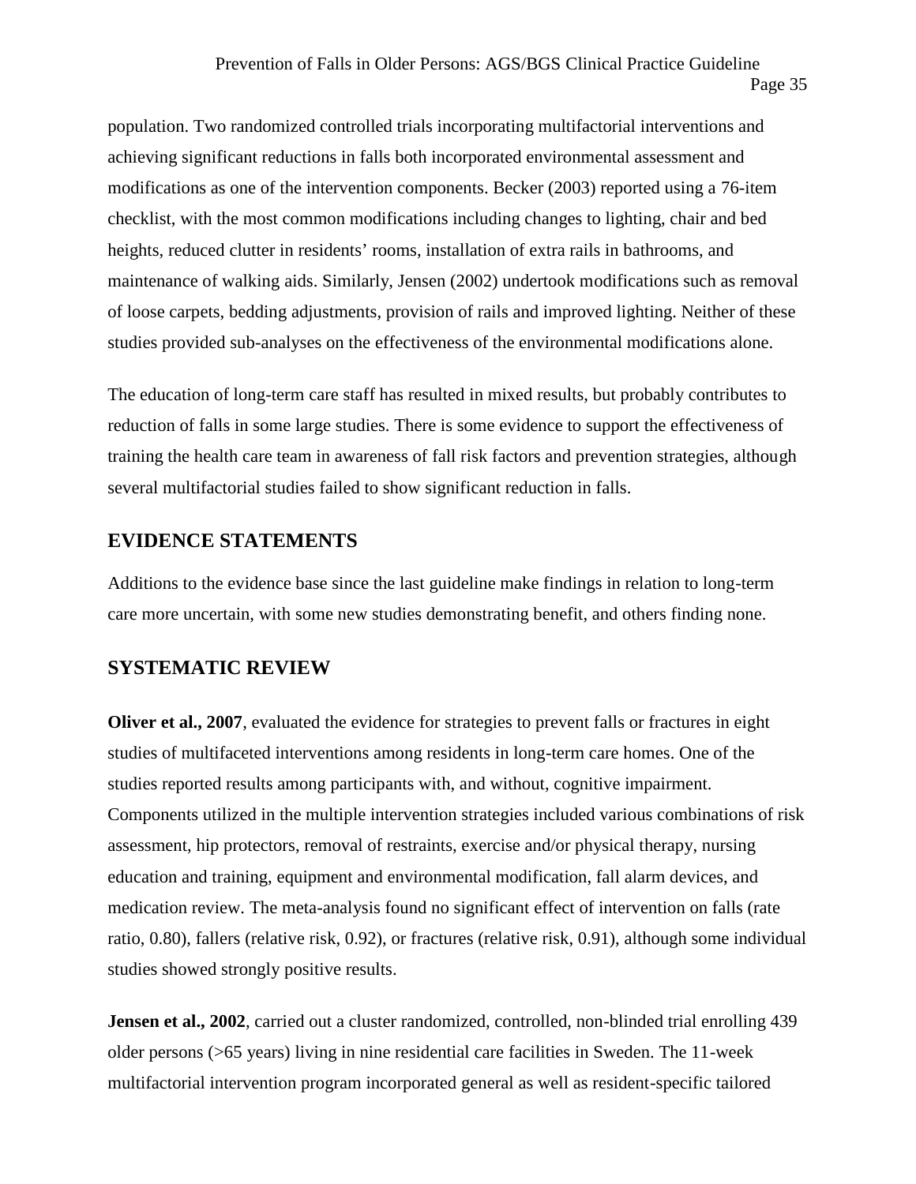population. Two randomized controlled trials incorporating multifactorial interventions and achieving significant reductions in falls both incorporated environmental assessment and modifications as one of the intervention components. Becker (2003) reported using a 76-item checklist, with the most common modifications including changes to lighting, chair and bed heights, reduced clutter in residents' rooms, installation of extra rails in bathrooms, and maintenance of walking aids. Similarly, Jensen (2002) undertook modifications such as removal of loose carpets, bedding adjustments, provision of rails and improved lighting. Neither of these studies provided sub-analyses on the effectiveness of the environmental modifications alone.

The education of long-term care staff has resulted in mixed results, but probably contributes to reduction of falls in some large studies. There is some evidence to support the effectiveness of training the health care team in awareness of fall risk factors and prevention strategies, although several multifactorial studies failed to show significant reduction in falls.

## EVIDENCE STATEMENTS

Additions to the evidence base since the last guideline make findings in relation to long-term care more uncertain, with some new studies demonstrating benefit, and others finding none.

## SYSTEMATIC REVIEW

**Oliver et al., 2007**, evaluated the evidence for strategies to prevent falls or fractures in eight studies of multifaceted interventions among residents in long-term care homes. One of the studies reported results among participants with, and without, cognitive impairment. Components utilized in the multiple intervention strategies included various combinations of risk assessment, hip protectors, removal of restraints, exercise and/or physical therapy, nursing education and training, equipment and environmental modification, fall alarm devices, and medication review. The meta-analysis found no significant effect of intervention on falls (rate ratio, 0.80), fallers (relative risk, 0.92), or fractures (relative risk, 0.91), although some individual studies showed strongly positive results.

**Jensen et al., 2002**, carried out a cluster randomized, controlled, non-blinded trial enrolling 439 older persons (>65 years) living in nine residential care facilities in Sweden. The 11-week multifactorial intervention program incorporated general as well as resident-specific tailored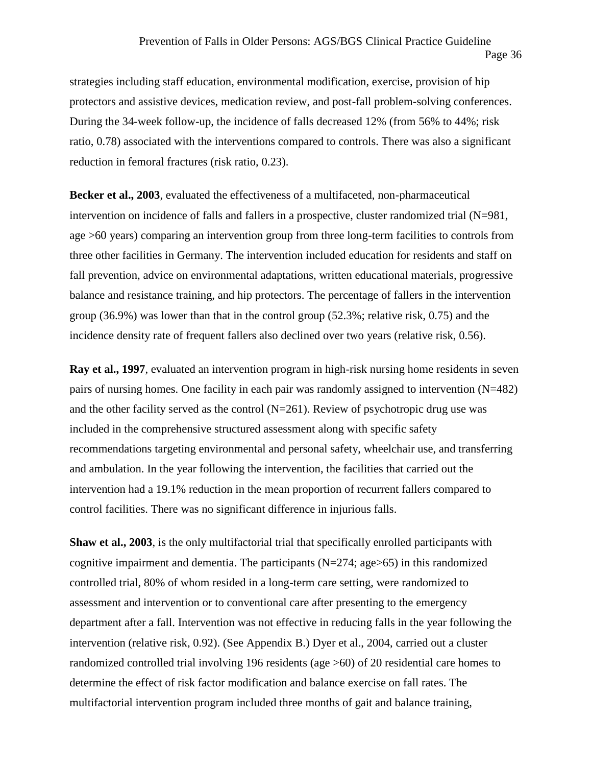strategies including staff education, environmental modification, exercise, provision of hip protectors and assistive devices, medication review, and post-fall problem-solving conferences. During the 34-week follow-up, the incidence of falls decreased 12% (from 56% to 44%; risk ratio, 0.78) associated with the interventions compared to controls. There was also a significant reduction in femoral fractures (risk ratio, 0.23).

**Becker et al., 2003**, evaluated the effectiveness of a multifaceted, non-pharmaceutical intervention on incidence of falls and fallers in a prospective, cluster randomized trial (N=981, age >60 years) comparing an intervention group from three long-term facilities to controls from three other facilities in Germany. The intervention included education for residents and staff on fall prevention, advice on environmental adaptations, written educational materials, progressive balance and resistance training, and hip protectors. The percentage of fallers in the intervention group (36.9%) was lower than that in the control group (52.3%; relative risk, 0.75) and the incidence density rate of frequent fallers also declined over two years (relative risk, 0.56).

**Ray et al., 1997**, evaluated an intervention program in high-risk nursing home residents in seven pairs of nursing homes. One facility in each pair was randomly assigned to intervention (N=482) and the other facility served as the control (N=261). Review of psychotropic drug use was included in the comprehensive structured assessment along with specific safety recommendations targeting environmental and personal safety, wheelchair use, and transferring and ambulation. In the year following the intervention, the facilities that carried out the intervention had a 19.1% reduction in the mean proportion of recurrent fallers compared to control facilities. There was no significant difference in injurious falls.

**Shaw et al., 2003**, is the only multifactorial trial that specifically enrolled participants with cognitive impairment and dementia. The participants (N=274; age>65) in this randomized controlled trial, 80% of whom resided in a long-term care setting, were randomized to assessment and intervention or to conventional care after presenting to the emergency department after a fall. Intervention was not effective in reducing falls in the year following the intervention (relative risk, 0.92). (See Appendix B.) Dyer et al., 2004, carried out a cluster randomized controlled trial involving 196 residents (age >60) of 20 residential care homes to determine the effect of risk factor modification and balance exercise on fall rates. The multifactorial intervention program included three months of gait and balance training,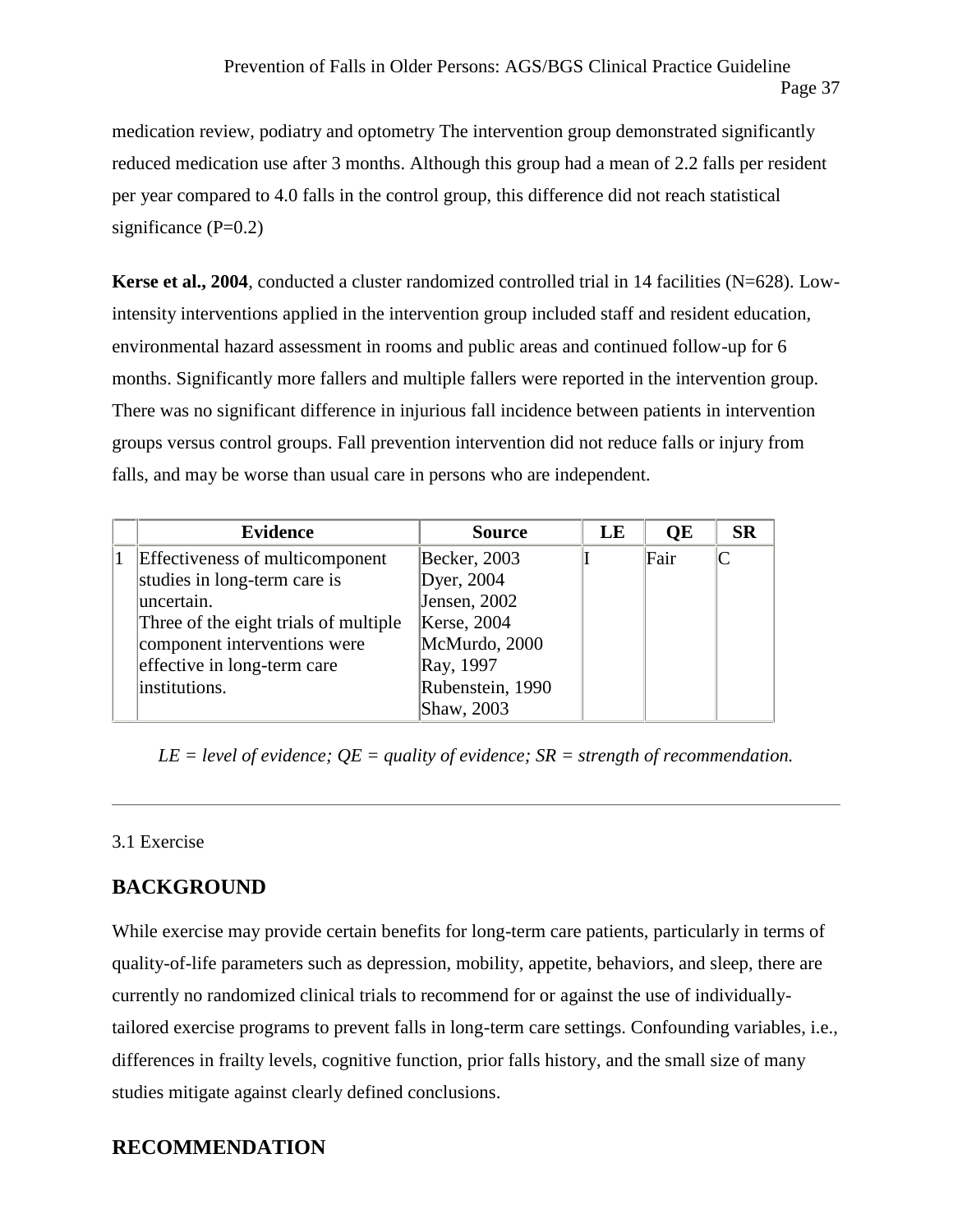medication review, podiatry and optometry The intervention group demonstrated significantly reduced medication use after 3 months. Although this group had a mean of 2.2 falls per resident per year compared to 4.0 falls in the control group, this difference did not reach statistical significance (P=0.2)

**Kerse et al., 2004**, conducted a cluster randomized controlled trial in 14 facilities (N=628). Low-intensity interventions applied in the intervention group included staff and resident education, environmental hazard assessment in rooms and public areas and continued follow-up for 6 months. Significantly more fallers and multiple fallers were reported in the intervention group. There was no significant difference in injurious fall incidence between patients in intervention groups versus control groups. Fall prevention intervention did not reduce falls or injury from falls, and may be worse than usual care in persons who are independent.

| | Evidence | Source | LE | QE | SR |
|---|---|---|---|---|---|
| 1 | Effectiveness of multicomponent studies in long-term care is uncertain.<br>Three of the eight trials of multiple component interventions were effective in long-term care institutions. | Becker, 2003<br>Dyer, 2004<br>Jensen, 2002<br>Kerse, 2004<br>McMurdo, 2000<br>Ray, 1997<br>Rubenstein, 1990<br>Shaw, 2003 | I | Fair | C |

*LE = level of evidence; QE = quality of evidence; SR = strength of recommendation.*

---

3.1 Exercise

## BACKGROUND

While exercise may provide certain benefits for long-term care patients, particularly in terms of quality-of-life parameters such as depression, mobility, appetite, behaviors, and sleep, there are currently no randomized clinical trials to recommend for or against the use of individually-tailored exercise programs to prevent falls in long-term care settings. Confounding variables, i.e., differences in frailty levels, cognitive function, prior falls history, and the small size of many studies mitigate against clearly defined conclusions.

## RECOMMENDATION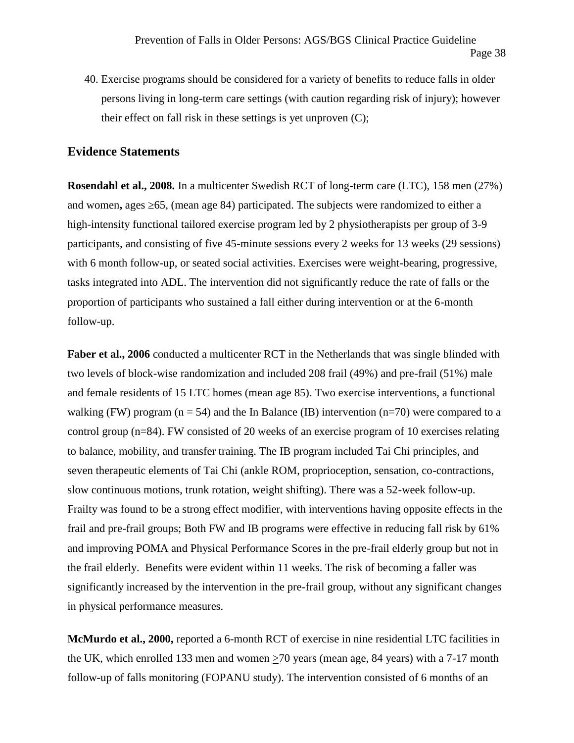40. Exercise programs should be considered for a variety of benefits to reduce falls in older persons living in long-term care settings (with caution regarding risk of injury); however their effect on fall risk in these settings is yet unproven (C);

## Evidence Statements

**Rosendahl et al., 2008.** In a multicenter Swedish RCT of long-term care (LTC), 158 men (27%) and women**,** ages ≥65, (mean age 84) participated. The subjects were randomized to either a high-intensity functional tailored exercise program led by 2 physiotherapists per group of 3-9 participants, and consisting of five 45-minute sessions every 2 weeks for 13 weeks (29 sessions) with 6 month follow-up, or seated social activities. Exercises were weight-bearing, progressive, tasks integrated into ADL. The intervention did not significantly reduce the rate of falls or the proportion of participants who sustained a fall either during intervention or at the 6-month follow-up.

**Faber et al., 2006** conducted a multicenter RCT in the Netherlands that was single blinded with two levels of block-wise randomization and included 208 frail (49%) and pre-frail (51%) male and female residents of 15 LTC homes (mean age 85). Two exercise interventions, a functional walking (FW) program (n = 54) and the In Balance (IB) intervention (n=70) were compared to a control group (n=84). FW consisted of 20 weeks of an exercise program of 10 exercises relating to balance, mobility, and transfer training. The IB program included Tai Chi principles, and seven therapeutic elements of Tai Chi (ankle ROM, proprioception, sensation, co-contractions, slow continuous motions, trunk rotation, weight shifting). There was a 52-week follow-up. Frailty was found to be a strong effect modifier, with interventions having opposite effects in the frail and pre-frail groups; Both FW and IB programs were effective in reducing fall risk by 61% and improving POMA and Physical Performance Scores in the pre-frail elderly group but not in the frail elderly. Benefits were evident within 11 weeks. The risk of becoming a faller was significantly increased by the intervention in the pre-frail group, without any significant changes in physical performance measures.

**McMurdo et al., 2000,** reported a 6-month RCT of exercise in nine residential LTC facilities in the UK, which enrolled 133 men and women ≥70 years (mean age, 84 years) with a 7-17 month follow-up of falls monitoring (FOPANU study). The intervention consisted of 6 months of an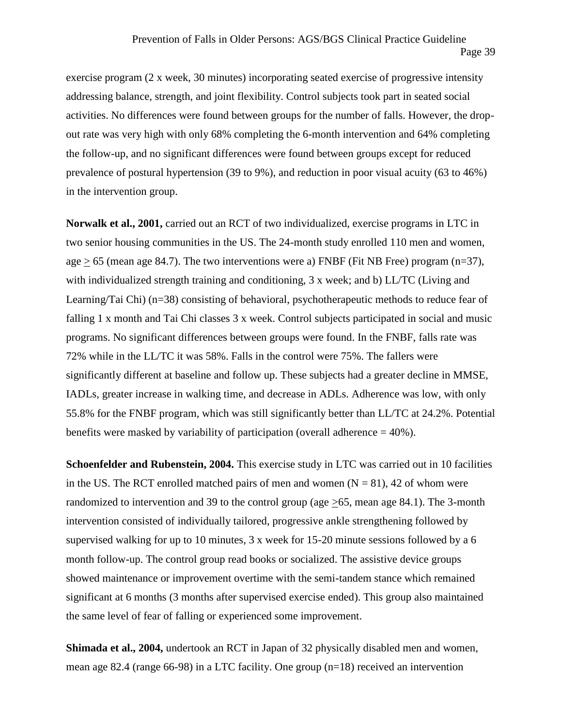exercise program (2 x week, 30 minutes) incorporating seated exercise of progressive intensity addressing balance, strength, and joint flexibility. Control subjects took part in seated social activities. No differences were found between groups for the number of falls. However, the drop-out rate was very high with only 68% completing the 6-month intervention and 64% completing the follow-up, and no significant differences were found between groups except for reduced prevalence of postural hypertension (39 to 9%), and reduction in poor visual acuity (63 to 46%) in the intervention group.

**Norwalk et al., 2001,** carried out an RCT of two individualized, exercise programs in LTC in two senior housing communities in the US. The 24-month study enrolled 110 men and women, age ≥ 65 (mean age 84.7). The two interventions were a) FNBF (Fit NB Free) program (n=37), with individualized strength training and conditioning, 3 x week; and b) LL/TC (Living and Learning/Tai Chi) (n=38) consisting of behavioral, psychotherapeutic methods to reduce fear of falling 1 x month and Tai Chi classes 3 x week. Control subjects participated in social and music programs. No significant differences between groups were found. In the FNBF, falls rate was 72% while in the LL/TC it was 58%. Falls in the control were 75%. The fallers were significantly different at baseline and follow up. These subjects had a greater decline in MMSE, IADLs, greater increase in walking time, and decrease in ADLs. Adherence was low, with only 55.8% for the FNBF program, which was still significantly better than LL/TC at 24.2%. Potential benefits were masked by variability of participation (overall adherence = 40%).

**Schoenfelder and Rubenstein, 2004.** This exercise study in LTC was carried out in 10 facilities in the US. The RCT enrolled matched pairs of men and women (N = 81), 42 of whom were randomized to intervention and 39 to the control group (age ≥65, mean age 84.1). The 3-month intervention consisted of individually tailored, progressive ankle strengthening followed by supervised walking for up to 10 minutes, 3 x week for 15-20 minute sessions followed by a 6 month follow-up. The control group read books or socialized. The assistive device groups showed maintenance or improvement overtime with the semi-tandem stance which remained significant at 6 months (3 months after supervised exercise ended). This group also maintained the same level of fear of falling or experienced some improvement.

**Shimada et al., 2004,** undertook an RCT in Japan of 32 physically disabled men and women, mean age 82.4 (range 66-98) in a LTC facility. One group (n=18) received an intervention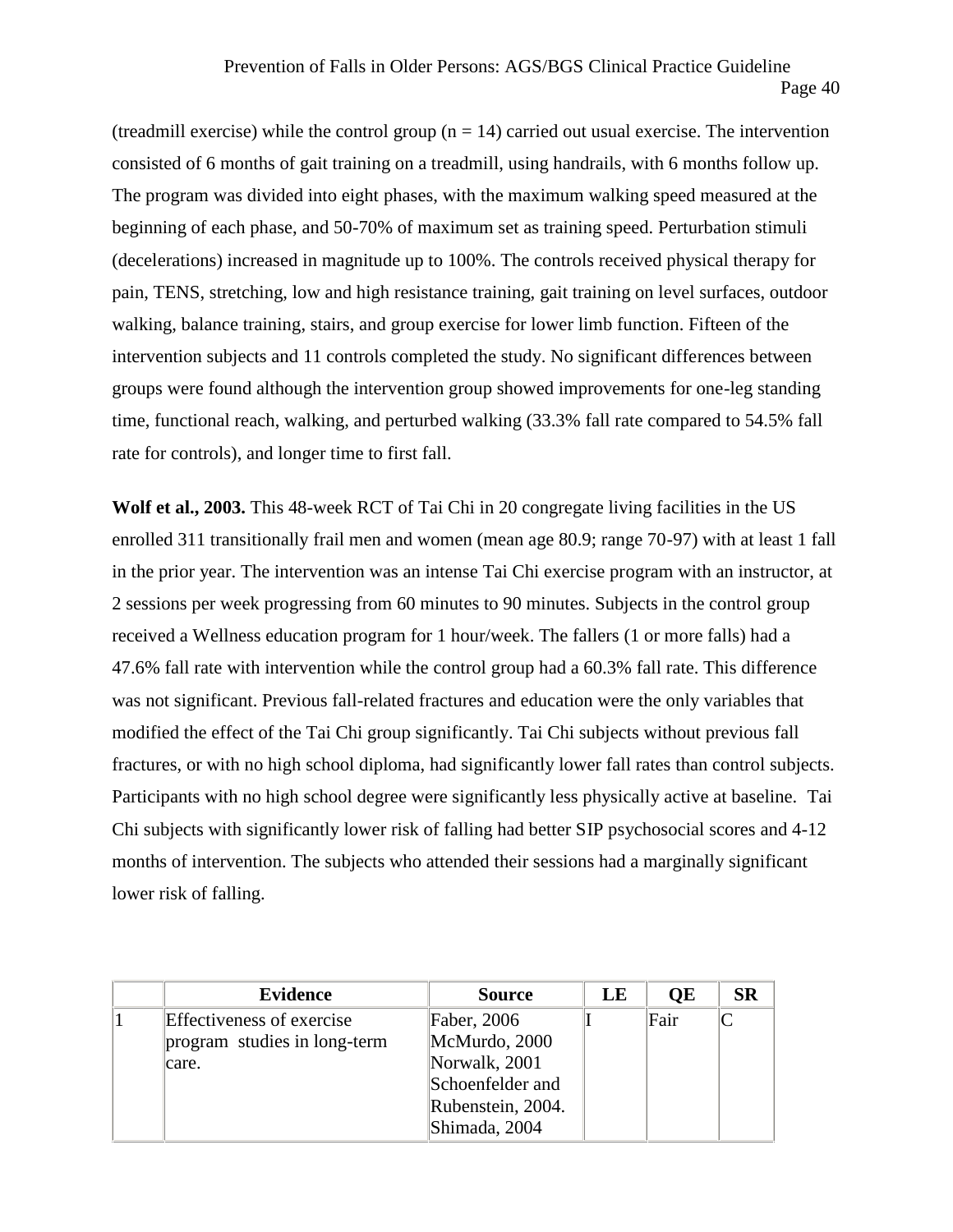(treadmill exercise) while the control group (n = 14) carried out usual exercise. The intervention consisted of 6 months of gait training on a treadmill, using handrails, with 6 months follow up. The program was divided into eight phases, with the maximum walking speed measured at the beginning of each phase, and 50-70% of maximum set as training speed. Perturbation stimuli (decelerations) increased in magnitude up to 100%. The controls received physical therapy for pain, TENS, stretching, low and high resistance training, gait training on level surfaces, outdoor walking, balance training, stairs, and group exercise for lower limb function. Fifteen of the intervention subjects and 11 controls completed the study. No significant differences between groups were found although the intervention group showed improvements for one-leg standing time, functional reach, walking, and perturbed walking (33.3% fall rate compared to 54.5% fall rate for controls), and longer time to first fall.

**Wolf et al., 2003.** This 48-week RCT of Tai Chi in 20 congregate living facilities in the US enrolled 311 transitionally frail men and women (mean age 80.9; range 70-97) with at least 1 fall in the prior year. The intervention was an intense Tai Chi exercise program with an instructor, at 2 sessions per week progressing from 60 minutes to 90 minutes. Subjects in the control group received a Wellness education program for 1 hour/week. The fallers (1 or more falls) had a 47.6% fall rate with intervention while the control group had a 60.3% fall rate. This difference was not significant. Previous fall-related fractures and education were the only variables that modified the effect of the Tai Chi group significantly. Tai Chi subjects without previous fall fractures, or with no high school diploma, had significantly lower fall rates than control subjects. Participants with no high school degree were significantly less physically active at baseline. Tai Chi subjects with significantly lower risk of falling had better SIP psychosocial scores and 4-12 months of intervention. The subjects who attended their sessions had a marginally significant lower risk of falling.

| | Evidence | Source | LE | QE | SR |
|---|---|---|---|---|---|
| 1 | Effectiveness of exercise program studies in long-term care. | Faber, 2006<br>McMurdo, 2000<br>Norwalk, 2001<br>Schoenfelder and Rubenstein, 2004.<br>Shimada, 2004 | I | Fair | C |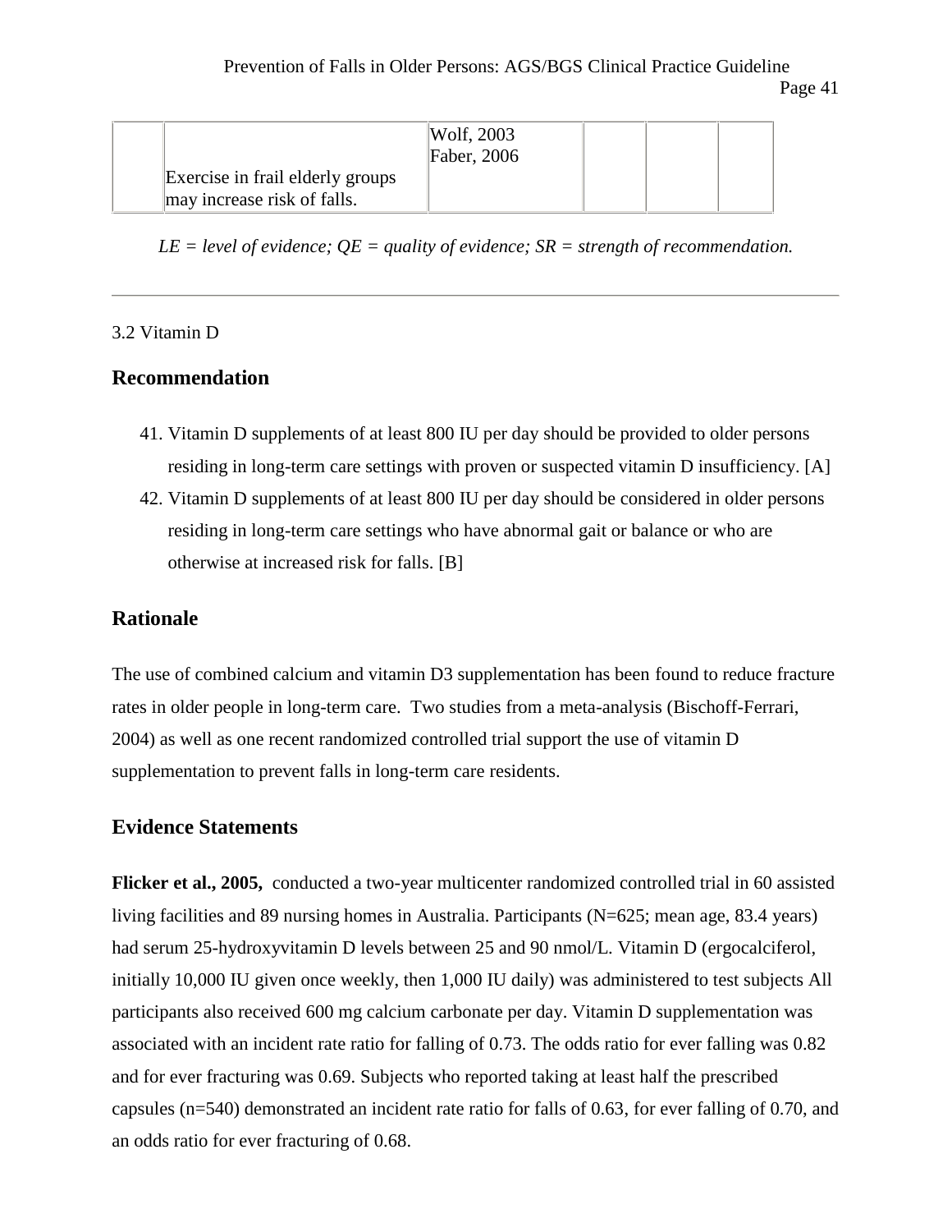|  | Exercise in frail elderly groups may increase risk of falls. | Wolf, 2003<br>Faber, 2006 |  |  |  |
|---|---|---|---|---|---|

*LE = level of evidence; QE = quality of evidence; SR = strength of recommendation.*

---

3.2 Vitamin D

## Recommendation

41. Vitamin D supplements of at least 800 IU per day should be provided to older persons residing in long-term care settings with proven or suspected vitamin D insufficiency. [A]
42. Vitamin D supplements of at least 800 IU per day should be considered in older persons residing in long-term care settings who have abnormal gait or balance or who are otherwise at increased risk for falls. [B]

## Rationale

The use of combined calcium and vitamin D3 supplementation has been found to reduce fracture rates in older people in long-term care. Two studies from a meta-analysis (Bischoff-Ferrari, 2004) as well as one recent randomized controlled trial support the use of vitamin D supplementation to prevent falls in long-term care residents.

## Evidence Statements

**Flicker et al., 2005,** conducted a two-year multicenter randomized controlled trial in 60 assisted living facilities and 89 nursing homes in Australia. Participants (N=625; mean age, 83.4 years) had serum 25-hydroxyvitamin D levels between 25 and 90 nmol/L. Vitamin D (ergocalciferol, initially 10,000 IU given once weekly, then 1,000 IU daily) was administered to test subjects All participants also received 600 mg calcium carbonate per day. Vitamin D supplementation was associated with an incident rate ratio for falling of 0.73. The odds ratio for ever falling was 0.82 and for ever fracturing was 0.69. Subjects who reported taking at least half the prescribed capsules (n=540) demonstrated an incident rate ratio for falls of 0.63, for ever falling of 0.70, and an odds ratio for ever fracturing of 0.68.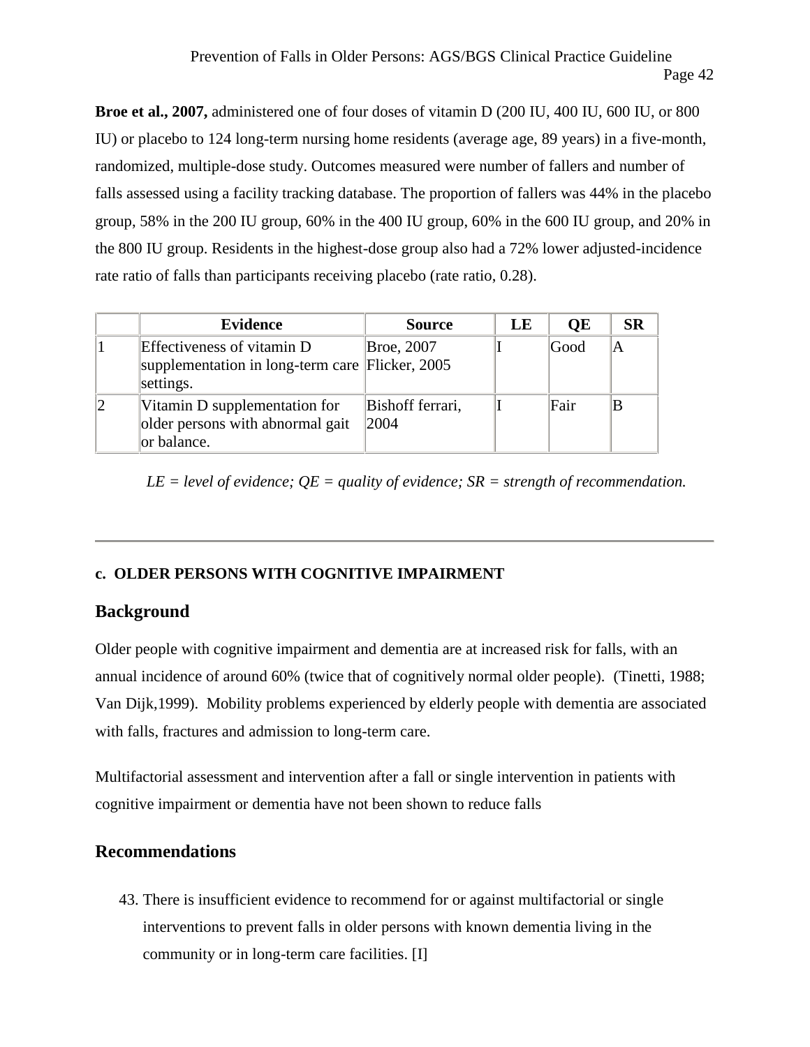**Broe et al., 2007,** administered one of four doses of vitamin D (200 IU, 400 IU, 600 IU, or 800 IU) or placebo to 124 long-term nursing home residents (average age, 89 years) in a five-month, randomized, multiple-dose study. Outcomes measured were number of fallers and number of falls assessed using a facility tracking database. The proportion of fallers was 44% in the placebo group, 58% in the 200 IU group, 60% in the 400 IU group, 60% in the 600 IU group, and 20% in the 800 IU group. Residents in the highest-dose group also had a 72% lower adjusted-incidence rate ratio of falls than participants receiving placebo (rate ratio, 0.28).

| | Evidence | Source | LE | QE | SR |
|---|---|---|---|---|---|
| 1 | Effectiveness of vitamin D supplementation in long-term care settings. | Broe, 2007 Flicker, 2005 | I | Good | A |
| 2 | Vitamin D supplementation for older persons with abnormal gait or balance. | Bishoff ferrari, 2004 | I | Fair | B |

*LE = level of evidence; QE = quality of evidence; SR = strength of recommendation.*

---

#### c. OLDER PERSONS WITH COGNITIVE IMPAIRMENT

## Background

Older people with cognitive impairment and dementia are at increased risk for falls, with an annual incidence of around 60% (twice that of cognitively normal older people). (Tinetti, 1988; Van Dijk,1999). Mobility problems experienced by elderly people with dementia are associated with falls, fractures and admission to long-term care.

Multifactorial assessment and intervention after a fall or single intervention in patients with cognitive impairment or dementia have not been shown to reduce falls

## Recommendations

43. There is insufficient evidence to recommend for or against multifactorial or single interventions to prevent falls in older persons with known dementia living in the community or in long-term care facilities. [I]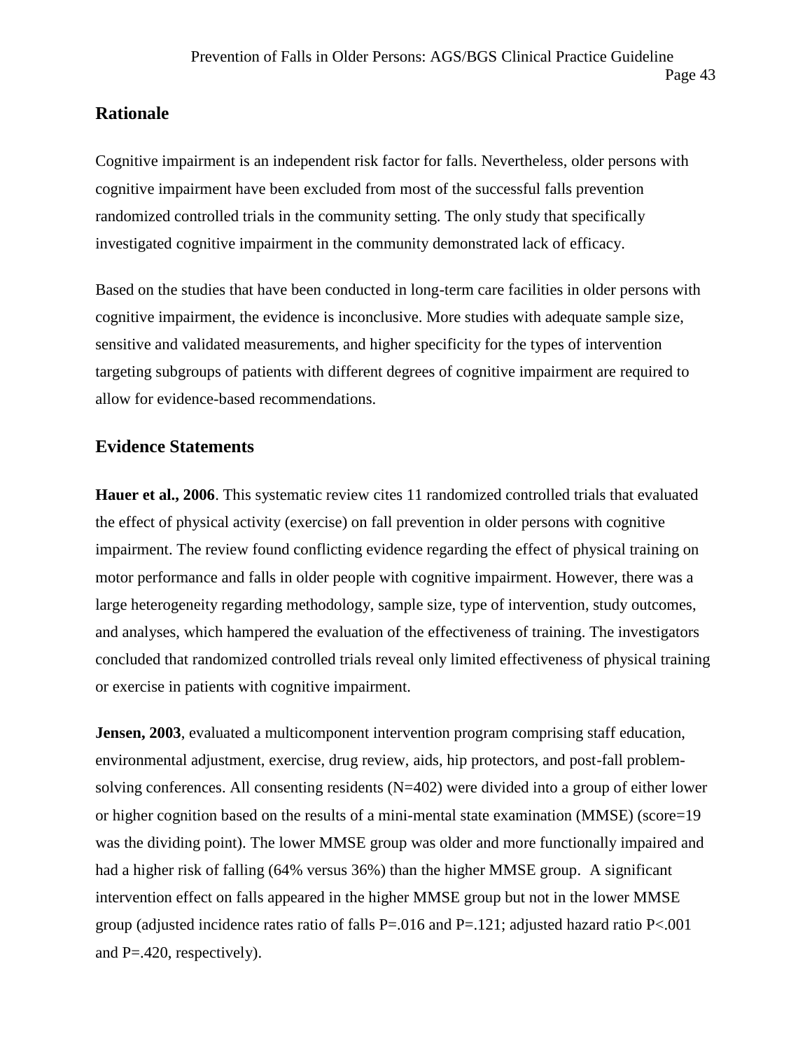## Rationale

Cognitive impairment is an independent risk factor for falls. Nevertheless, older persons with cognitive impairment have been excluded from most of the successful falls prevention randomized controlled trials in the community setting. The only study that specifically investigated cognitive impairment in the community demonstrated lack of efficacy.

Based on the studies that have been conducted in long-term care facilities in older persons with cognitive impairment, the evidence is inconclusive. More studies with adequate sample size, sensitive and validated measurements, and higher specificity for the types of intervention targeting subgroups of patients with different degrees of cognitive impairment are required to allow for evidence-based recommendations.

## Evidence Statements

**Hauer et al., 2006**. This systematic review cites 11 randomized controlled trials that evaluated the effect of physical activity (exercise) on fall prevention in older persons with cognitive impairment. The review found conflicting evidence regarding the effect of physical training on motor performance and falls in older people with cognitive impairment. However, there was a large heterogeneity regarding methodology, sample size, type of intervention, study outcomes, and analyses, which hampered the evaluation of the effectiveness of training. The investigators concluded that randomized controlled trials reveal only limited effectiveness of physical training or exercise in patients with cognitive impairment.

**Jensen, 2003**, evaluated a multicomponent intervention program comprising staff education, environmental adjustment, exercise, drug review, aids, hip protectors, and post-fall problem-solving conferences. All consenting residents (N=402) were divided into a group of either lower or higher cognition based on the results of a mini-mental state examination (MMSE) (score=19 was the dividing point). The lower MMSE group was older and more functionally impaired and had a higher risk of falling (64% versus 36%) than the higher MMSE group. A significant intervention effect on falls appeared in the higher MMSE group but not in the lower MMSE group (adjusted incidence rates ratio of falls P=.016 and P=.121; adjusted hazard ratio P<.001 and P=.420, respectively).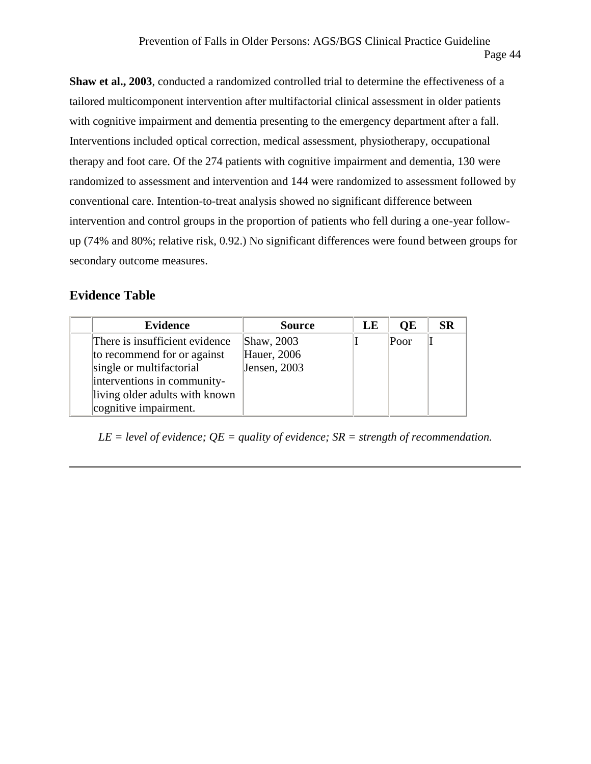**Shaw et al., 2003**, conducted a randomized controlled trial to determine the effectiveness of a tailored multicomponent intervention after multifactorial clinical assessment in older patients with cognitive impairment and dementia presenting to the emergency department after a fall. Interventions included optical correction, medical assessment, physiotherapy, occupational therapy and foot care. Of the 274 patients with cognitive impairment and dementia, 130 were randomized to assessment and intervention and 144 were randomized to assessment followed by conventional care. Intention-to-treat analysis showed no significant difference between intervention and control groups in the proportion of patients who fell during a one-year follow-up (74% and 80%; relative risk, 0.92.) No significant differences were found between groups for secondary outcome measures.

## Evidence Table

| | Evidence | Source | LE | QE | SR |
|---|---|---|---|---|---|
| | There is insufficient evidence to recommend for or against single or multifactorial interventions in community-living older adults with known cognitive impairment. | Shaw, 2003<br>Hauer, 2006<br>Jensen, 2003 | I | Poor | I |

*LE = level of evidence; QE = quality of evidence; SR = strength of recommendation.*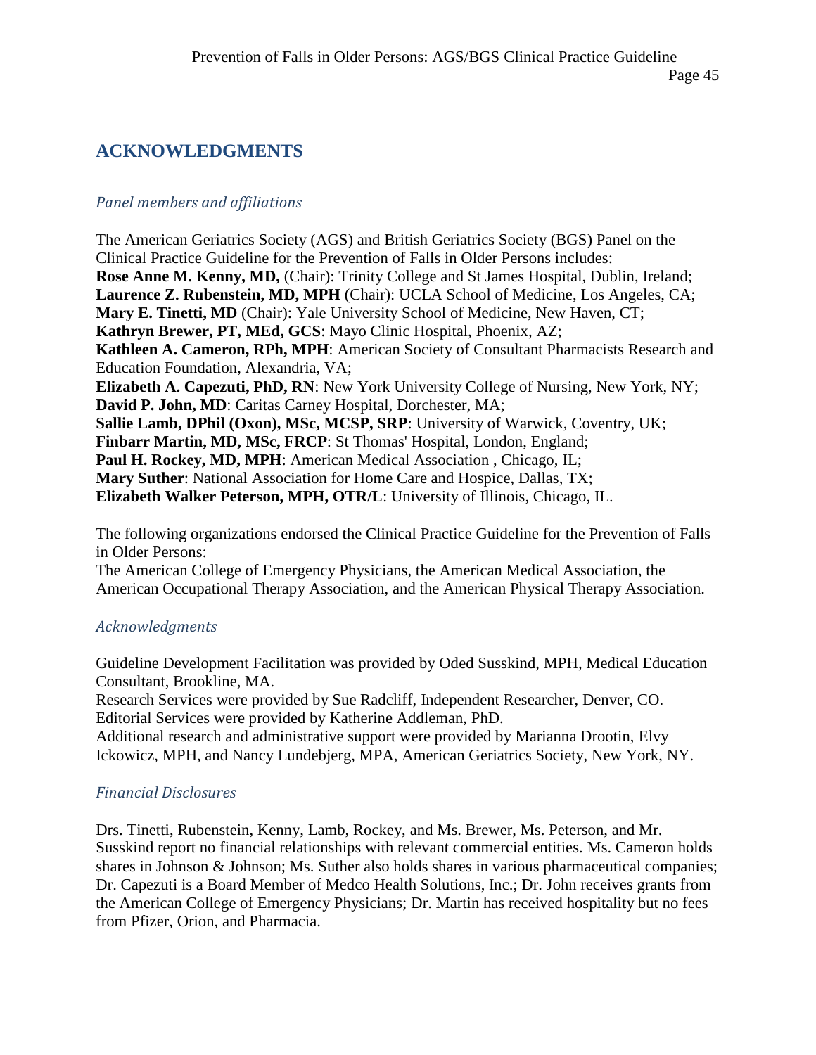## ACKNOWLEDGMENTS

### *Panel members and affiliations*

The American Geriatrics Society (AGS) and British Geriatrics Society (BGS) Panel on the Clinical Practice Guideline for the Prevention of Falls in Older Persons includes:
**Rose Anne M. Kenny, MD,** (Chair): Trinity College and St James Hospital, Dublin, Ireland;
**Laurence Z. Rubenstein, MD, MPH** (Chair): UCLA School of Medicine, Los Angeles, CA;
**Mary E. Tinetti, MD** (Chair): Yale University School of Medicine, New Haven, CT;
**Kathryn Brewer, PT, MEd, GCS**: Mayo Clinic Hospital, Phoenix, AZ;
**Kathleen A. Cameron, RPh, MPH**: American Society of Consultant Pharmacists Research and Education Foundation, Alexandria, VA;
**Elizabeth A. Capezuti, PhD, RN**: New York University College of Nursing, New York, NY;
**David P. John, MD**: Caritas Carney Hospital, Dorchester, MA;
**Sallie Lamb, DPhil (Oxon), MSc, MCSP, SRP**: University of Warwick, Coventry, UK;
**Finbarr Martin, MD, MSc, FRCP**: St Thomas' Hospital, London, England;
**Paul H. Rockey, MD, MPH**: American Medical Association , Chicago, IL;
**Mary Suther**: National Association for Home Care and Hospice, Dallas, TX;
**Elizabeth Walker Peterson, MPH, OTR/L**: University of Illinois, Chicago, IL.

The following organizations endorsed the Clinical Practice Guideline for the Prevention of Falls in Older Persons:
The American College of Emergency Physicians, the American Medical Association, the American Occupational Therapy Association, and the American Physical Therapy Association.

### *Acknowledgments*

Guideline Development Facilitation was provided by Oded Susskind, MPH, Medical Education Consultant, Brookline, MA.
Research Services were provided by Sue Radcliff, Independent Researcher, Denver, CO.
Editorial Services were provided by Katherine Addleman, PhD.
Additional research and administrative support were provided by Marianna Drootin, Elvy Ickowicz, MPH, and Nancy Lundebjerg, MPA, American Geriatrics Society, New York, NY.

### *Financial Disclosures*

Drs. Tinetti, Rubenstein, Kenny, Lamb, Rockey, and Ms. Brewer, Ms. Peterson, and Mr. Susskind report no financial relationships with relevant commercial entities. Ms. Cameron holds shares in Johnson & Johnson; Ms. Suther also holds shares in various pharmaceutical companies; Dr. Capezuti is a Board Member of Medco Health Solutions, Inc.; Dr. John receives grants from the American College of Emergency Physicians; Dr. Martin has received hospitality but no fees from Pfizer, Orion, and Pharmacia.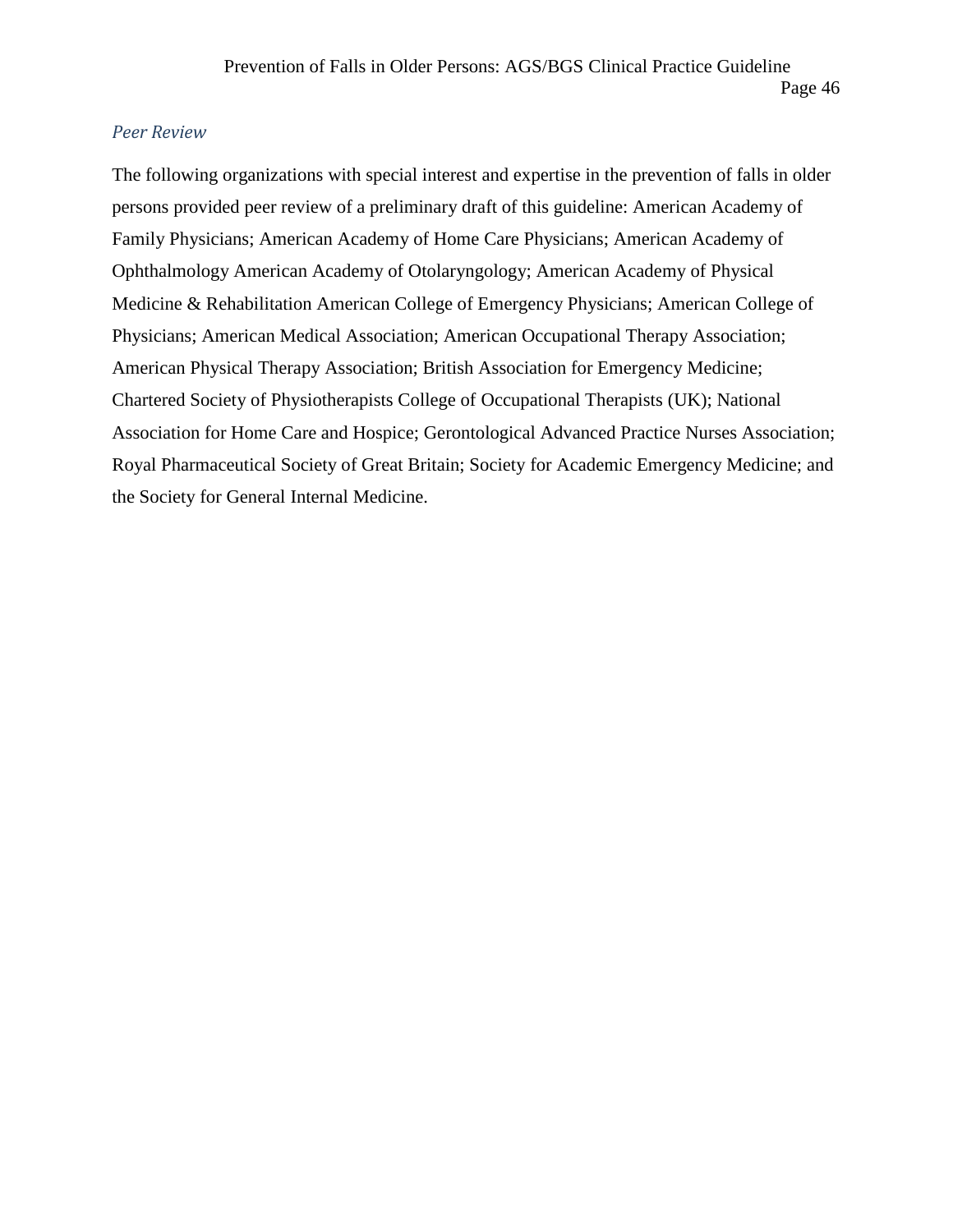### *Peer Review*

The following organizations with special interest and expertise in the prevention of falls in older persons provided peer review of a preliminary draft of this guideline: American Academy of Family Physicians; American Academy of Home Care Physicians; American Academy of Ophthalmology American Academy of Otolaryngology; American Academy of Physical Medicine & Rehabilitation American College of Emergency Physicians; American College of Physicians; American Medical Association; American Occupational Therapy Association; American Physical Therapy Association; British Association for Emergency Medicine; Chartered Society of Physiotherapists College of Occupational Therapists (UK); National Association for Home Care and Hospice; Gerontological Advanced Practice Nurses Association; Royal Pharmaceutical Society of Great Britain; Society for Academic Emergency Medicine; and the Society for General Internal Medicine.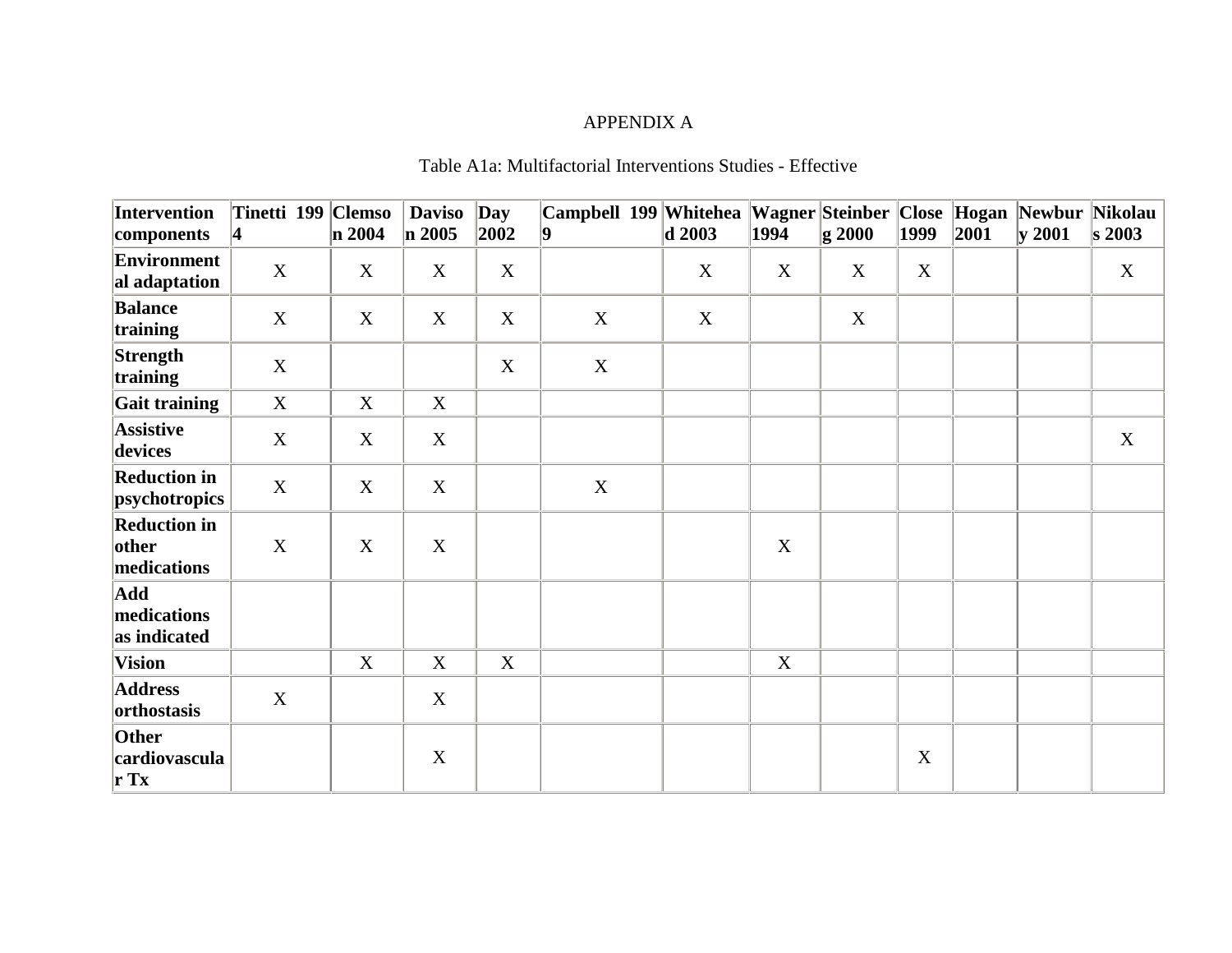APPENDIX A

Table A1a: Multifactorial Interventions Studies - Effective

| Intervention components | Tinetti 1994 | Clemson 2004 | Davison 2005 | Day 2002 | Campbell 1999 | Whitehead 2003 | Wagner 1994 | Steinberg 2000 | Close 1999 | Hogan 2001 | Newbury 2001 | Nikolaus 2003 |
|---|---|---|---|---|---|---|---|---|---|---|---|---|
| **Environmental adaptation** | X | X | X | X | | X | X | X | X | | | X |
| **Balance training** | X | X | X | X | X | X | | X | | | | |
| **Strength training** | X | | | X | X | | | | | | | |
| **Gait training** | X | X | X | | | | | | | | | |
| **Assistive devices** | X | X | X | | | | | | | | | X |
| **Reduction in psychotropics** | X | X | X | | X | | | | | | | |
| **Reduction in other medications** | X | X | X | | | | X | | | | | |
| **Add medications as indicated** | | | | | | | | | | | | |
| **Vision** | | X | X | X | | | X | | | | | |
| **Address orthostasis** | X | | X | | | | | | | | | |
| **Other cardiovascular Tx** | | | X | | | | | | X | | | |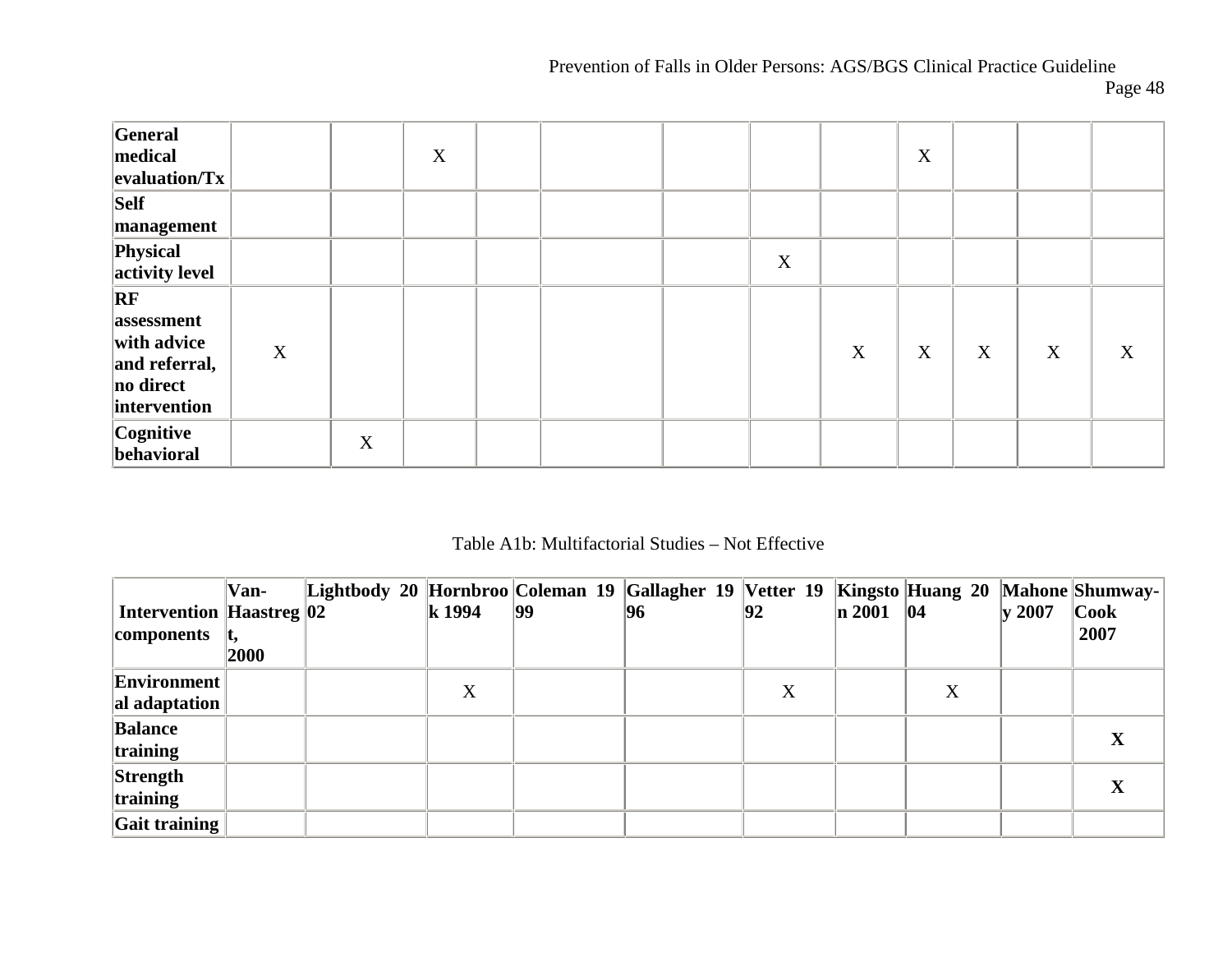| | | | | | | | | | | | | |
|---|---|---|---|---|---|---|---|---|---|---|---|---|
| **General medical evaluation/Tx** | | | X | | | | | | X | | | |
| **Self management** | | | | | | | | | | | | |
| **Physical activity level** | | | | | | | X | | | | | |
| **RF assessment with advice and referral, no direct intervention** | X | | | | | | | X | X | X | X | X |
| **Cognitive behavioral** | | X | | | | | | | | | | |

Table A1b: Multifactorial Studies – Not Effective

| **Intervention components** | **Van-Haastregt, 2000** | **Lightbody 2002** | **Hornbrook 1994** | **Coleman 1999** | **Gallagher 1996** | **Vetter 1992** | **Kingston 2001** | **Huang 2004** | **Mahoney 2007** | **Shumway-Cook 2007** |
|---|---|---|---|---|---|---|---|---|---|---|
| **Environmental adaptation** | | | X | | | X | | X | | |
| **Balance training** | | | | | | | | | | **X** |
| **Strength training** | | | | | | | | | | **X** |
| **Gait training** | | | | | | | | | | |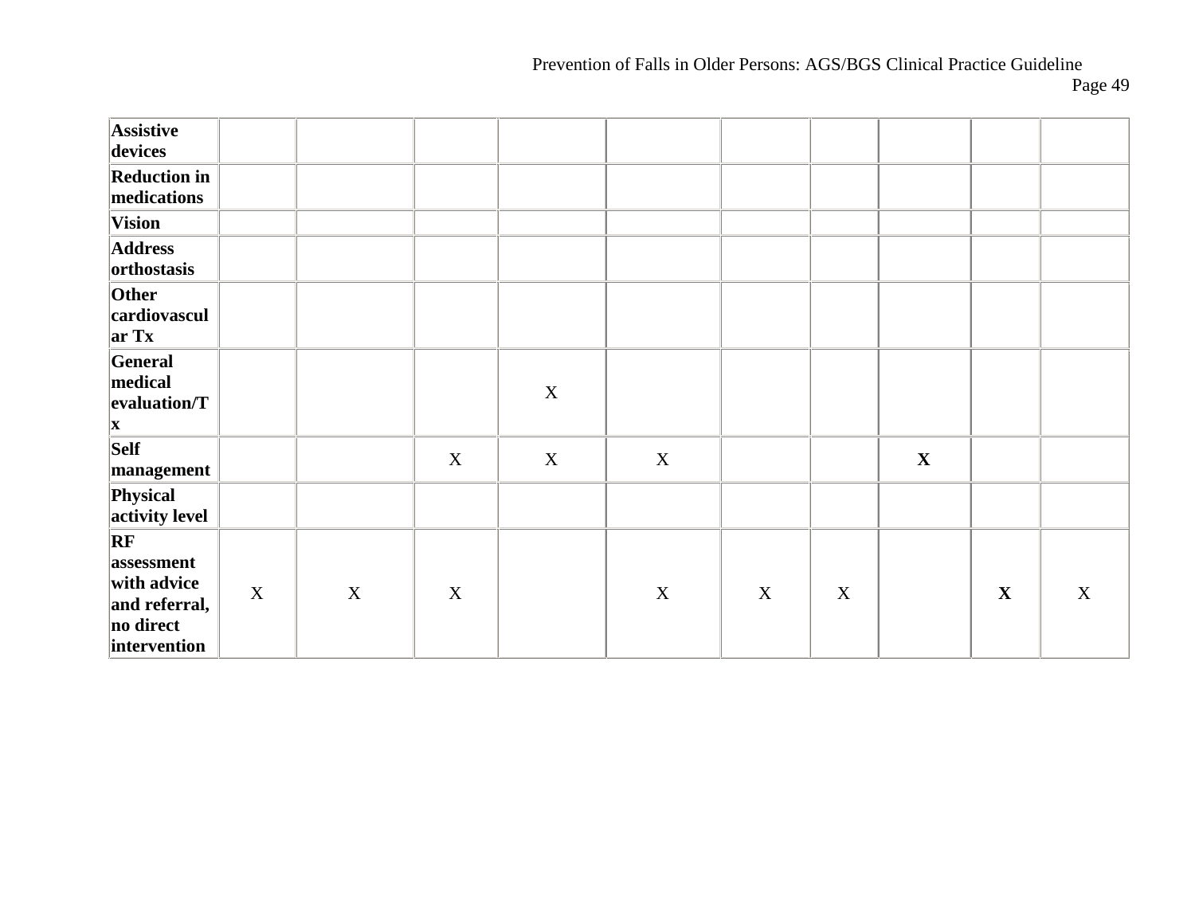| | | | | | | | | | | |
|---|---|---|---|---|---|---|---|---|---|---|
| **Assistive devices** | | | | | | | | | | |
| **Reduction in medications** | | | | | | | | | | |
| **Vision** | | | | | | | | | | |
| **Address orthostasis** | | | | | | | | | | |
| **Other cardiovascular Tx** | | | | | | | | | | |
| **General medical evaluation/Tx** | | | | X | | | | | | |
| **Self management** | | | X | X | X | | | **X** | | |
| **Physical activity level** | | | | | | | | | | |
| **RF assessment with advice and referral, no direct intervention** | X | X | X | | X | X | X | | **X** | X |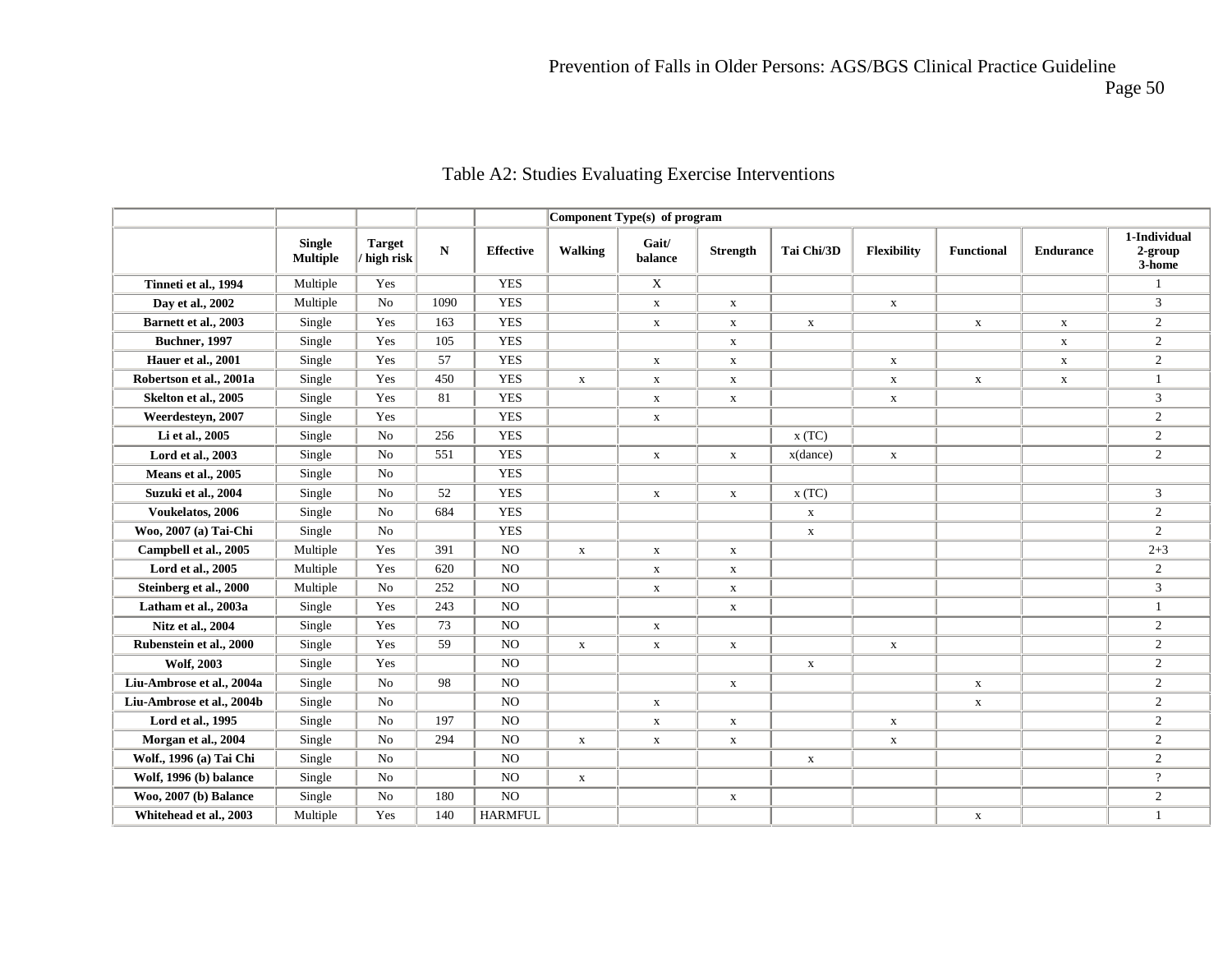## Table A2: Studies Evaluating Exercise Interventions

| | | | | | Component Type(s) of program | | | | | | | |
|---|---|---|---|---|---|---|---|---|---|---|---|---|
| | Single Multiple | Target / high risk | N | Effective | Walking | Gait/ balance | Strength | Tai Chi/3D | Flexibility | Functional | Endurance | 1-Individual 2-group 3-home |
| **Tinneti et al., 1994** | Multiple | Yes | | YES | | X | | | | | | 1 |
| **Day et al., 2002** | Multiple | No | 1090 | YES | | x | x | | x | | | 3 |
| **Barnett et al., 2003** | Single | Yes | 163 | YES | | x | x | x | | x | x | 2 |
| **Buchner, 1997** | Single | Yes | 105 | YES | | | x | | | | x | 2 |
| **Hauer et al., 2001** | Single | Yes | 57 | YES | | x | x | | x | | x | 2 |
| **Robertson et al., 2001a** | Single | Yes | 450 | YES | x | x | x | | x | x | x | 1 |
| **Skelton et al., 2005** | Single | Yes | 81 | YES | | x | x | | x | | | 3 |
| **Weerdesteyn, 2007** | Single | Yes | | YES | | x | | | | | | 2 |
| **Li et al., 2005** | Single | No | 256 | YES | | | | x (TC) | | | | 2 |
| **Lord et al., 2003** | Single | No | 551 | YES | | x | x | x(dance) | x | | | 2 |
| **Means et al., 2005** | Single | No | | YES | | | | | | | | |
| **Suzuki et al., 2004** | Single | No | 52 | YES | | x | x | x (TC) | | | | 3 |
| **Voukelatos, 2006** | Single | No | 684 | YES | | | | x | | | | 2 |
| **Woo, 2007 (a) Tai-Chi** | Single | No | | YES | | | | x | | | | 2 |
| **Campbell et al., 2005** | Multiple | Yes | 391 | NO | x | x | x | | | | | 2+3 |
| **Lord et al., 2005** | Multiple | Yes | 620 | NO | | x | x | | | | | 2 |
| **Steinberg et al., 2000** | Multiple | No | 252 | NO | | x | x | | | | | 3 |
| **Latham et al., 2003a** | Single | Yes | 243 | NO | | | x | | | | | 1 |
| **Nitz et al., 2004** | Single | Yes | 73 | NO | | x | | | | | | 2 |
| **Rubenstein et al., 2000** | Single | Yes | 59 | NO | x | x | x | | x | | | 2 |
| **Wolf, 2003** | Single | Yes | | NO | | | | x | | | | 2 |
| **Liu-Ambrose et al., 2004a** | Single | No | 98 | NO | | | x | | | x | | 2 |
| **Liu-Ambrose et al., 2004b** | Single | No | | NO | | x | | | | x | | 2 |
| **Lord et al., 1995** | Single | No | 197 | NO | | x | x | | x | | | 2 |
| **Morgan et al., 2004** | Single | No | 294 | NO | x | x | x | | x | | | 2 |
| **Wolf., 1996 (a) Tai Chi** | Single | No | | NO | | | | x | | | | 2 |
| **Wolf, 1996 (b) balance** | Single | No | | NO | x | | | | | | | ? |
| **Woo, 2007 (b) Balance** | Single | No | 180 | NO | | | x | | | | | 2 |
| **Whitehead et al., 2003** | Multiple | Yes | 140 | HARMFUL | | | | | | x | | 1 |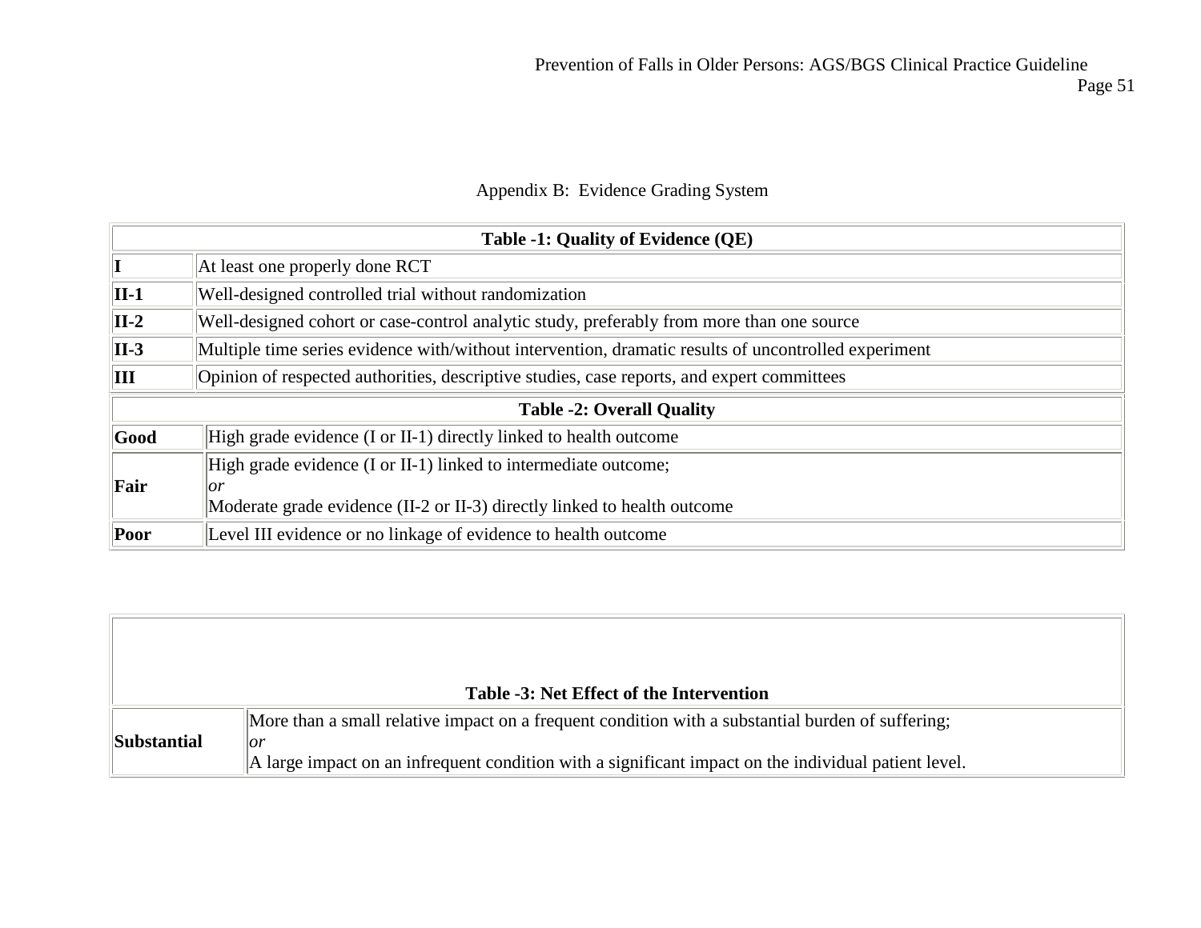## Appendix B: Evidence Grading System

| Table -1: Quality of Evidence (QE) | |
|---|---|
| **I** | At least one properly done RCT |
| **II-1** | Well-designed controlled trial without randomization |
| **II-2** | Well-designed cohort or case-control analytic study, preferably from more than one source |
| **II-3** | Multiple time series evidence with/without intervention, dramatic results of uncontrolled experiment |
| **III** | Opinion of respected authorities, descriptive studies, case reports, and expert committees |

| Table -2: Overall Quality | |
|---|---|
| **Good** | High grade evidence (I or II-1) directly linked to health outcome |
| **Fair** | High grade evidence (I or II-1) linked to intermediate outcome; *or* Moderate grade evidence (II-2 or II-3) directly linked to health outcome |
| **Poor** | Level III evidence or no linkage of evidence to health outcome |

| Table -3: Net Effect of the Intervention | |
|---|---|
| **Substantial** | More than a small relative impact on a frequent condition with a substantial burden of suffering; *or* A large impact on an infrequent condition with a significant impact on the individual patient level. |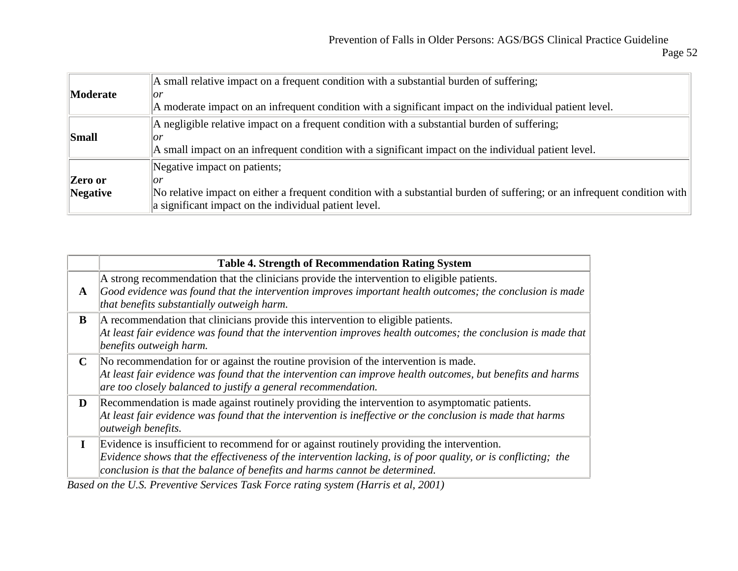| | |
|---|---|
| **Moderate** | A small relative impact on a frequent condition with a substantial burden of suffering;<br>*or*<br>A moderate impact on an infrequent condition with a significant impact on the individual patient level. |
| **Small** | A negligible relative impact on a frequent condition with a substantial burden of suffering;<br>*or*<br>A small impact on an infrequent condition with a significant impact on the individual patient level. |
| **Zero or Negative** | Negative impact on patients;<br>*or*<br>No relative impact on either a frequent condition with a substantial burden of suffering; or an infrequent condition with a significant impact on the individual patient level. |

| | **Table 4. Strength of Recommendation Rating System** |
|---|---|
| **A** | A strong recommendation that the clinicians provide the intervention to eligible patients.<br>*Good evidence was found that the intervention improves important health outcomes; the conclusion is made that benefits substantially outweigh harm.* |
| **B** | A recommendation that clinicians provide this intervention to eligible patients.<br>*At least fair evidence was found that the intervention improves health outcomes; the conclusion is made that benefits outweigh harm.* |
| **C** | No recommendation for or against the routine provision of the intervention is made.<br>*At least fair evidence was found that the intervention can improve health outcomes, but benefits and harms are too closely balanced to justify a general recommendation.* |
| **D** | Recommendation is made against routinely providing the intervention to asymptomatic patients.<br>*At least fair evidence was found that the intervention is ineffective or the conclusion is made that harms outweigh benefits.* |
| **I** | Evidence is insufficient to recommend for or against routinely providing the intervention.<br>*Evidence shows that the effectiveness of the intervention lacking, is of poor quality, or is conflicting; the conclusion is that the balance of benefits and harms cannot be determined.* |

*Based on the U.S. Preventive Services Task Force rating system (Harris et al, 2001)*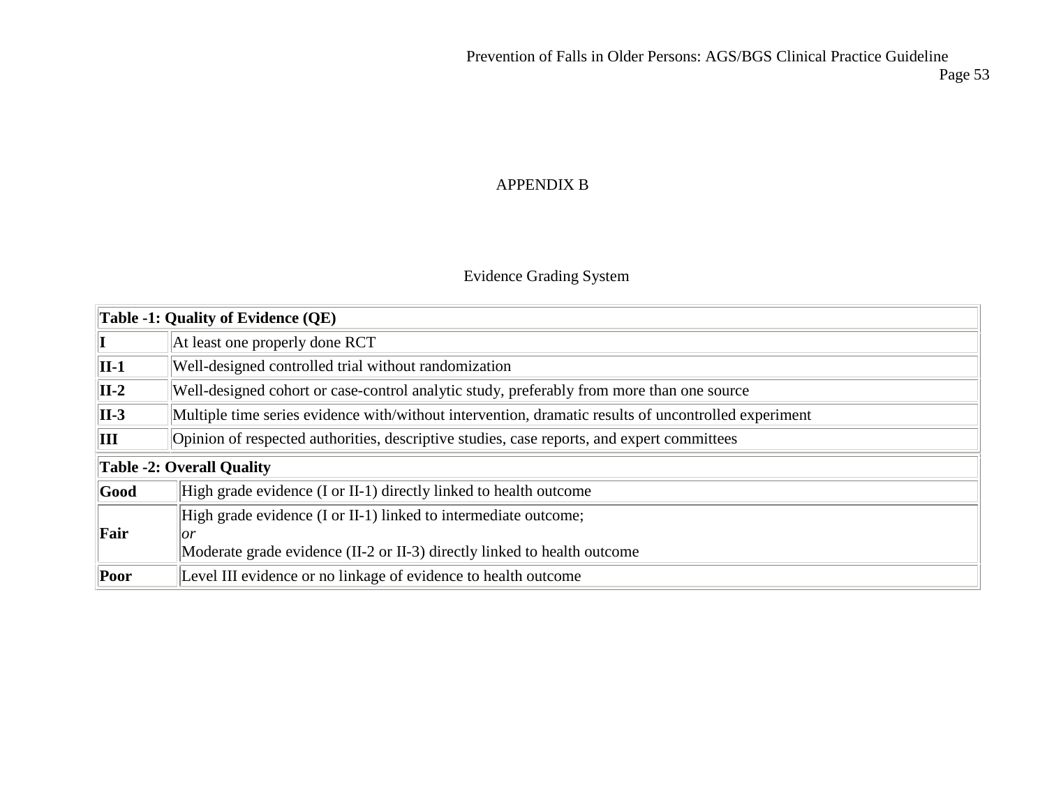# APPENDIX B

## Evidence Grading System

| Table -1: Quality of Evidence (QE) | |
|---|---|
| **I** | At least one properly done RCT |
| **II-1** | Well-designed controlled trial without randomization |
| **II-2** | Well-designed cohort or case-control analytic study, preferably from more than one source |
| **II-3** | Multiple time series evidence with/without intervention, dramatic results of uncontrolled experiment |
| **III** | Opinion of respected authorities, descriptive studies, case reports, and expert committees |

| Table -2: Overall Quality | |
|---|---|
| **Good** | High grade evidence (I or II-1) directly linked to health outcome |
| **Fair** | High grade evidence (I or II-1) linked to intermediate outcome;<br>*or*<br>Moderate grade evidence (II-2 or II-3) directly linked to health outcome |
| **Poor** | Level III evidence or no linkage of evidence to health outcome |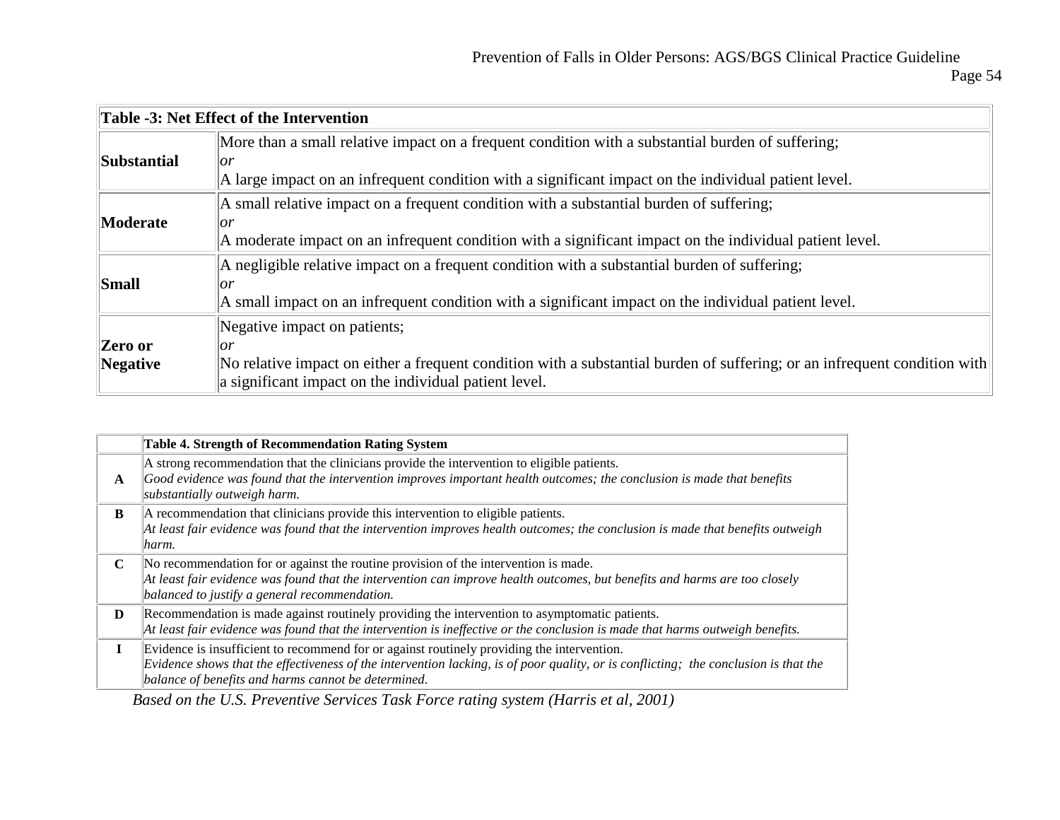| Table -3: Net Effect of the Intervention | |
|---|---|
| **Substantial** | More than a small relative impact on a frequent condition with a substantial burden of suffering; *or* A large impact on an infrequent condition with a significant impact on the individual patient level. |
| **Moderate** | A small relative impact on a frequent condition with a substantial burden of suffering; *or* A moderate impact on an infrequent condition with a significant impact on the individual patient level. |
| **Small** | A negligible relative impact on a frequent condition with a substantial burden of suffering; *or* A small impact on an infrequent condition with a significant impact on the individual patient level. |
| **Zero or Negative** | Negative impact on patients; *or* No relative impact on either a frequent condition with a substantial burden of suffering; or an infrequent condition with a significant impact on the individual patient level. |

| | Table 4. Strength of Recommendation Rating System |
|---|---|
| **A** | A strong recommendation that the clinicians provide the intervention to eligible patients. *Good evidence was found that the intervention improves important health outcomes; the conclusion is made that benefits substantially outweigh harm.* |
| **B** | A recommendation that clinicians provide this intervention to eligible patients. *At least fair evidence was found that the intervention improves health outcomes; the conclusion is made that benefits outweigh harm.* |
| **C** | No recommendation for or against the routine provision of the intervention is made. *At least fair evidence was found that the intervention can improve health outcomes, but benefits and harms are too closely balanced to justify a general recommendation.* |
| **D** | Recommendation is made against routinely providing the intervention to asymptomatic patients. *At least fair evidence was found that the intervention is ineffective or the conclusion is made that harms outweigh benefits.* |
| **I** | Evidence is insufficient to recommend for or against routinely providing the intervention. *Evidence shows that the effectiveness of the intervention lacking, is of poor quality, or is conflicting; the conclusion is that the balance of benefits and harms cannot be determined.* |

*Based on the U.S. Preventive Services Task Force rating system (Harris et al, 2001)*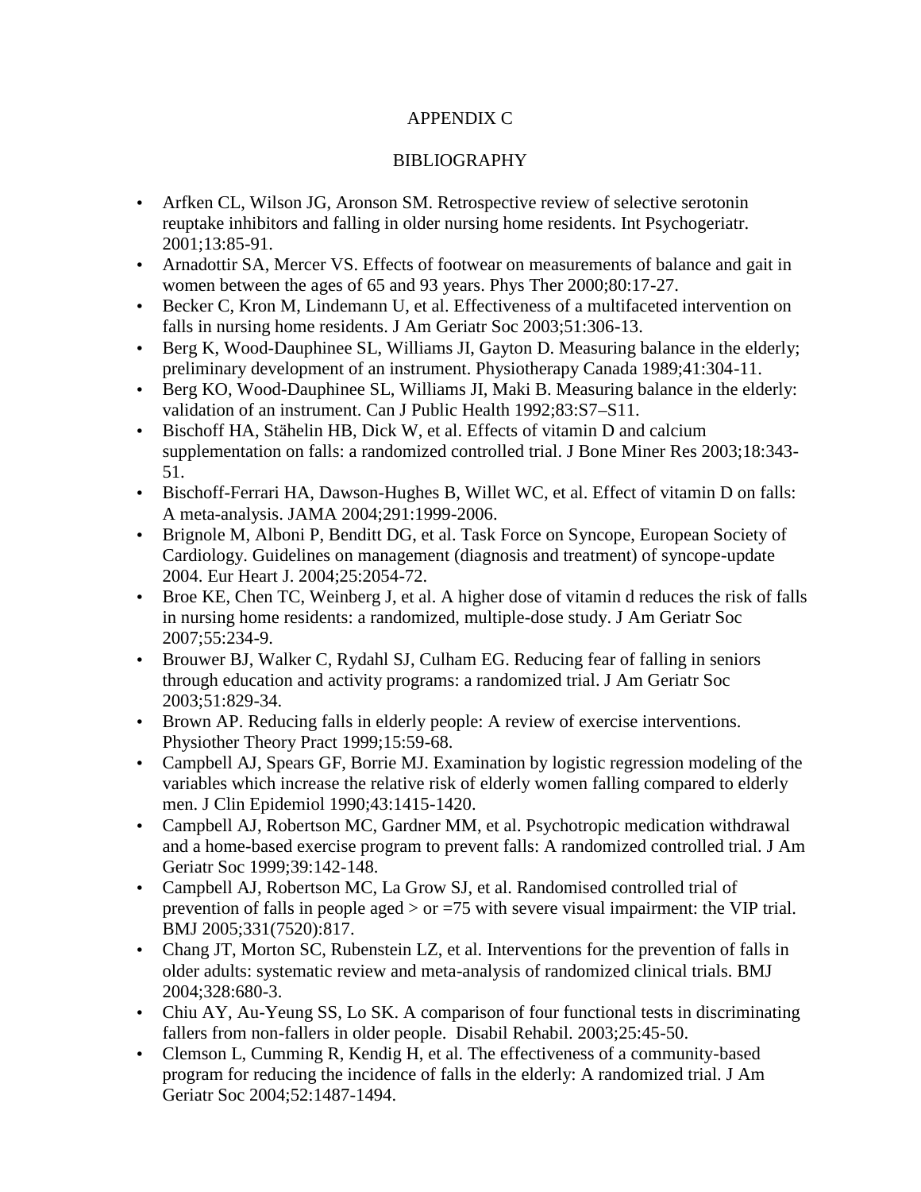# APPENDIX C

## BIBLIOGRAPHY

- Arfken CL, Wilson JG, Aronson SM. Retrospective review of selective serotonin reuptake inhibitors and falling in older nursing home residents. Int Psychogeriatr. 2001;13:85-91.
- Arnadottir SA, Mercer VS. Effects of footwear on measurements of balance and gait in women between the ages of 65 and 93 years. Phys Ther 2000;80:17-27.
- Becker C, Kron M, Lindemann U, et al. Effectiveness of a multifaceted intervention on falls in nursing home residents. J Am Geriatr Soc 2003;51:306-13.
- Berg K, Wood-Dauphinee SL, Williams JI, Gayton D. Measuring balance in the elderly; preliminary development of an instrument. Physiotherapy Canada 1989;41:304-11.
- Berg KO, Wood-Dauphinee SL, Williams JI, Maki B. Measuring balance in the elderly: validation of an instrument. Can J Public Health 1992;83:S7–S11.
- Bischoff HA, Stähelin HB, Dick W, et al. Effects of vitamin D and calcium supplementation on falls: a randomized controlled trial. J Bone Miner Res 2003;18:343-51.
- Bischoff-Ferrari HA, Dawson-Hughes B, Willet WC, et al. Effect of vitamin D on falls: A meta-analysis. JAMA 2004;291:1999-2006.
- Brignole M, Alboni P, Benditt DG, et al. Task Force on Syncope, European Society of Cardiology. Guidelines on management (diagnosis and treatment) of syncope-update 2004. Eur Heart J. 2004;25:2054-72.
- Broe KE, Chen TC, Weinberg J, et al. A higher dose of vitamin d reduces the risk of falls in nursing home residents: a randomized, multiple-dose study. J Am Geriatr Soc 2007;55:234-9.
- Brouwer BJ, Walker C, Rydahl SJ, Culham EG. Reducing fear of falling in seniors through education and activity programs: a randomized trial. J Am Geriatr Soc 2003;51:829-34.
- Brown AP. Reducing falls in elderly people: A review of exercise interventions. Physiother Theory Pract 1999;15:59-68.
- Campbell AJ, Spears GF, Borrie MJ. Examination by logistic regression modeling of the variables which increase the relative risk of elderly women falling compared to elderly men. J Clin Epidemiol 1990;43:1415-1420.
- Campbell AJ, Robertson MC, Gardner MM, et al. Psychotropic medication withdrawal and a home-based exercise program to prevent falls: A randomized controlled trial. J Am Geriatr Soc 1999;39:142-148.
- Campbell AJ, Robertson MC, La Grow SJ, et al. Randomised controlled trial of prevention of falls in people aged > or =75 with severe visual impairment: the VIP trial. BMJ 2005;331(7520):817.
- Chang JT, Morton SC, Rubenstein LZ, et al. Interventions for the prevention of falls in older adults: systematic review and meta-analysis of randomized clinical trials. BMJ 2004;328:680-3.
- Chiu AY, Au-Yeung SS, Lo SK. A comparison of four functional tests in discriminating fallers from non-fallers in older people. Disabil Rehabil. 2003;25:45-50.
- Clemson L, Cumming R, Kendig H, et al. The effectiveness of a community-based program for reducing the incidence of falls in the elderly: A randomized trial. J Am Geriatr Soc 2004;52:1487-1494.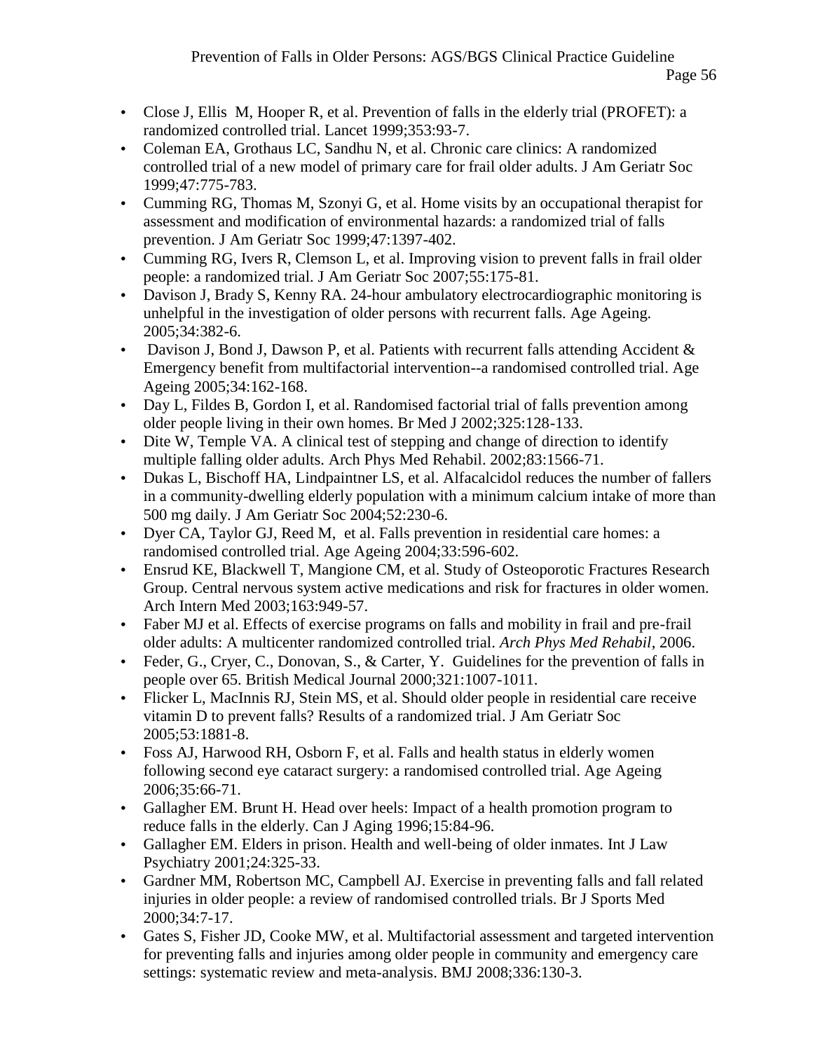- Close J, Ellis M, Hooper R, et al. Prevention of falls in the elderly trial (PROFET): a randomized controlled trial. Lancet 1999;353:93-7.
- Coleman EA, Grothaus LC, Sandhu N, et al. Chronic care clinics: A randomized controlled trial of a new model of primary care for frail older adults. J Am Geriatr Soc 1999;47:775-783.
- Cumming RG, Thomas M, Szonyi G, et al. Home visits by an occupational therapist for assessment and modification of environmental hazards: a randomized trial of falls prevention. J Am Geriatr Soc 1999;47:1397-402.
- Cumming RG, Ivers R, Clemson L, et al. Improving vision to prevent falls in frail older people: a randomized trial. J Am Geriatr Soc 2007;55:175-81.
- Davison J, Brady S, Kenny RA. 24-hour ambulatory electrocardiographic monitoring is unhelpful in the investigation of older persons with recurrent falls. Age Ageing. 2005;34:382-6.
- Davison J, Bond J, Dawson P, et al. Patients with recurrent falls attending Accident & Emergency benefit from multifactorial intervention--a randomised controlled trial. Age Ageing 2005;34:162-168.
- Day L, Fildes B, Gordon I, et al. Randomised factorial trial of falls prevention among older people living in their own homes. Br Med J 2002;325:128-133.
- Dite W, Temple VA. A clinical test of stepping and change of direction to identify multiple falling older adults. Arch Phys Med Rehabil. 2002;83:1566-71.
- Dukas L, Bischoff HA, Lindpaintner LS, et al. Alfacalcidol reduces the number of fallers in a community-dwelling elderly population with a minimum calcium intake of more than 500 mg daily. J Am Geriatr Soc 2004;52:230-6.
- Dyer CA, Taylor GJ, Reed M, et al. Falls prevention in residential care homes: a randomised controlled trial. Age Ageing 2004;33:596-602.
- Ensrud KE, Blackwell T, Mangione CM, et al. Study of Osteoporotic Fractures Research Group. Central nervous system active medications and risk for fractures in older women. Arch Intern Med 2003;163:949-57.
- Faber MJ et al. Effects of exercise programs on falls and mobility in frail and pre-frail older adults: A multicenter randomized controlled trial. *Arch Phys Med Rehabil*, 2006.
- Feder, G., Cryer, C., Donovan, S., & Carter, Y. Guidelines for the prevention of falls in people over 65. British Medical Journal 2000;321:1007-1011.
- Flicker L, MacInnis RJ, Stein MS, et al. Should older people in residential care receive vitamin D to prevent falls? Results of a randomized trial. J Am Geriatr Soc 2005;53:1881-8.
- Foss AJ, Harwood RH, Osborn F, et al. Falls and health status in elderly women following second eye cataract surgery: a randomised controlled trial. Age Ageing 2006;35:66-71.
- Gallagher EM. Brunt H. Head over heels: Impact of a health promotion program to reduce falls in the elderly. Can J Aging 1996;15:84-96.
- Gallagher EM. Elders in prison. Health and well-being of older inmates. Int J Law Psychiatry 2001;24:325-33.
- Gardner MM, Robertson MC, Campbell AJ. Exercise in preventing falls and fall related injuries in older people: a review of randomised controlled trials. Br J Sports Med 2000;34:7-17.
- Gates S, Fisher JD, Cooke MW, et al. Multifactorial assessment and targeted intervention for preventing falls and injuries among older people in community and emergency care settings: systematic review and meta-analysis. BMJ 2008;336:130-3.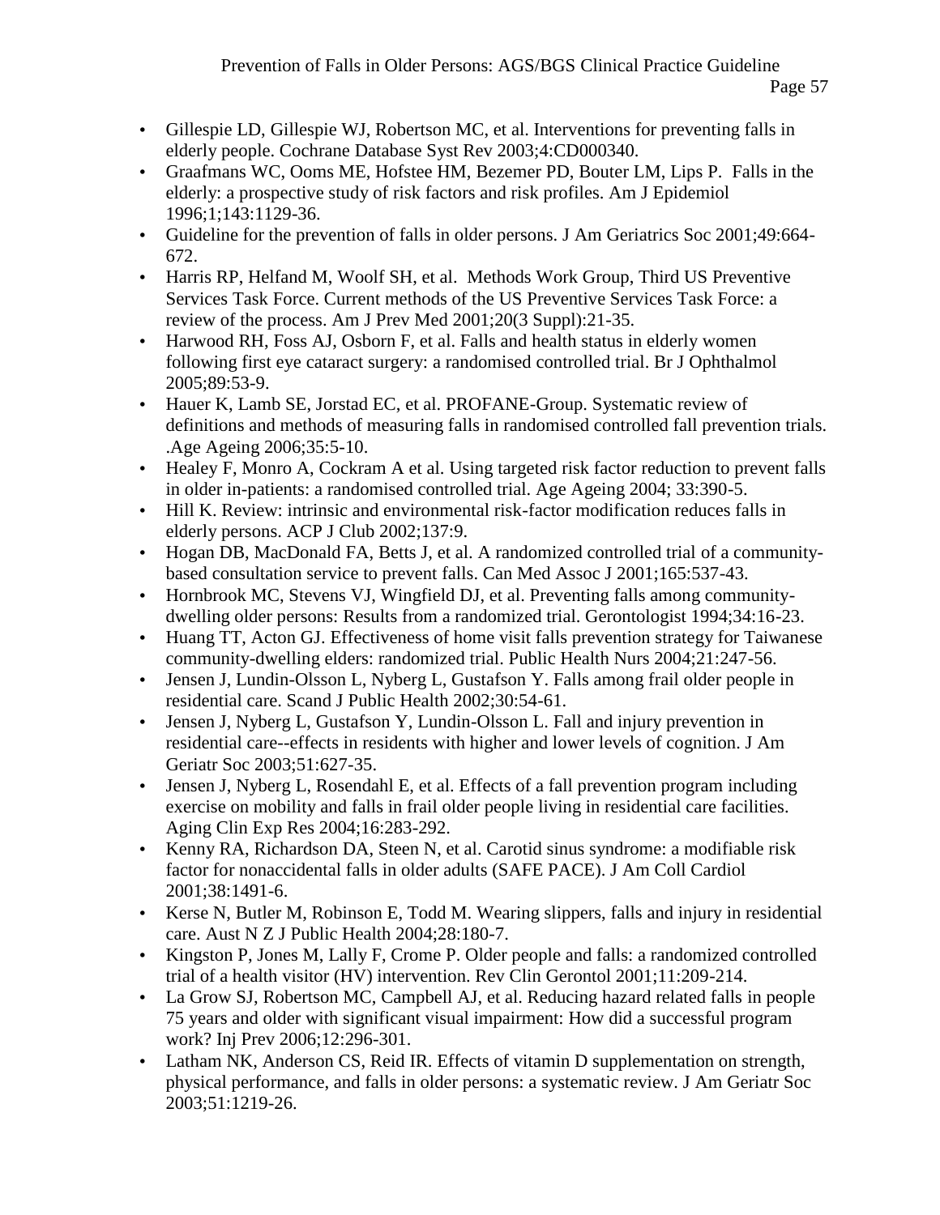- Gillespie LD, Gillespie WJ, Robertson MC, et al. Interventions for preventing falls in elderly people. Cochrane Database Syst Rev 2003;4:CD000340.
- Graafmans WC, Ooms ME, Hofstee HM, Bezemer PD, Bouter LM, Lips P. Falls in the elderly: a prospective study of risk factors and risk profiles. Am J Epidemiol 1996;1;143:1129-36.
- Guideline for the prevention of falls in older persons. J Am Geriatrics Soc 2001;49:664-672.
- Harris RP, Helfand M, Woolf SH, et al. Methods Work Group, Third US Preventive Services Task Force. Current methods of the US Preventive Services Task Force: a review of the process. Am J Prev Med 2001;20(3 Suppl):21-35.
- Harwood RH, Foss AJ, Osborn F, et al. Falls and health status in elderly women following first eye cataract surgery: a randomised controlled trial. Br J Ophthalmol 2005;89:53-9.
- Hauer K, Lamb SE, Jorstad EC, et al. PROFANE-Group. Systematic review of definitions and methods of measuring falls in randomised controlled fall prevention trials. .Age Ageing 2006;35:5-10.
- Healey F, Monro A, Cockram A et al. Using targeted risk factor reduction to prevent falls in older in-patients: a randomised controlled trial. Age Ageing 2004; 33:390-5.
- Hill K. Review: intrinsic and environmental risk-factor modification reduces falls in elderly persons. ACP J Club 2002;137:9.
- Hogan DB, MacDonald FA, Betts J, et al. A randomized controlled trial of a community-based consultation service to prevent falls. Can Med Assoc J 2001;165:537-43.
- Hornbrook MC, Stevens VJ, Wingfield DJ, et al. Preventing falls among community-dwelling older persons: Results from a randomized trial. Gerontologist 1994;34:16-23.
- Huang TT, Acton GJ. Effectiveness of home visit falls prevention strategy for Taiwanese community-dwelling elders: randomized trial. Public Health Nurs 2004;21:247-56.
- Jensen J, Lundin-Olsson L, Nyberg L, Gustafson Y. Falls among frail older people in residential care. Scand J Public Health 2002;30:54-61.
- Jensen J, Nyberg L, Gustafson Y, Lundin-Olsson L. Fall and injury prevention in residential care--effects in residents with higher and lower levels of cognition. J Am Geriatr Soc 2003;51:627-35.
- Jensen J, Nyberg L, Rosendahl E, et al. Effects of a fall prevention program including exercise on mobility and falls in frail older people living in residential care facilities. Aging Clin Exp Res 2004;16:283-292.
- Kenny RA, Richardson DA, Steen N, et al. Carotid sinus syndrome: a modifiable risk factor for nonaccidental falls in older adults (SAFE PACE). J Am Coll Cardiol 2001;38:1491-6.
- Kerse N, Butler M, Robinson E, Todd M. Wearing slippers, falls and injury in residential care. Aust N Z J Public Health 2004;28:180-7.
- Kingston P, Jones M, Lally F, Crome P. Older people and falls: a randomized controlled trial of a health visitor (HV) intervention. Rev Clin Gerontol 2001;11:209-214.
- La Grow SJ, Robertson MC, Campbell AJ, et al. Reducing hazard related falls in people 75 years and older with significant visual impairment: How did a successful program work? Inj Prev 2006;12:296-301.
- Latham NK, Anderson CS, Reid IR. Effects of vitamin D supplementation on strength, physical performance, and falls in older persons: a systematic review. J Am Geriatr Soc 2003;51:1219-26.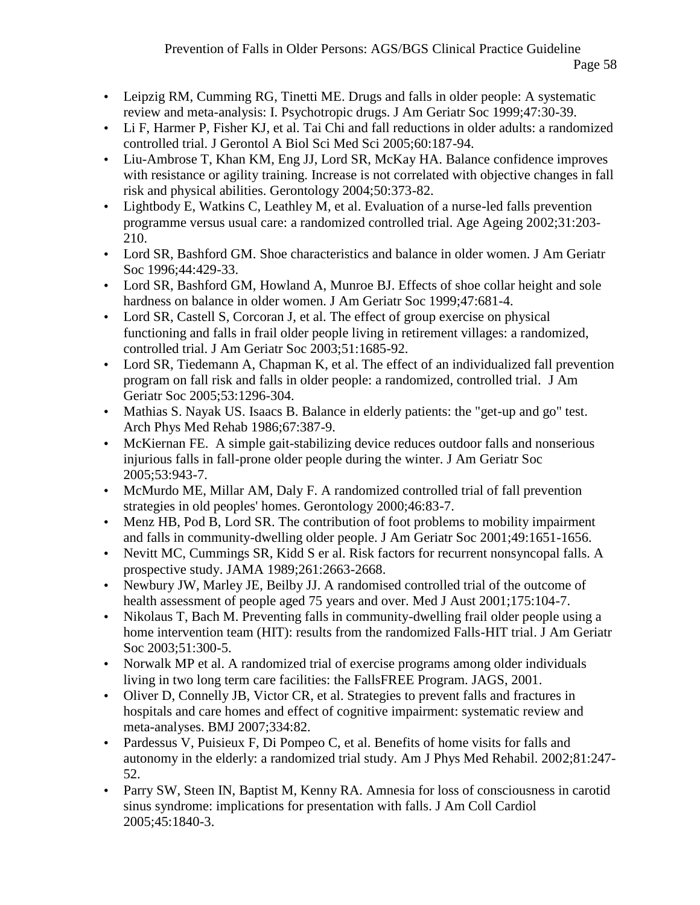- Leipzig RM, Cumming RG, Tinetti ME. Drugs and falls in older people: A systematic review and meta-analysis: I. Psychotropic drugs. J Am Geriatr Soc 1999;47:30-39.
- Li F, Harmer P, Fisher KJ, et al. Tai Chi and fall reductions in older adults: a randomized controlled trial. J Gerontol A Biol Sci Med Sci 2005;60:187-94.
- Liu-Ambrose T, Khan KM, Eng JJ, Lord SR, McKay HA. Balance confidence improves with resistance or agility training. Increase is not correlated with objective changes in fall risk and physical abilities. Gerontology 2004;50:373-82.
- Lightbody E, Watkins C, Leathley M, et al. Evaluation of a nurse-led falls prevention programme versus usual care: a randomized controlled trial. Age Ageing 2002;31:203-210.
- Lord SR, Bashford GM. Shoe characteristics and balance in older women. J Am Geriatr Soc 1996;44:429-33.
- Lord SR, Bashford GM, Howland A, Munroe BJ. Effects of shoe collar height and sole hardness on balance in older women. J Am Geriatr Soc 1999;47:681-4.
- Lord SR, Castell S, Corcoran J, et al. The effect of group exercise on physical functioning and falls in frail older people living in retirement villages: a randomized, controlled trial. J Am Geriatr Soc 2003;51:1685-92.
- Lord SR, Tiedemann A, Chapman K, et al. The effect of an individualized fall prevention program on fall risk and falls in older people: a randomized, controlled trial. J Am Geriatr Soc 2005;53:1296-304.
- Mathias S. Nayak US. Isaacs B. Balance in elderly patients: the "get-up and go" test. Arch Phys Med Rehab 1986;67:387-9.
- McKiernan FE. A simple gait-stabilizing device reduces outdoor falls and nonserious injurious falls in fall-prone older people during the winter. J Am Geriatr Soc 2005;53:943-7.
- McMurdo ME, Millar AM, Daly F. A randomized controlled trial of fall prevention strategies in old peoples' homes. Gerontology 2000;46:83-7.
- Menz HB, Pod B, Lord SR. The contribution of foot problems to mobility impairment and falls in community-dwelling older people. J Am Geriatr Soc 2001;49:1651-1656.
- Nevitt MC, Cummings SR, Kidd S er al. Risk factors for recurrent nonsyncopal falls. A prospective study. JAMA 1989;261:2663-2668.
- Newbury JW, Marley JE, Beilby JJ. A randomised controlled trial of the outcome of health assessment of people aged 75 years and over. Med J Aust 2001;175:104-7.
- Nikolaus T, Bach M. Preventing falls in community-dwelling frail older people using a home intervention team (HIT): results from the randomized Falls-HIT trial. J Am Geriatr Soc 2003;51:300-5.
- Norwalk MP et al. A randomized trial of exercise programs among older individuals living in two long term care facilities: the FallsFREE Program. JAGS, 2001.
- Oliver D, Connelly JB, Victor CR, et al. Strategies to prevent falls and fractures in hospitals and care homes and effect of cognitive impairment: systematic review and meta-analyses. BMJ 2007;334:82.
- Pardessus V, Puisieux F, Di Pompeo C, et al. Benefits of home visits for falls and autonomy in the elderly: a randomized trial study. Am J Phys Med Rehabil. 2002;81:247-52.
- Parry SW, Steen IN, Baptist M, Kenny RA. Amnesia for loss of consciousness in carotid sinus syndrome: implications for presentation with falls. J Am Coll Cardiol 2005;45:1840-3.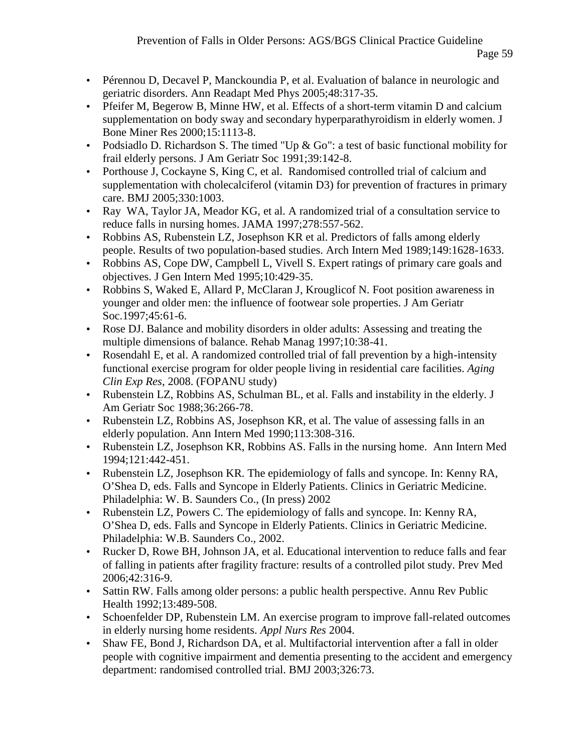- Pérennou D, Decavel P, Manckoundia P, et al. Evaluation of balance in neurologic and geriatric disorders. Ann Readapt Med Phys 2005;48:317-35.
- Pfeifer M, Begerow B, Minne HW, et al. Effects of a short-term vitamin D and calcium supplementation on body sway and secondary hyperparathyroidism in elderly women. J Bone Miner Res 2000;15:1113-8.
- Podsiadlo D. Richardson S. The timed "Up & Go": a test of basic functional mobility for frail elderly persons. J Am Geriatr Soc 1991;39:142-8.
- Porthouse J, Cockayne S, King C, et al. Randomised controlled trial of calcium and supplementation with cholecalciferol (vitamin D3) for prevention of fractures in primary care. BMJ 2005;330:1003.
- Ray WA, Taylor JA, Meador KG, et al. A randomized trial of a consultation service to reduce falls in nursing homes. JAMA 1997;278:557-562.
- Robbins AS, Rubenstein LZ, Josephson KR et al. Predictors of falls among elderly people. Results of two population-based studies. Arch Intern Med 1989;149:1628-1633.
- Robbins AS, Cope DW, Campbell L, Vivell S. Expert ratings of primary care goals and objectives. J Gen Intern Med 1995;10:429-35.
- Robbins S, Waked E, Allard P, McClaran J, Krouglicof N. Foot position awareness in younger and older men: the influence of footwear sole properties. J Am Geriatr Soc.1997;45:61-6.
- Rose DJ. Balance and mobility disorders in older adults: Assessing and treating the multiple dimensions of balance. Rehab Manag 1997;10:38-41.
- Rosendahl E, et al. A randomized controlled trial of fall prevention by a high-intensity functional exercise program for older people living in residential care facilities. *Aging Clin Exp Res*, 2008. (FOPANU study)
- Rubenstein LZ, Robbins AS, Schulman BL, et al. Falls and instability in the elderly. J Am Geriatr Soc 1988;36:266-78.
- Rubenstein LZ, Robbins AS, Josephson KR, et al. The value of assessing falls in an elderly population. Ann Intern Med 1990;113:308-316.
- Rubenstein LZ, Josephson KR, Robbins AS. Falls in the nursing home. Ann Intern Med 1994;121:442-451.
- Rubenstein LZ, Josephson KR. The epidemiology of falls and syncope. In: Kenny RA, O'Shea D, eds. Falls and Syncope in Elderly Patients. Clinics in Geriatric Medicine. Philadelphia: W. B. Saunders Co., (In press) 2002
- Rubenstein LZ, Powers C. The epidemiology of falls and syncope. In: Kenny RA, O'Shea D, eds. Falls and Syncope in Elderly Patients. Clinics in Geriatric Medicine. Philadelphia: W.B. Saunders Co., 2002.
- Rucker D, Rowe BH, Johnson JA, et al. Educational intervention to reduce falls and fear of falling in patients after fragility fracture: results of a controlled pilot study. Prev Med 2006;42:316-9.
- Sattin RW. Falls among older persons: a public health perspective. Annu Rev Public Health 1992;13:489-508.
- Schoenfelder DP, Rubenstein LM. An exercise program to improve fall-related outcomes in elderly nursing home residents. *Appl Nurs Res* 2004.
- Shaw FE, Bond J, Richardson DA, et al. Multifactorial intervention after a fall in older people with cognitive impairment and dementia presenting to the accident and emergency department: randomised controlled trial. BMJ 2003;326:73.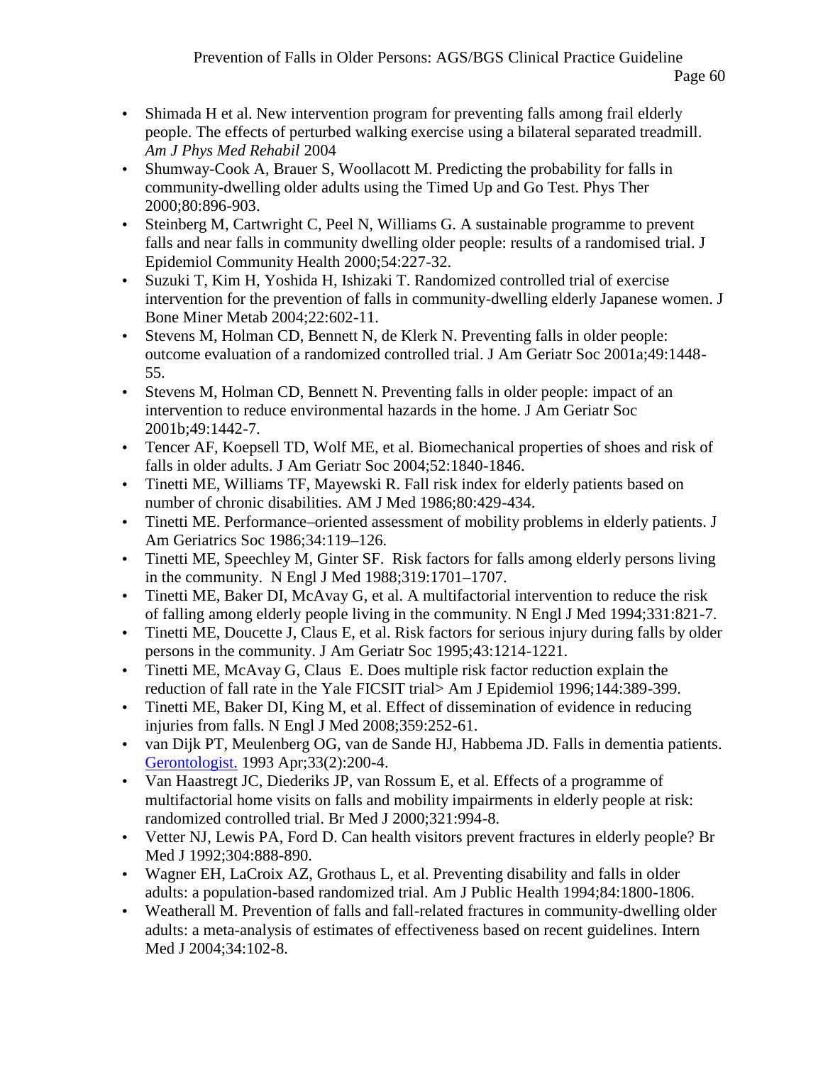- Shimada H et al. New intervention program for preventing falls among frail elderly people. The effects of perturbed walking exercise using a bilateral separated treadmill. *Am J Phys Med Rehabil* 2004
- Shumway-Cook A, Brauer S, Woollacott M. Predicting the probability for falls in community-dwelling older adults using the Timed Up and Go Test. Phys Ther 2000;80:896-903.
- Steinberg M, Cartwright C, Peel N, Williams G. A sustainable programme to prevent falls and near falls in community dwelling older people: results of a randomised trial. J Epidemiol Community Health 2000;54:227-32.
- Suzuki T, Kim H, Yoshida H, Ishizaki T. Randomized controlled trial of exercise intervention for the prevention of falls in community-dwelling elderly Japanese women. J Bone Miner Metab 2004;22:602-11.
- Stevens M, Holman CD, Bennett N, de Klerk N. Preventing falls in older people: outcome evaluation of a randomized controlled trial. J Am Geriatr Soc 2001a;49:1448-55.
- Stevens M, Holman CD, Bennett N. Preventing falls in older people: impact of an intervention to reduce environmental hazards in the home. J Am Geriatr Soc 2001b;49:1442-7.
- Tencer AF, Koepsell TD, Wolf ME, et al. Biomechanical properties of shoes and risk of falls in older adults. J Am Geriatr Soc 2004;52:1840-1846.
- Tinetti ME, Williams TF, Mayewski R. Fall risk index for elderly patients based on number of chronic disabilities. AM J Med 1986;80:429-434.
- Tinetti ME. Performance–oriented assessment of mobility problems in elderly patients. J Am Geriatrics Soc 1986;34:119–126.
- Tinetti ME, Speechley M, Ginter SF. Risk factors for falls among elderly persons living in the community. N Engl J Med 1988;319:1701–1707.
- Tinetti ME, Baker DI, McAvay G, et al. A multifactorial intervention to reduce the risk of falling among elderly people living in the community. N Engl J Med 1994;331:821-7.
- Tinetti ME, Doucette J, Claus E, et al. Risk factors for serious injury during falls by older persons in the community. J Am Geriatr Soc 1995;43:1214-1221.
- Tinetti ME, McAvay G, Claus E. Does multiple risk factor reduction explain the reduction of fall rate in the Yale FICSIT trial> Am J Epidemiol 1996;144:389-399.
- Tinetti ME, Baker DI, King M, et al. Effect of dissemination of evidence in reducing injuries from falls. N Engl J Med 2008;359:252-61.
- van Dijk PT, Meulenberg OG, van de Sande HJ, Habbema JD. Falls in dementia patients. Gerontologist. 1993 Apr;33(2):200-4.
- Van Haastregt JC, Diederiks JP, van Rossum E, et al. Effects of a programme of multifactorial home visits on falls and mobility impairments in elderly people at risk: randomized controlled trial. Br Med J 2000;321:994-8.
- Vetter NJ, Lewis PA, Ford D. Can health visitors prevent fractures in elderly people? Br Med J 1992;304:888-890.
- Wagner EH, LaCroix AZ, Grothaus L, et al. Preventing disability and falls in older adults: a population-based randomized trial. Am J Public Health 1994;84:1800-1806.
- Weatherall M. Prevention of falls and fall-related fractures in community-dwelling older adults: a meta-analysis of estimates of effectiveness based on recent guidelines. Intern Med J 2004;34:102-8.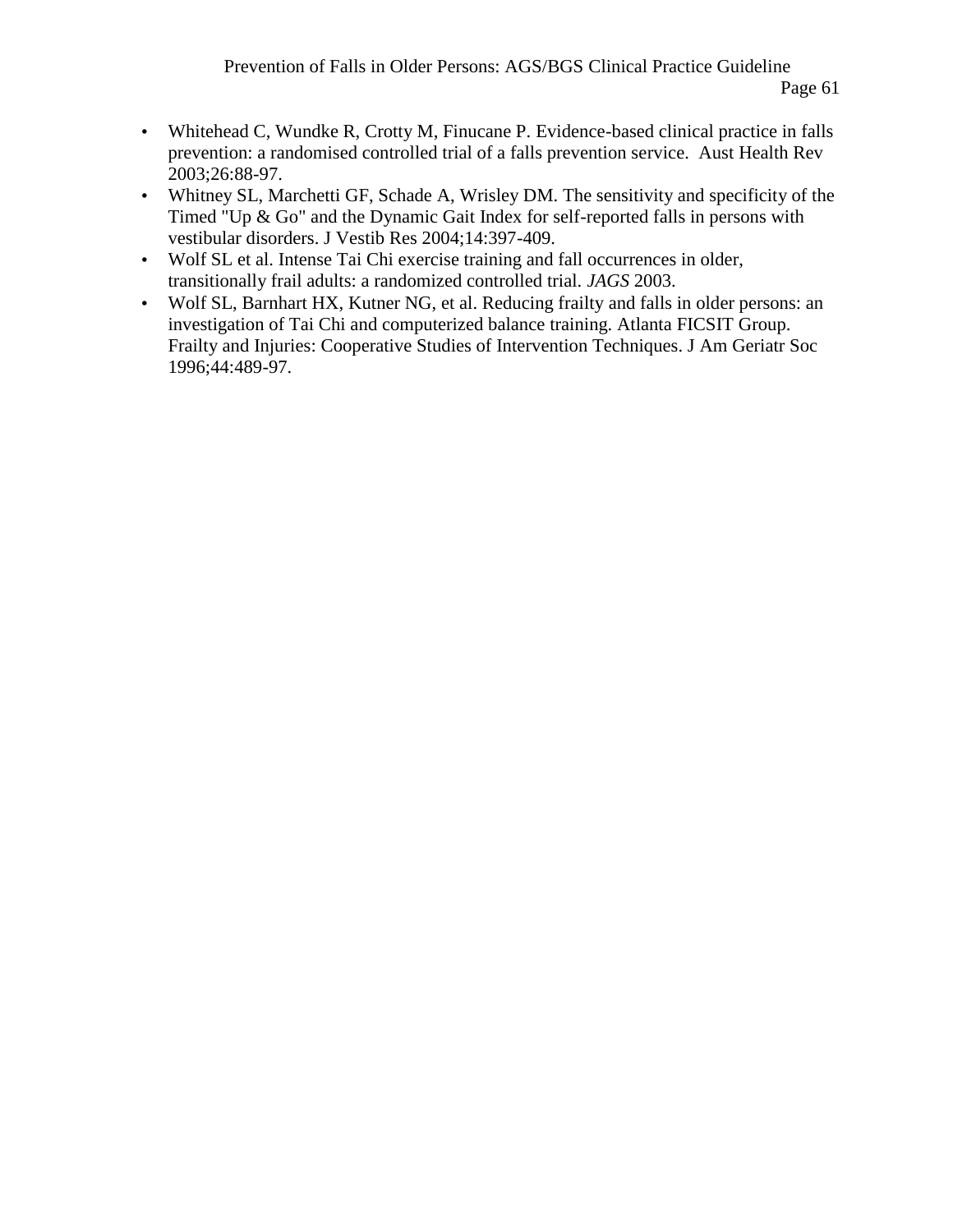- Whitehead C, Wundke R, Crotty M, Finucane P. Evidence-based clinical practice in falls prevention: a randomised controlled trial of a falls prevention service. Aust Health Rev 2003;26:88-97.
- Whitney SL, Marchetti GF, Schade A, Wrisley DM. The sensitivity and specificity of the Timed "Up & Go" and the Dynamic Gait Index for self-reported falls in persons with vestibular disorders. J Vestib Res 2004;14:397-409.
- Wolf SL et al. Intense Tai Chi exercise training and fall occurrences in older, transitionally frail adults: a randomized controlled trial. *JAGS* 2003.
- Wolf SL, Barnhart HX, Kutner NG, et al. Reducing frailty and falls in older persons: an investigation of Tai Chi and computerized balance training. Atlanta FICSIT Group. Frailty and Injuries: Cooperative Studies of Intervention Techniques. J Am Geriatr Soc 1996;44:489-97.